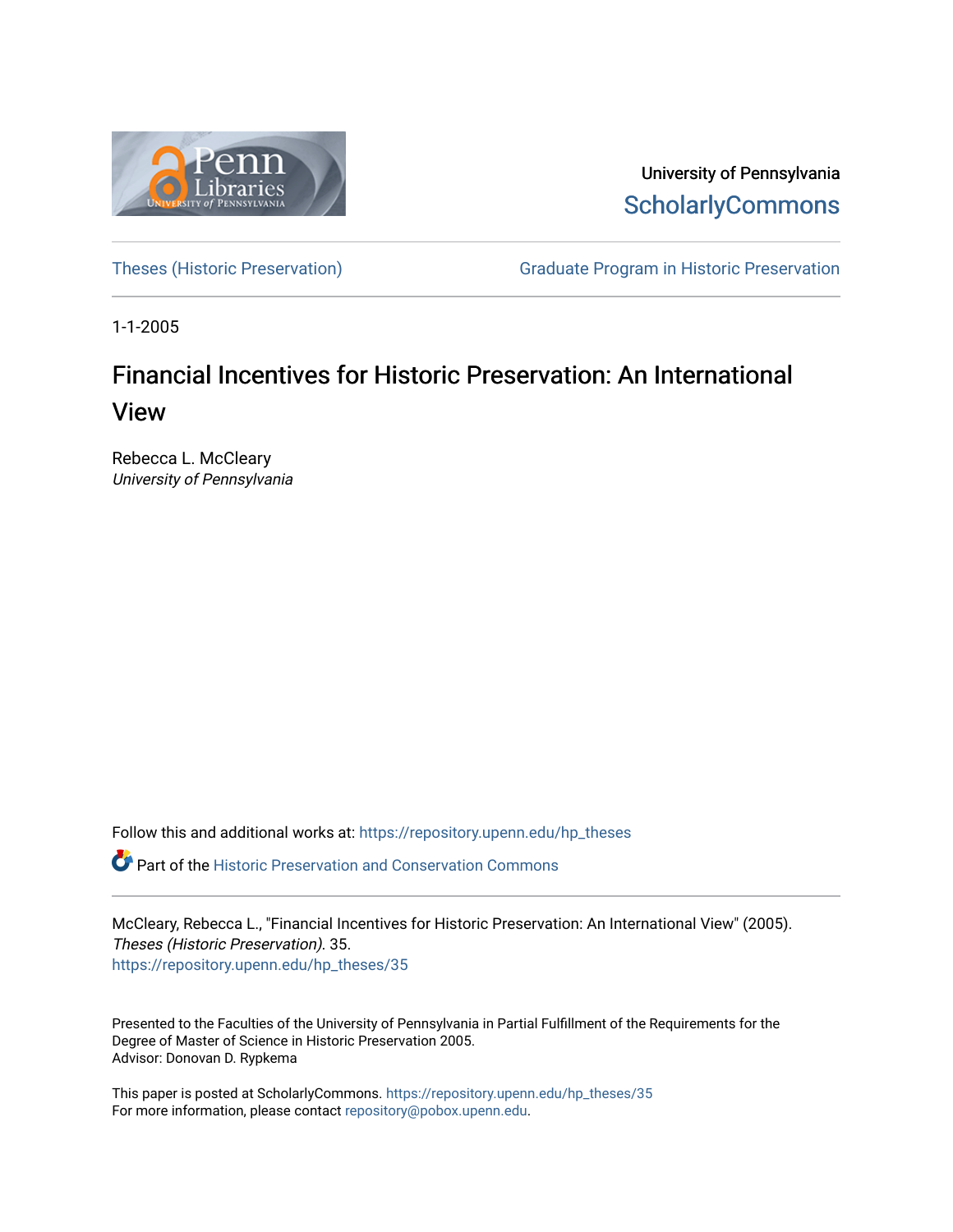University of Pennsylvania
ScholarlyCommons

Theses (Historic Preservation) Graduate Program in Historic Preservation

1-1-2005

# Financial Incentives for Historic Preservation: An International View

Rebecca L. McCleary
*University of Pennsylvania*

Follow this and additional works at: https://repository.upenn.edu/hp_theses

Part of the Historic Preservation and Conservation Commons

McCleary, Rebecca L., "Financial Incentives for Historic Preservation: An International View" (2005). *Theses (Historic Preservation)*. 35.
https://repository.upenn.edu/hp_theses/35

Presented to the Faculties of the University of Pennsylvania in Partial Fulfillment of the Requirements for the Degree of Master of Science in Historic Preservation 2005.
Advisor: Donovan D. Rypkema

This paper is posted at ScholarlyCommons. https://repository.upenn.edu/hp_theses/35
For more information, please contact repository@pobox.upenn.edu.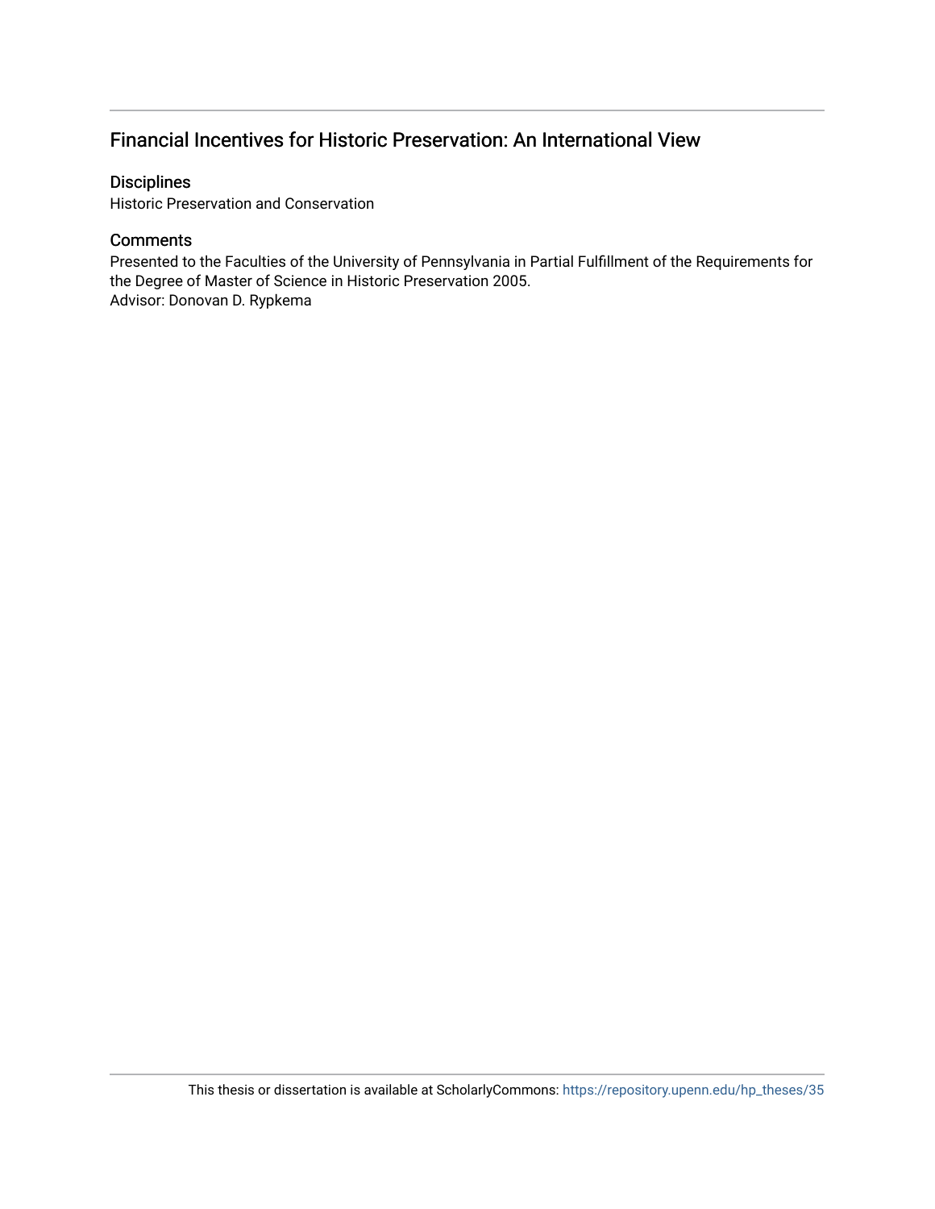## Financial Incentives for Historic Preservation: An International View

### Disciplines

Historic Preservation and Conservation

### Comments

Presented to the Faculties of the University of Pennsylvania in Partial Fulfillment of the Requirements for the Degree of Master of Science in Historic Preservation 2005.
Advisor: Donovan D. Rypkema

This thesis or dissertation is available at ScholarlyCommons: https://repository.upenn.edu/hp_theses/35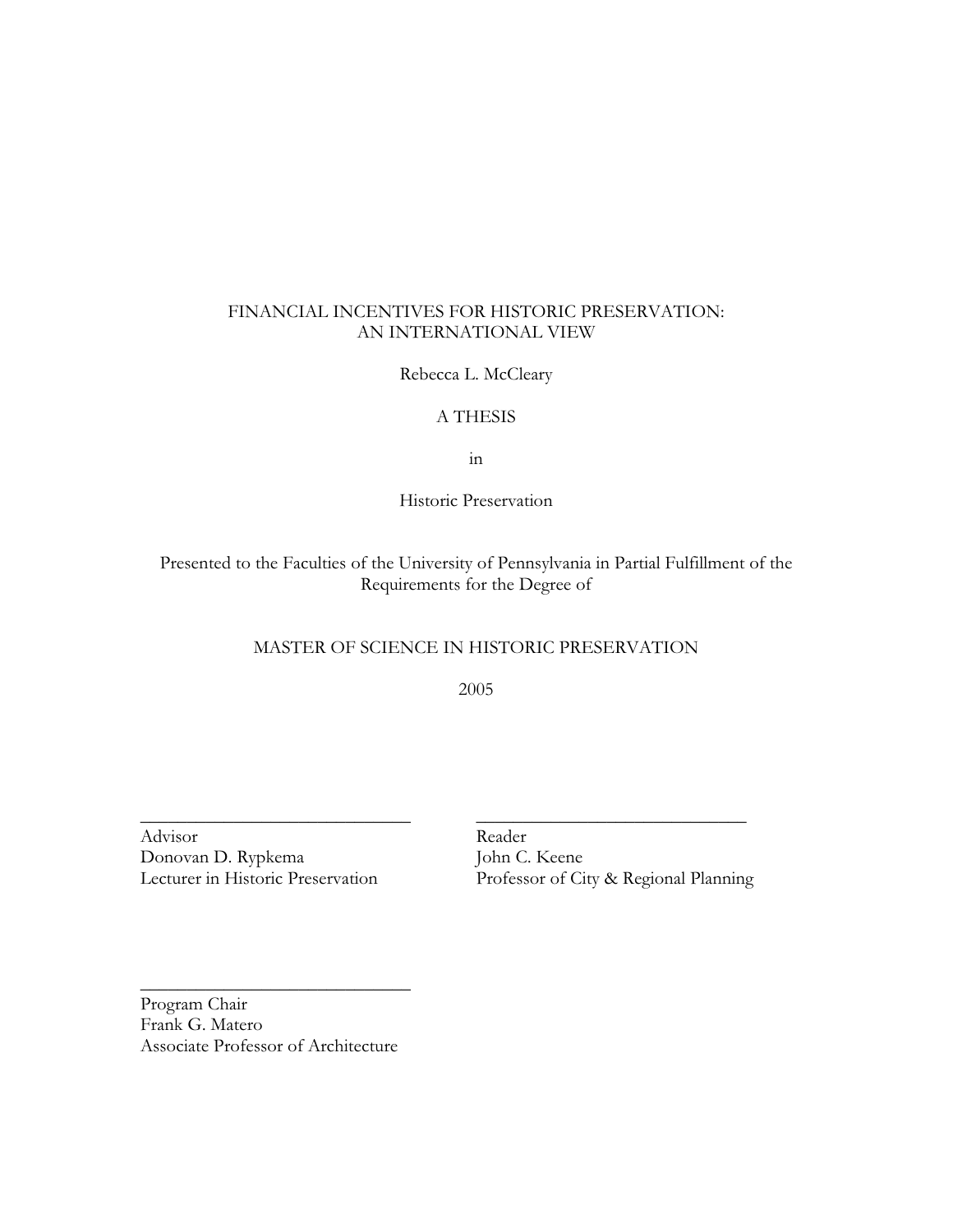FINANCIAL INCENTIVES FOR HISTORIC PRESERVATION:
AN INTERNATIONAL VIEW

Rebecca L. McCleary

A THESIS

in

Historic Preservation

Presented to the Faculties of the University of Pennsylvania in Partial Fulfillment of the Requirements for the Degree of

MASTER OF SCIENCE IN HISTORIC PRESERVATION

2005

______________________________
Advisor
Donovan D. Rypkema
Lecturer in Historic Preservation

______________________________
Reader
John C. Keene
Professor of City & Regional Planning

______________________________
Program Chair
Frank G. Matero
Associate Professor of Architecture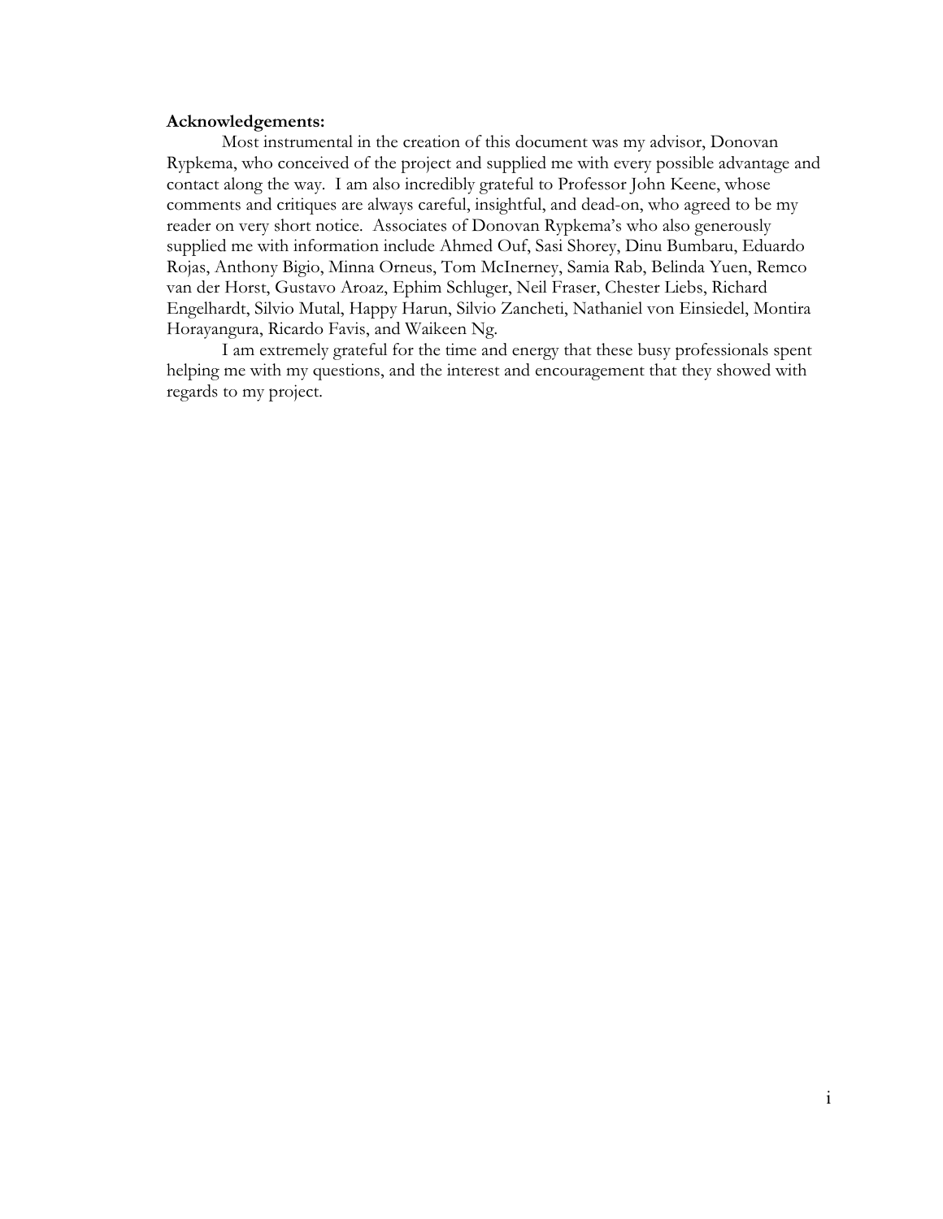**Acknowledgements:**

Most instrumental in the creation of this document was my advisor, Donovan Rypkema, who conceived of the project and supplied me with every possible advantage and contact along the way. I am also incredibly grateful to Professor John Keene, whose comments and critiques are always careful, insightful, and dead-on, who agreed to be my reader on very short notice. Associates of Donovan Rypkema's who also generously supplied me with information include Ahmed Ouf, Sasi Shorey, Dinu Bumbaru, Eduardo Rojas, Anthony Bigio, Minna Orneus, Tom McInerney, Samia Rab, Belinda Yuen, Remco van der Horst, Gustavo Aroaz, Ephim Schluger, Neil Fraser, Chester Liebs, Richard Engelhardt, Silvio Mutal, Happy Harun, Silvio Zancheti, Nathaniel von Einsiedel, Montira Horayangura, Ricardo Favis, and Waikeen Ng.

I am extremely grateful for the time and energy that these busy professionals spent helping me with my questions, and the interest and encouragement that they showed with regards to my project.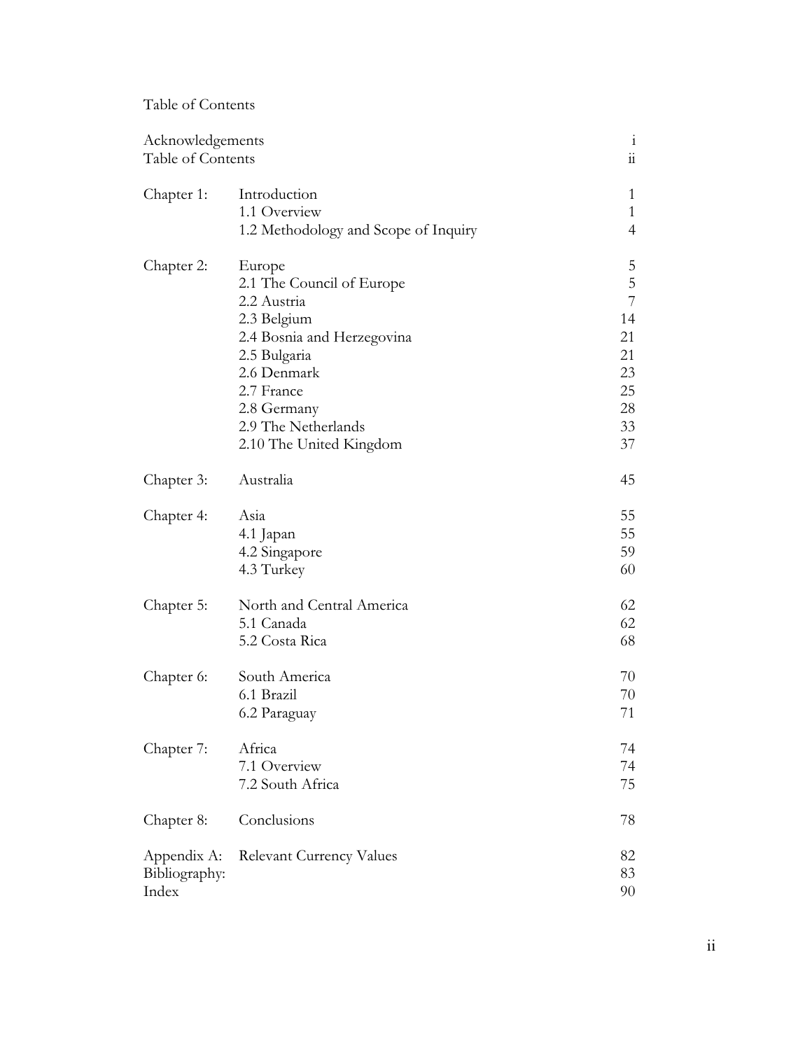# Table of Contents

| | | |
|---|---|---|
| Acknowledgements | | i |
| Table of Contents | | ii |
| Chapter 1: | Introduction | 1 |
| | 1.1 Overview | 1 |
| | 1.2 Methodology and Scope of Inquiry | 4 |
| Chapter 2: | Europe | 5 |
| | 2.1 The Council of Europe | 5 |
| | 2.2 Austria | 7 |
| | 2.3 Belgium | 14 |
| | 2.4 Bosnia and Herzegovina | 21 |
| | 2.5 Bulgaria | 21 |
| | 2.6 Denmark | 23 |
| | 2.7 France | 25 |
| | 2.8 Germany | 28 |
| | 2.9 The Netherlands | 33 |
| | 2.10 The United Kingdom | 37 |
| Chapter 3: | Australia | 45 |
| Chapter 4: | Asia | 55 |
| | 4.1 Japan | 55 |
| | 4.2 Singapore | 59 |
| | 4.3 Turkey | 60 |
| Chapter 5: | North and Central America | 62 |
| | 5.1 Canada | 62 |
| | 5.2 Costa Rica | 68 |
| Chapter 6: | South America | 70 |
| | 6.1 Brazil | 70 |
| | 6.2 Paraguay | 71 |
| Chapter 7: | Africa | 74 |
| | 7.1 Overview | 74 |
| | 7.2 South Africa | 75 |
| Chapter 8: | Conclusions | 78 |
| Appendix A: | Relevant Currency Values | 82 |
| Bibliography: | | 83 |
| Index | | 90 |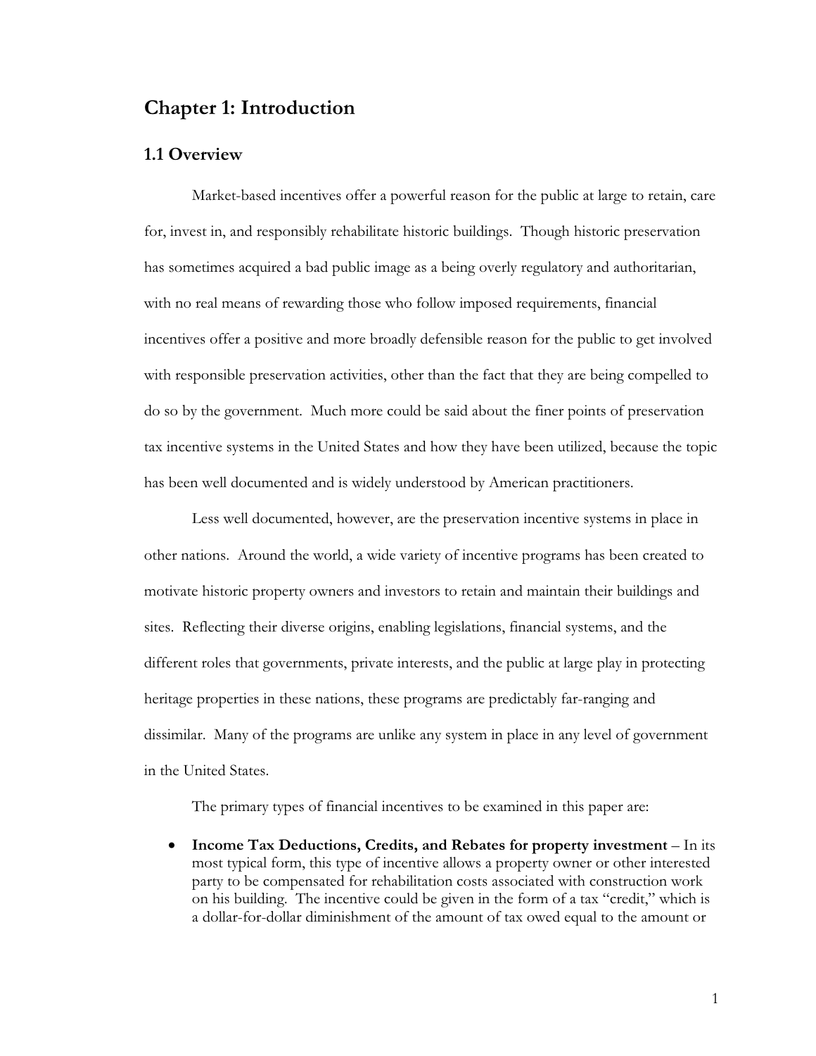# Chapter 1: Introduction

## 1.1 Overview

Market-based incentives offer a powerful reason for the public at large to retain, care for, invest in, and responsibly rehabilitate historic buildings. Though historic preservation has sometimes acquired a bad public image as a being overly regulatory and authoritarian, with no real means of rewarding those who follow imposed requirements, financial incentives offer a positive and more broadly defensible reason for the public to get involved with responsible preservation activities, other than the fact that they are being compelled to do so by the government. Much more could be said about the finer points of preservation tax incentive systems in the United States and how they have been utilized, because the topic has been well documented and is widely understood by American practitioners.

Less well documented, however, are the preservation incentive systems in place in other nations. Around the world, a wide variety of incentive programs has been created to motivate historic property owners and investors to retain and maintain their buildings and sites. Reflecting their diverse origins, enabling legislations, financial systems, and the different roles that governments, private interests, and the public at large play in protecting heritage properties in these nations, these programs are predictably far-ranging and dissimilar. Many of the programs are unlike any system in place in any level of government in the United States.

The primary types of financial incentives to be examined in this paper are:

- **Income Tax Deductions, Credits, and Rebates for property investment** – In its most typical form, this type of incentive allows a property owner or other interested party to be compensated for rehabilitation costs associated with construction work on his building. The incentive could be given in the form of a tax "credit," which is a dollar-for-dollar diminishment of the amount of tax owed equal to the amount or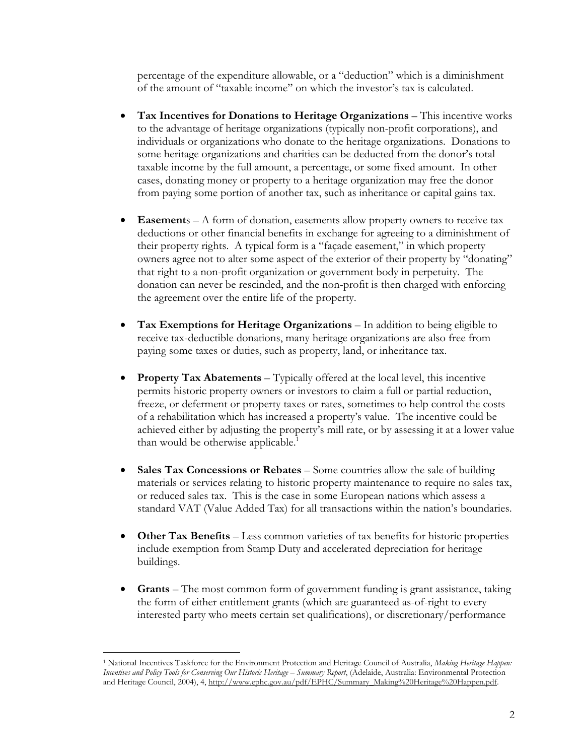percentage of the expenditure allowable, or a "deduction" which is a diminishment of the amount of "taxable income" on which the investor's tax is calculated.

- **Tax Incentives for Donations to Heritage Organizations** – This incentive works to the advantage of heritage organizations (typically non-profit corporations), and individuals or organizations who donate to the heritage organizations. Donations to some heritage organizations and charities can be deducted from the donor's total taxable income by the full amount, a percentage, or some fixed amount. In other cases, donating money or property to a heritage organization may free the donor from paying some portion of another tax, such as inheritance or capital gains tax.

- **Easement**s – A form of donation, easements allow property owners to receive tax deductions or other financial benefits in exchange for agreeing to a diminishment of their property rights. A typical form is a "façade easement," in which property owners agree not to alter some aspect of the exterior of their property by "donating" that right to a non-profit organization or government body in perpetuity. The donation can never be rescinded, and the non-profit is then charged with enforcing the agreement over the entire life of the property.

- **Tax Exemptions for Heritage Organizations** – In addition to being eligible to receive tax-deductible donations, many heritage organizations are also free from paying some taxes or duties, such as property, land, or inheritance tax.

- **Property Tax Abatements** – Typically offered at the local level, this incentive permits historic property owners or investors to claim a full or partial reduction, freeze, or deferment or property taxes or rates, sometimes to help control the costs of a rehabilitation which has increased a property's value. The incentive could be achieved either by adjusting the property's mill rate, or by assessing it at a lower value than would be otherwise applicable.[1]

- **Sales Tax Concessions or Rebates** – Some countries allow the sale of building materials or services relating to historic property maintenance to require no sales tax, or reduced sales tax. This is the case in some European nations which assess a standard VAT (Value Added Tax) for all transactions within the nation's boundaries.

- **Other Tax Benefits** – Less common varieties of tax benefits for historic properties include exemption from Stamp Duty and accelerated depreciation for heritage buildings.

- **Grants** – The most common form of government funding is grant assistance, taking the form of either entitlement grants (which are guaranteed as-of-right to every interested party who meets certain set qualifications), or discretionary/performance

---

[1] National Incentives Taskforce for the Environment Protection and Heritage Council of Australia, *Making Heritage Happen: Incentives and Policy Tools for Conserving Our Historic Heritage – Summary Report*, (Adelaide, Australia: Environmental Protection and Heritage Council, 2004), 4, http://www.ephc.gov.au/pdf/EPHC/Summary_Making%20Heritage%20Happen.pdf.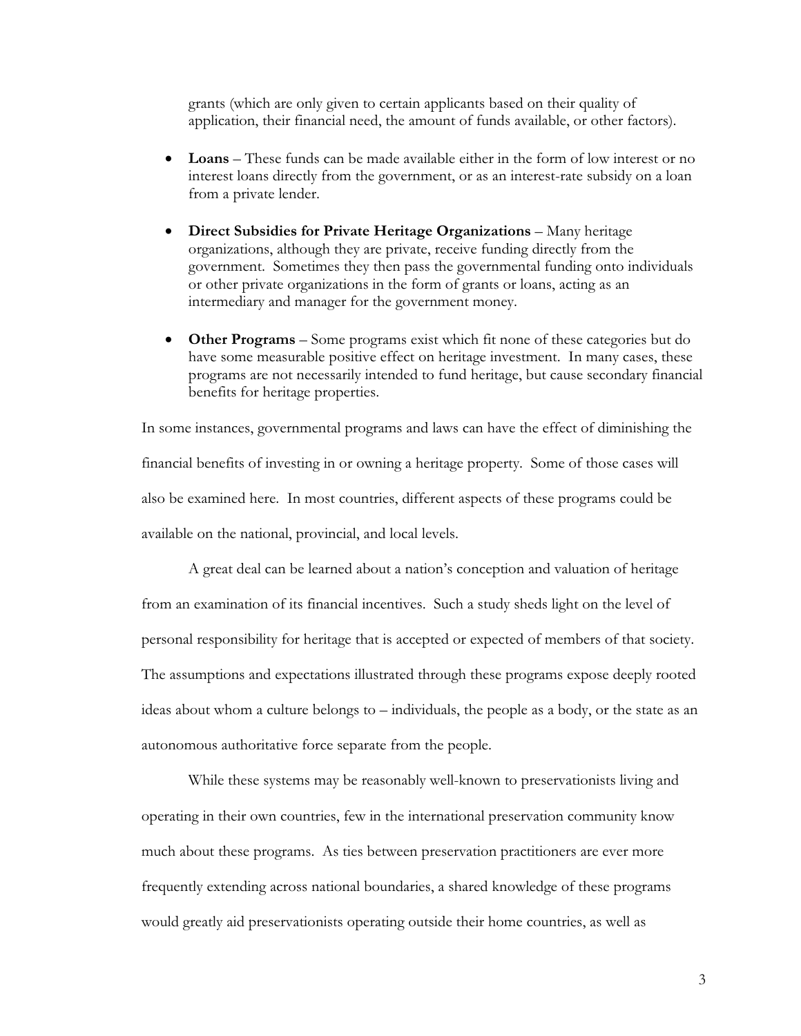grants (which are only given to certain applicants based on their quality of application, their financial need, the amount of funds available, or other factors).

- **Loans** – These funds can be made available either in the form of low interest or no interest loans directly from the government, or as an interest-rate subsidy on a loan from a private lender.
- **Direct Subsidies for Private Heritage Organizations** – Many heritage organizations, although they are private, receive funding directly from the government. Sometimes they then pass the governmental funding onto individuals or other private organizations in the form of grants or loans, acting as an intermediary and manager for the government money.
- **Other Programs** – Some programs exist which fit none of these categories but do have some measurable positive effect on heritage investment. In many cases, these programs are not necessarily intended to fund heritage, but cause secondary financial benefits for heritage properties.

In some instances, governmental programs and laws can have the effect of diminishing the financial benefits of investing in or owning a heritage property. Some of those cases will also be examined here. In most countries, different aspects of these programs could be available on the national, provincial, and local levels.

A great deal can be learned about a nation's conception and valuation of heritage from an examination of its financial incentives. Such a study sheds light on the level of personal responsibility for heritage that is accepted or expected of members of that society. The assumptions and expectations illustrated through these programs expose deeply rooted ideas about whom a culture belongs to – individuals, the people as a body, or the state as an autonomous authoritative force separate from the people.

While these systems may be reasonably well-known to preservationists living and operating in their own countries, few in the international preservation community know much about these programs. As ties between preservation practitioners are ever more frequently extending across national boundaries, a shared knowledge of these programs would greatly aid preservationists operating outside their home countries, as well as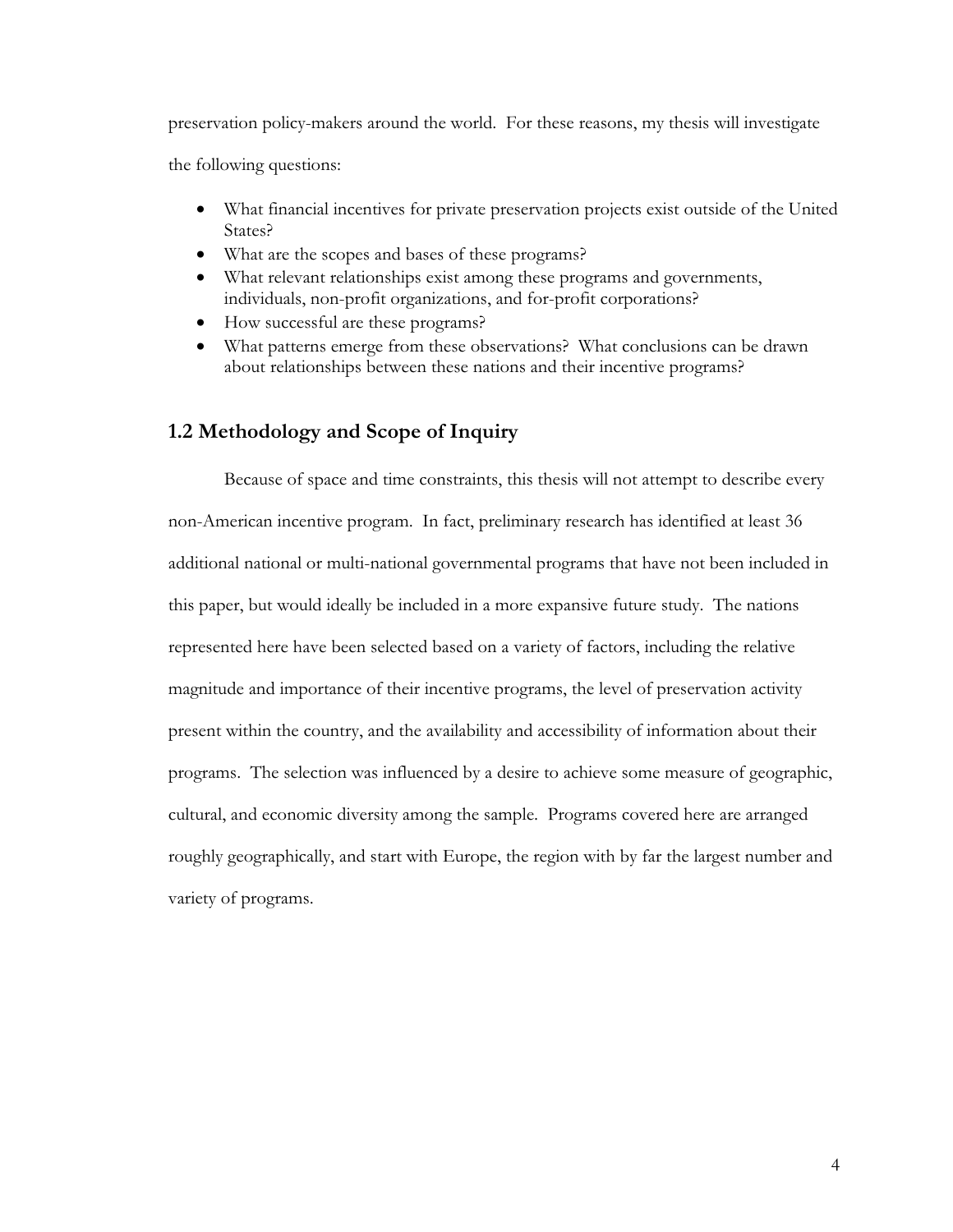preservation policy-makers around the world. For these reasons, my thesis will investigate the following questions:

- What financial incentives for private preservation projects exist outside of the United States?
- What are the scopes and bases of these programs?
- What relevant relationships exist among these programs and governments, individuals, non-profit organizations, and for-profit corporations?
- How successful are these programs?
- What patterns emerge from these observations? What conclusions can be drawn about relationships between these nations and their incentive programs?

## 1.2 Methodology and Scope of Inquiry

Because of space and time constraints, this thesis will not attempt to describe every non-American incentive program. In fact, preliminary research has identified at least 36 additional national or multi-national governmental programs that have not been included in this paper, but would ideally be included in a more expansive future study. The nations represented here have been selected based on a variety of factors, including the relative magnitude and importance of their incentive programs, the level of preservation activity present within the country, and the availability and accessibility of information about their programs. The selection was influenced by a desire to achieve some measure of geographic, cultural, and economic diversity among the sample. Programs covered here are arranged roughly geographically, and start with Europe, the region with by far the largest number and variety of programs.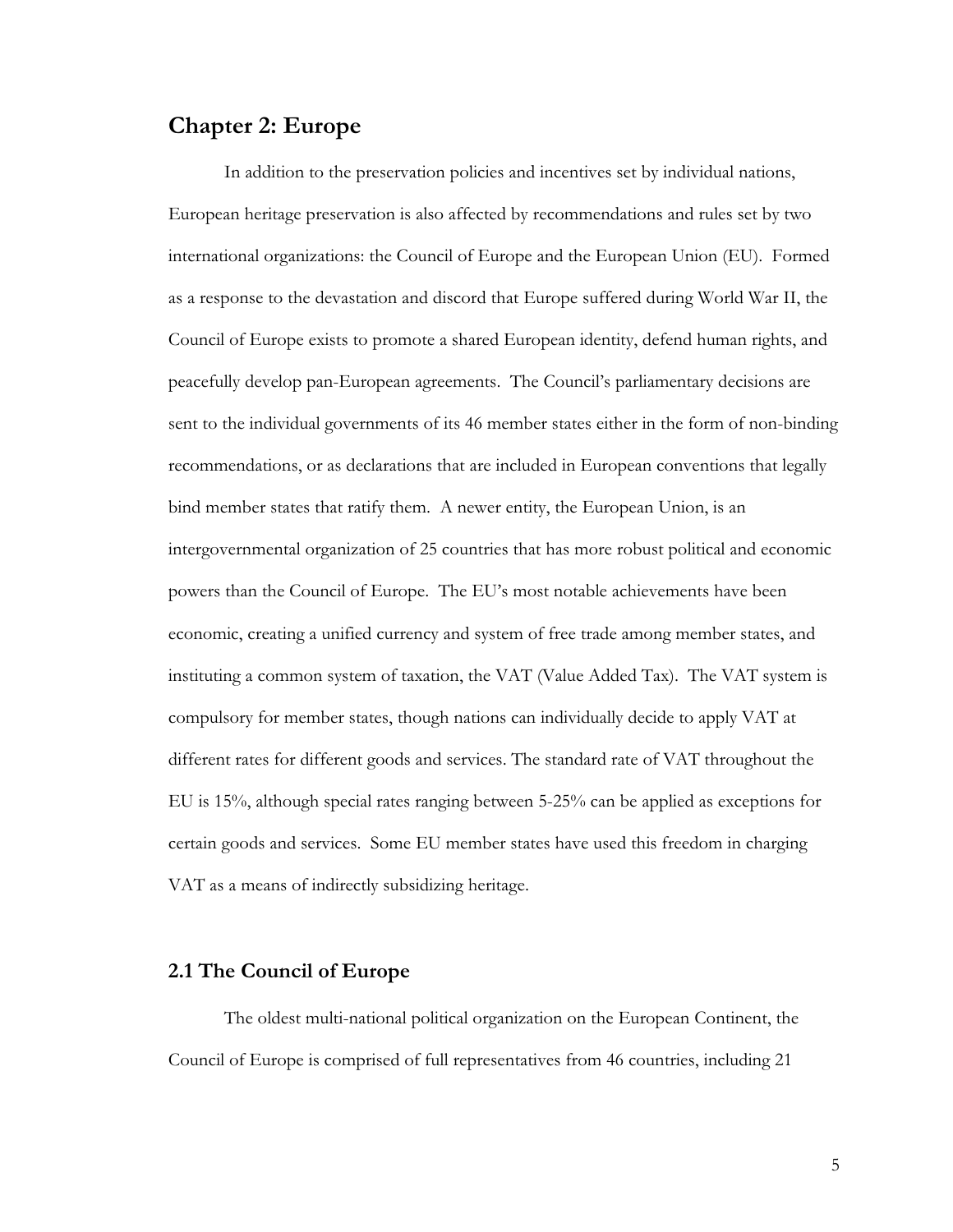## Chapter 2: Europe

In addition to the preservation policies and incentives set by individual nations, European heritage preservation is also affected by recommendations and rules set by two international organizations: the Council of Europe and the European Union (EU). Formed as a response to the devastation and discord that Europe suffered during World War II, the Council of Europe exists to promote a shared European identity, defend human rights, and peacefully develop pan-European agreements. The Council's parliamentary decisions are sent to the individual governments of its 46 member states either in the form of non-binding recommendations, or as declarations that are included in European conventions that legally bind member states that ratify them. A newer entity, the European Union, is an intergovernmental organization of 25 countries that has more robust political and economic powers than the Council of Europe. The EU's most notable achievements have been economic, creating a unified currency and system of free trade among member states, and instituting a common system of taxation, the VAT (Value Added Tax). The VAT system is compulsory for member states, though nations can individually decide to apply VAT at different rates for different goods and services. The standard rate of VAT throughout the EU is 15%, although special rates ranging between 5-25% can be applied as exceptions for certain goods and services. Some EU member states have used this freedom in charging VAT as a means of indirectly subsidizing heritage.

### 2.1 The Council of Europe

The oldest multi-national political organization on the European Continent, the Council of Europe is comprised of full representatives from 46 countries, including 21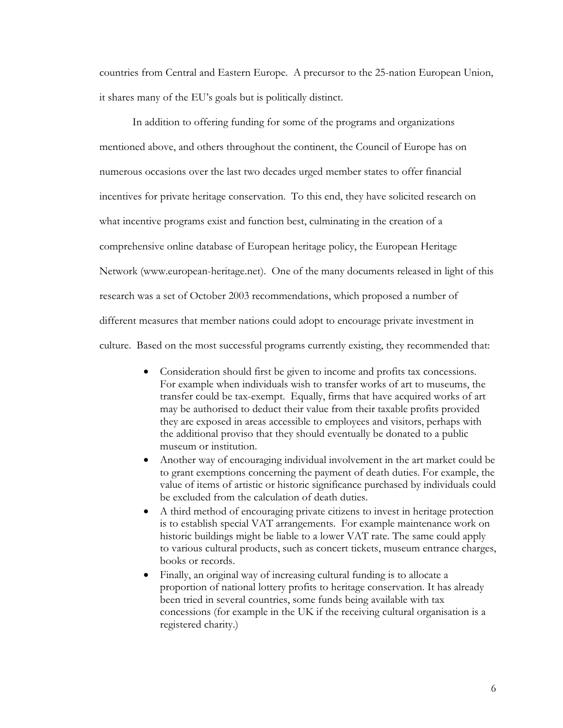countries from Central and Eastern Europe. A precursor to the 25-nation European Union, it shares many of the EU's goals but is politically distinct.

In addition to offering funding for some of the programs and organizations mentioned above, and others throughout the continent, the Council of Europe has on numerous occasions over the last two decades urged member states to offer financial incentives for private heritage conservation. To this end, they have solicited research on what incentive programs exist and function best, culminating in the creation of a comprehensive online database of European heritage policy, the European Heritage Network (www.european-heritage.net). One of the many documents released in light of this research was a set of October 2003 recommendations, which proposed a number of different measures that member nations could adopt to encourage private investment in culture. Based on the most successful programs currently existing, they recommended that:

- Consideration should first be given to income and profits tax concessions. For example when individuals wish to transfer works of art to museums, the transfer could be tax-exempt. Equally, firms that have acquired works of art may be authorised to deduct their value from their taxable profits provided they are exposed in areas accessible to employees and visitors, perhaps with the additional proviso that they should eventually be donated to a public museum or institution.
- Another way of encouraging individual involvement in the art market could be to grant exemptions concerning the payment of death duties. For example, the value of items of artistic or historic significance purchased by individuals could be excluded from the calculation of death duties.
- A third method of encouraging private citizens to invest in heritage protection is to establish special VAT arrangements. For example maintenance work on historic buildings might be liable to a lower VAT rate. The same could apply to various cultural products, such as concert tickets, museum entrance charges, books or records.
- Finally, an original way of increasing cultural funding is to allocate a proportion of national lottery profits to heritage conservation. It has already been tried in several countries, some funds being available with tax concessions (for example in the UK if the receiving cultural organisation is a registered charity.)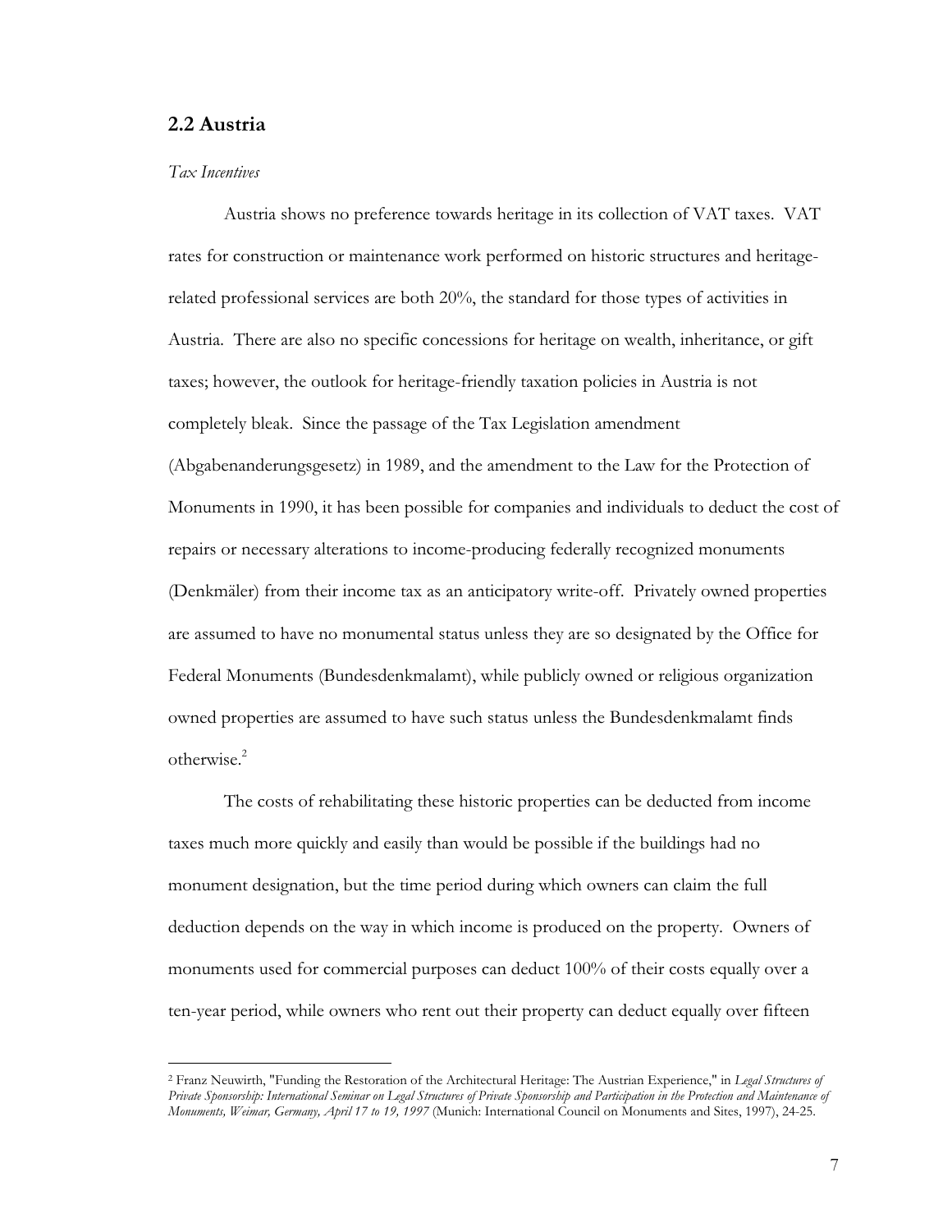## 2.2 Austria

*Tax Incentives*

Austria shows no preference towards heritage in its collection of VAT taxes. VAT rates for construction or maintenance work performed on historic structures and heritage-related professional services are both 20%, the standard for those types of activities in Austria. There are also no specific concessions for heritage on wealth, inheritance, or gift taxes; however, the outlook for heritage-friendly taxation policies in Austria is not completely bleak. Since the passage of the Tax Legislation amendment (Abgabenanderungsgesetz) in 1989, and the amendment to the Law for the Protection of Monuments in 1990, it has been possible for companies and individuals to deduct the cost of repairs or necessary alterations to income-producing federally recognized monuments (Denkmäler) from their income tax as an anticipatory write-off. Privately owned properties are assumed to have no monumental status unless they are so designated by the Office for Federal Monuments (Bundesdenkmalamt), while publicly owned or religious organization owned properties are assumed to have such status unless the Bundesdenkmalamt finds otherwise.[2]

The costs of rehabilitating these historic properties can be deducted from income taxes much more quickly and easily than would be possible if the buildings had no monument designation, but the time period during which owners can claim the full deduction depends on the way in which income is produced on the property. Owners of monuments used for commercial purposes can deduct 100% of their costs equally over a ten-year period, while owners who rent out their property can deduct equally over fifteen

[2] Franz Neuwirth, "Funding the Restoration of the Architectural Heritage: The Austrian Experience," in *Legal Structures of Private Sponsorship: International Seminar on Legal Structures of Private Sponsorship and Participation in the Protection and Maintenance of Monuments, Weimar, Germany, April 17 to 19, 1997* (Munich: International Council on Monuments and Sites, 1997), 24-25.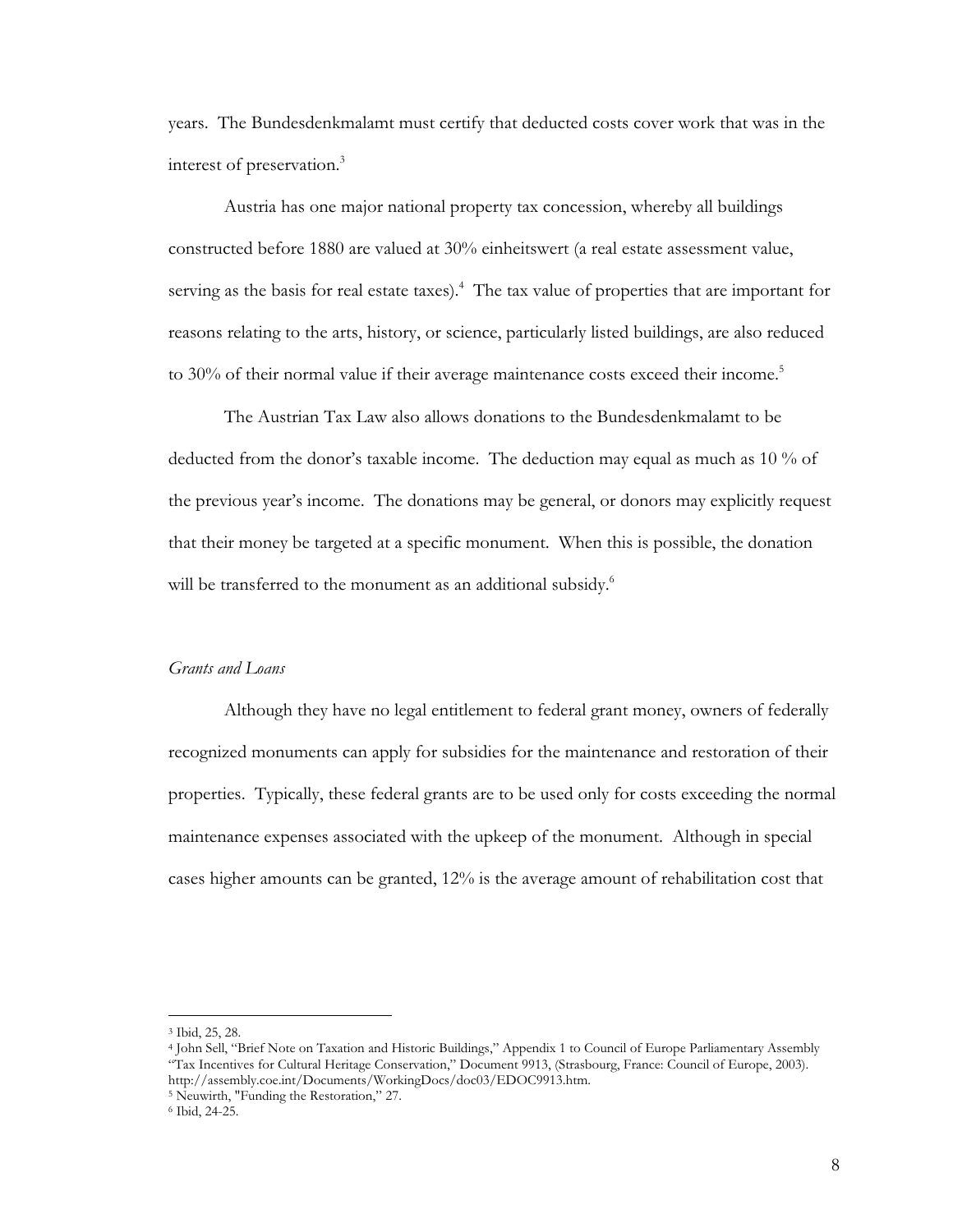years. The Bundesdenkmalamt must certify that deducted costs cover work that was in the interest of preservation.[3]

Austria has one major national property tax concession, whereby all buildings constructed before 1880 are valued at 30% einheitswert (a real estate assessment value, serving as the basis for real estate taxes).[4] The tax value of properties that are important for reasons relating to the arts, history, or science, particularly listed buildings, are also reduced to 30% of their normal value if their average maintenance costs exceed their income.[5]

The Austrian Tax Law also allows donations to the Bundesdenkmalamt to be deducted from the donor's taxable income. The deduction may equal as much as 10 % of the previous year's income. The donations may be general, or donors may explicitly request that their money be targeted at a specific monument. When this is possible, the donation will be transferred to the monument as an additional subsidy.[6]

*Grants and Loans*

Although they have no legal entitlement to federal grant money, owners of federally recognized monuments can apply for subsidies for the maintenance and restoration of their properties. Typically, these federal grants are to be used only for costs exceeding the normal maintenance expenses associated with the upkeep of the monument. Although in special cases higher amounts can be granted, 12% is the average amount of rehabilitation cost that

---

[3] Ibid, 25, 28.

[4] John Sell, "Brief Note on Taxation and Historic Buildings," Appendix 1 to Council of Europe Parliamentary Assembly "Tax Incentives for Cultural Heritage Conservation," Document 9913, (Strasbourg, France: Council of Europe, 2003). http://assembly.coe.int/Documents/WorkingDocs/doc03/EDOC9913.htm.

[5] Neuwirth, "Funding the Restoration," 27.

[6] Ibid, 24-25.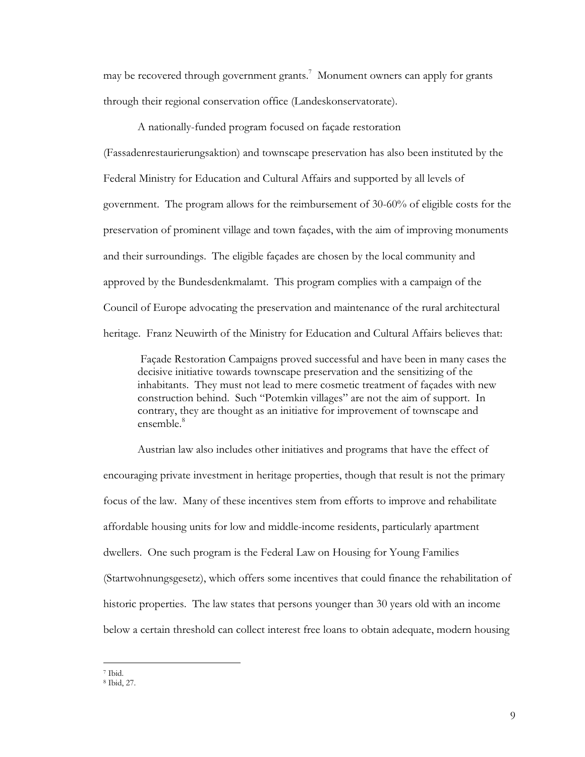may be recovered through government grants.[7] Monument owners can apply for grants through their regional conservation office (Landeskonservatorate).

A nationally-funded program focused on façade restoration (Fassadenrestaurierungsaktion) and townscape preservation has also been instituted by the Federal Ministry for Education and Cultural Affairs and supported by all levels of government. The program allows for the reimbursement of 30-60% of eligible costs for the preservation of prominent village and town façades, with the aim of improving monuments and their surroundings. The eligible façades are chosen by the local community and approved by the Bundesdenkmalamt. This program complies with a campaign of the Council of Europe advocating the preservation and maintenance of the rural architectural heritage. Franz Neuwirth of the Ministry for Education and Cultural Affairs believes that:

> Façade Restoration Campaigns proved successful and have been in many cases the decisive initiative towards townscape preservation and the sensitizing of the inhabitants. They must not lead to mere cosmetic treatment of façades with new construction behind. Such "Potemkin villages" are not the aim of support. In contrary, they are thought as an initiative for improvement of townscape and ensemble.[8]

Austrian law also includes other initiatives and programs that have the effect of encouraging private investment in heritage properties, though that result is not the primary focus of the law. Many of these incentives stem from efforts to improve and rehabilitate affordable housing units for low and middle-income residents, particularly apartment dwellers. One such program is the Federal Law on Housing for Young Families (Startwohnungsgesetz), which offers some incentives that could finance the rehabilitation of historic properties. The law states that persons younger than 30 years old with an income below a certain threshold can collect interest free loans to obtain adequate, modern housing

[7] Ibid.
[8] Ibid, 27.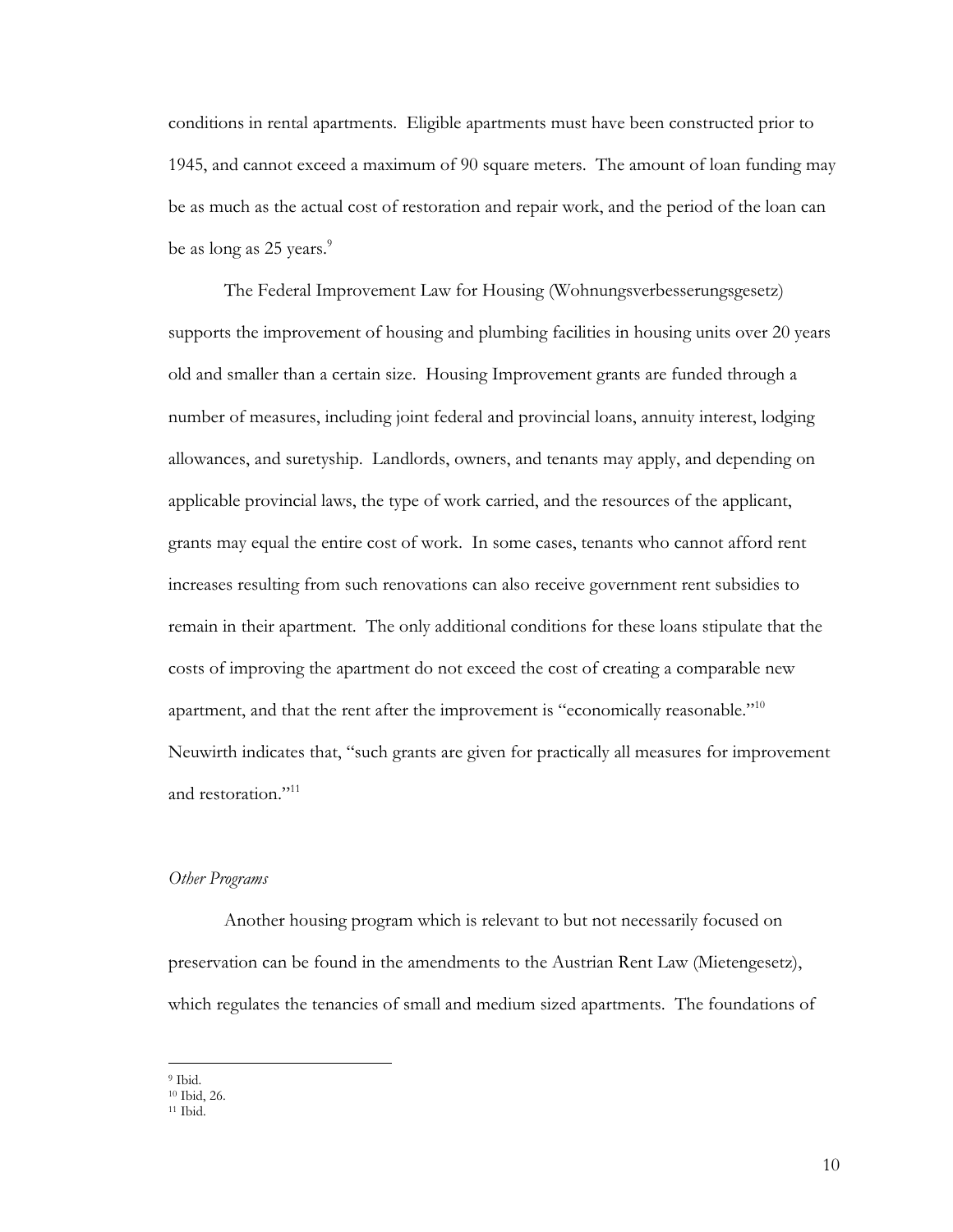conditions in rental apartments. Eligible apartments must have been constructed prior to 1945, and cannot exceed a maximum of 90 square meters. The amount of loan funding may be as much as the actual cost of restoration and repair work, and the period of the loan can be as long as 25 years.[9]

The Federal Improvement Law for Housing (Wohnungsverbesserungsgesetz) supports the improvement of housing and plumbing facilities in housing units over 20 years old and smaller than a certain size. Housing Improvement grants are funded through a number of measures, including joint federal and provincial loans, annuity interest, lodging allowances, and suretyship. Landlords, owners, and tenants may apply, and depending on applicable provincial laws, the type of work carried, and the resources of the applicant, grants may equal the entire cost of work. In some cases, tenants who cannot afford rent increases resulting from such renovations can also receive government rent subsidies to remain in their apartment. The only additional conditions for these loans stipulate that the costs of improving the apartment do not exceed the cost of creating a comparable new apartment, and that the rent after the improvement is "economically reasonable."[10] Neuwirth indicates that, "such grants are given for practically all measures for improvement and restoration."[11]

*Other Programs*

Another housing program which is relevant to but not necessarily focused on preservation can be found in the amendments to the Austrian Rent Law (Mietengesetz), which regulates the tenancies of small and medium sized apartments. The foundations of

[9] Ibid.
[10] Ibid, 26.
[11] Ibid.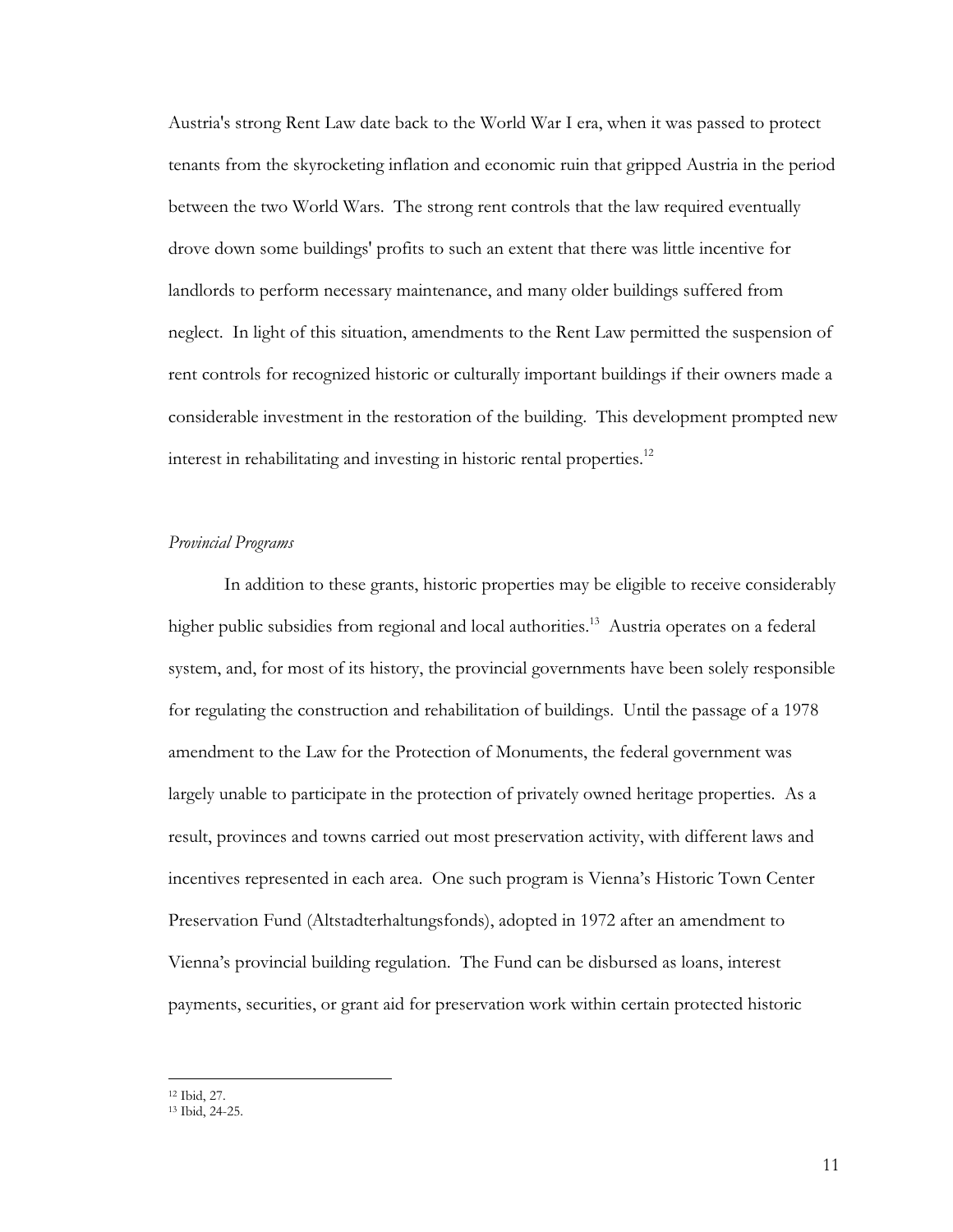Austria's strong Rent Law date back to the World War I era, when it was passed to protect tenants from the skyrocketing inflation and economic ruin that gripped Austria in the period between the two World Wars. The strong rent controls that the law required eventually drove down some buildings' profits to such an extent that there was little incentive for landlords to perform necessary maintenance, and many older buildings suffered from neglect. In light of this situation, amendments to the Rent Law permitted the suspension of rent controls for recognized historic or culturally important buildings if their owners made a considerable investment in the restoration of the building. This development prompted new interest in rehabilitating and investing in historic rental properties.[12]

*Provincial Programs*

In addition to these grants, historic properties may be eligible to receive considerably higher public subsidies from regional and local authorities.[13] Austria operates on a federal system, and, for most of its history, the provincial governments have been solely responsible for regulating the construction and rehabilitation of buildings. Until the passage of a 1978 amendment to the Law for the Protection of Monuments, the federal government was largely unable to participate in the protection of privately owned heritage properties. As a result, provinces and towns carried out most preservation activity, with different laws and incentives represented in each area. One such program is Vienna's Historic Town Center Preservation Fund (Altstadterhaltungsfonds), adopted in 1972 after an amendment to Vienna's provincial building regulation. The Fund can be disbursed as loans, interest payments, securities, or grant aid for preservation work within certain protected historic

[12] Ibid, 27.

[13] Ibid, 24-25.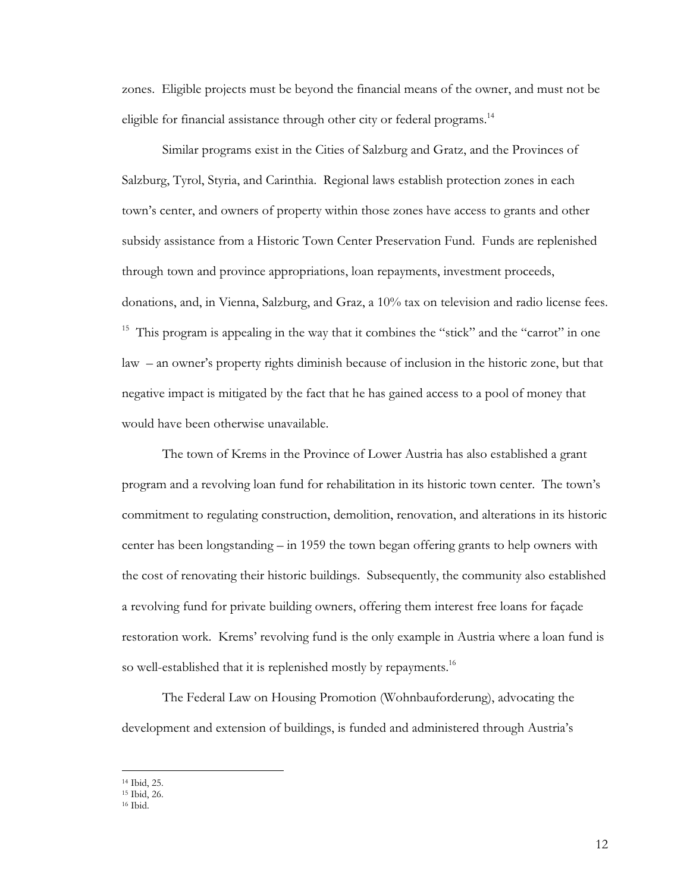zones. Eligible projects must be beyond the financial means of the owner, and must not be eligible for financial assistance through other city or federal programs.[14]

Similar programs exist in the Cities of Salzburg and Gratz, and the Provinces of Salzburg, Tyrol, Styria, and Carinthia. Regional laws establish protection zones in each town's center, and owners of property within those zones have access to grants and other subsidy assistance from a Historic Town Center Preservation Fund. Funds are replenished through town and province appropriations, loan repayments, investment proceeds, donations, and, in Vienna, Salzburg, and Graz, a 10% tax on television and radio license fees. [15] This program is appealing in the way that it combines the "stick" and the "carrot" in one law – an owner's property rights diminish because of inclusion in the historic zone, but that negative impact is mitigated by the fact that he has gained access to a pool of money that would have been otherwise unavailable.

The town of Krems in the Province of Lower Austria has also established a grant program and a revolving loan fund for rehabilitation in its historic town center. The town's commitment to regulating construction, demolition, renovation, and alterations in its historic center has been longstanding – in 1959 the town began offering grants to help owners with the cost of renovating their historic buildings. Subsequently, the community also established a revolving fund for private building owners, offering them interest free loans for façade restoration work. Krems' revolving fund is the only example in Austria where a loan fund is so well-established that it is replenished mostly by repayments.[16]

The Federal Law on Housing Promotion (Wohnbauforderung), advocating the development and extension of buildings, is funded and administered through Austria's

---

[14] Ibid, 25.
[15] Ibid, 26.
[16] Ibid.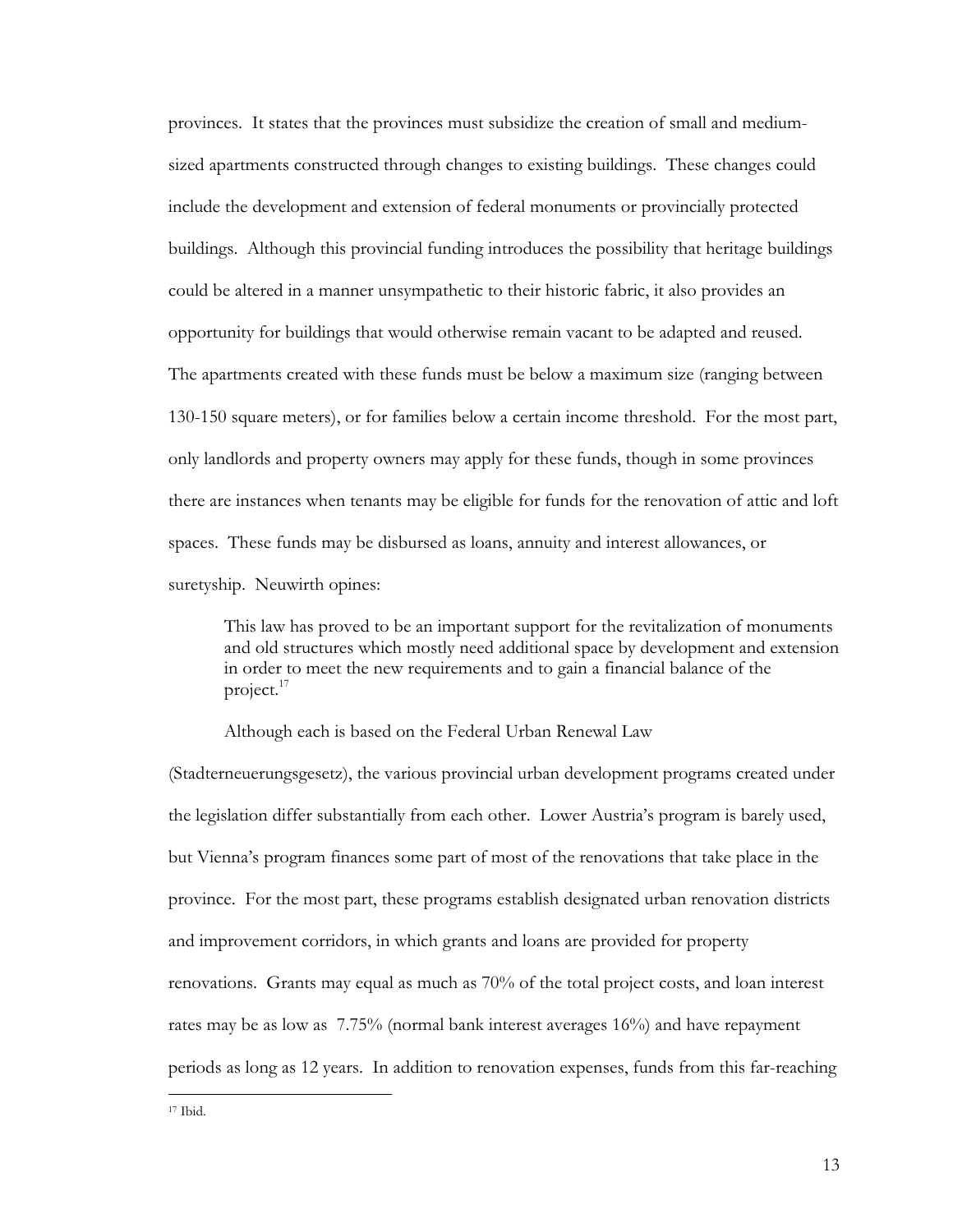provinces. It states that the provinces must subsidize the creation of small and medium-sized apartments constructed through changes to existing buildings. These changes could include the development and extension of federal monuments or provincially protected buildings. Although this provincial funding introduces the possibility that heritage buildings could be altered in a manner unsympathetic to their historic fabric, it also provides an opportunity for buildings that would otherwise remain vacant to be adapted and reused. The apartments created with these funds must be below a maximum size (ranging between 130-150 square meters), or for families below a certain income threshold. For the most part, only landlords and property owners may apply for these funds, though in some provinces there are instances when tenants may be eligible for funds for the renovation of attic and loft spaces. These funds may be disbursed as loans, annuity and interest allowances, or suretyship. Neuwirth opines:

> This law has proved to be an important support for the revitalization of monuments and old structures which mostly need additional space by development and extension in order to meet the new requirements and to gain a financial balance of the project.[17]

Although each is based on the Federal Urban Renewal Law (Stadterneuerungsgesetz), the various provincial urban development programs created under the legislation differ substantially from each other. Lower Austria's program is barely used, but Vienna's program finances some part of most of the renovations that take place in the province. For the most part, these programs establish designated urban renovation districts and improvement corridors, in which grants and loans are provided for property renovations. Grants may equal as much as 70% of the total project costs, and loan interest rates may be as low as 7.75% (normal bank interest averages 16%) and have repayment periods as long as 12 years. In addition to renovation expenses, funds from this far-reaching

[17] Ibid.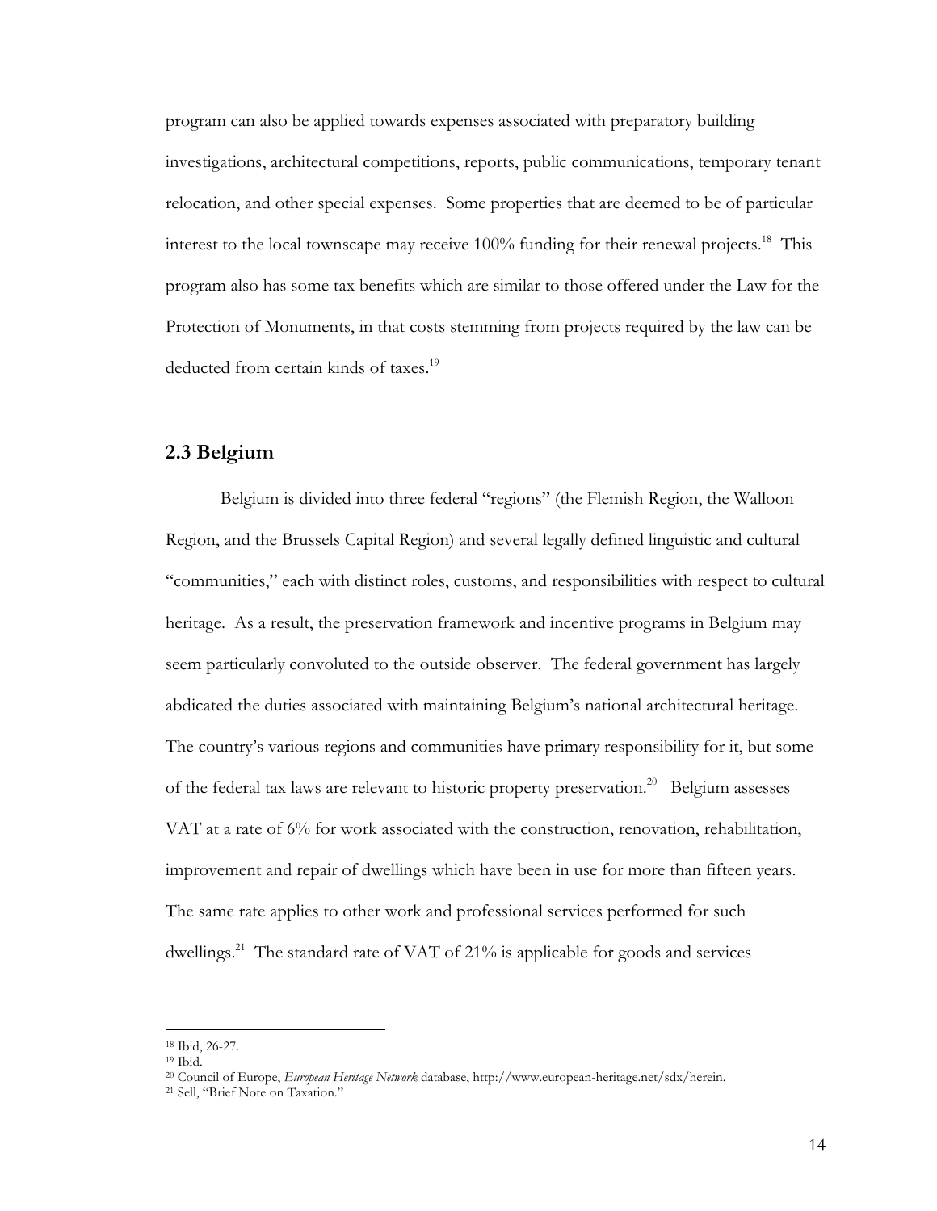program can also be applied towards expenses associated with preparatory building investigations, architectural competitions, reports, public communications, temporary tenant relocation, and other special expenses. Some properties that are deemed to be of particular interest to the local townscape may receive 100% funding for their renewal projects.[18] This program also has some tax benefits which are similar to those offered under the Law for the Protection of Monuments, in that costs stemming from projects required by the law can be deducted from certain kinds of taxes.[19]

## 2.3 Belgium

Belgium is divided into three federal "regions" (the Flemish Region, the Walloon Region, and the Brussels Capital Region) and several legally defined linguistic and cultural "communities," each with distinct roles, customs, and responsibilities with respect to cultural heritage. As a result, the preservation framework and incentive programs in Belgium may seem particularly convoluted to the outside observer. The federal government has largely abdicated the duties associated with maintaining Belgium's national architectural heritage. The country's various regions and communities have primary responsibility for it, but some of the federal tax laws are relevant to historic property preservation.[20] Belgium assesses VAT at a rate of 6% for work associated with the construction, renovation, rehabilitation, improvement and repair of dwellings which have been in use for more than fifteen years. The same rate applies to other work and professional services performed for such dwellings.[21] The standard rate of VAT of 21% is applicable for goods and services

---

[18] Ibid, 26-27.

[19] Ibid.

[20] Council of Europe, *European Heritage Network* database, http://www.european-heritage.net/sdx/herein.

[21] Sell, "Brief Note on Taxation."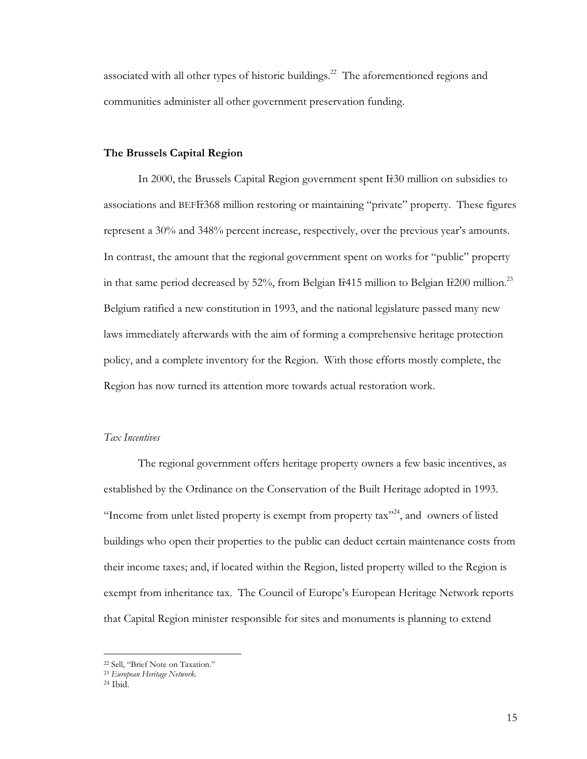associated with all other types of historic buildings.[22] The aforementioned regions and communities administer all other government preservation funding.

## The Brussels Capital Region

In 2000, the Brussels Capital Region government spent ₣30 million on subsidies to associations and BEF₣368 million restoring or maintaining "private" property. These figures represent a 30% and 348% percent increase, respectively, over the previous year's amounts. In contrast, the amount that the regional government spent on works for "public" property in that same period decreased by 52%, from Belgian ₣415 million to Belgian ₣200 million.[23] Belgium ratified a new constitution in 1993, and the national legislature passed many new laws immediately afterwards with the aim of forming a comprehensive heritage protection policy, and a complete inventory for the Region. With those efforts mostly complete, the Region has now turned its attention more towards actual restoration work.

### *Tax Incentives*

The regional government offers heritage property owners a few basic incentives, as established by the Ordinance on the Conservation of the Built Heritage adopted in 1993. "Income from unlet listed property is exempt from property tax"[24], and owners of listed buildings who open their properties to the public can deduct certain maintenance costs from their income taxes; and, if located within the Region, listed property willed to the Region is exempt from inheritance tax. The Council of Europe's European Heritage Network reports that Capital Region minister responsible for sites and monuments is planning to extend

---

[22] Sell, "Brief Note on Taxation."

[23] *European Heritage Network.*

[24] Ibid.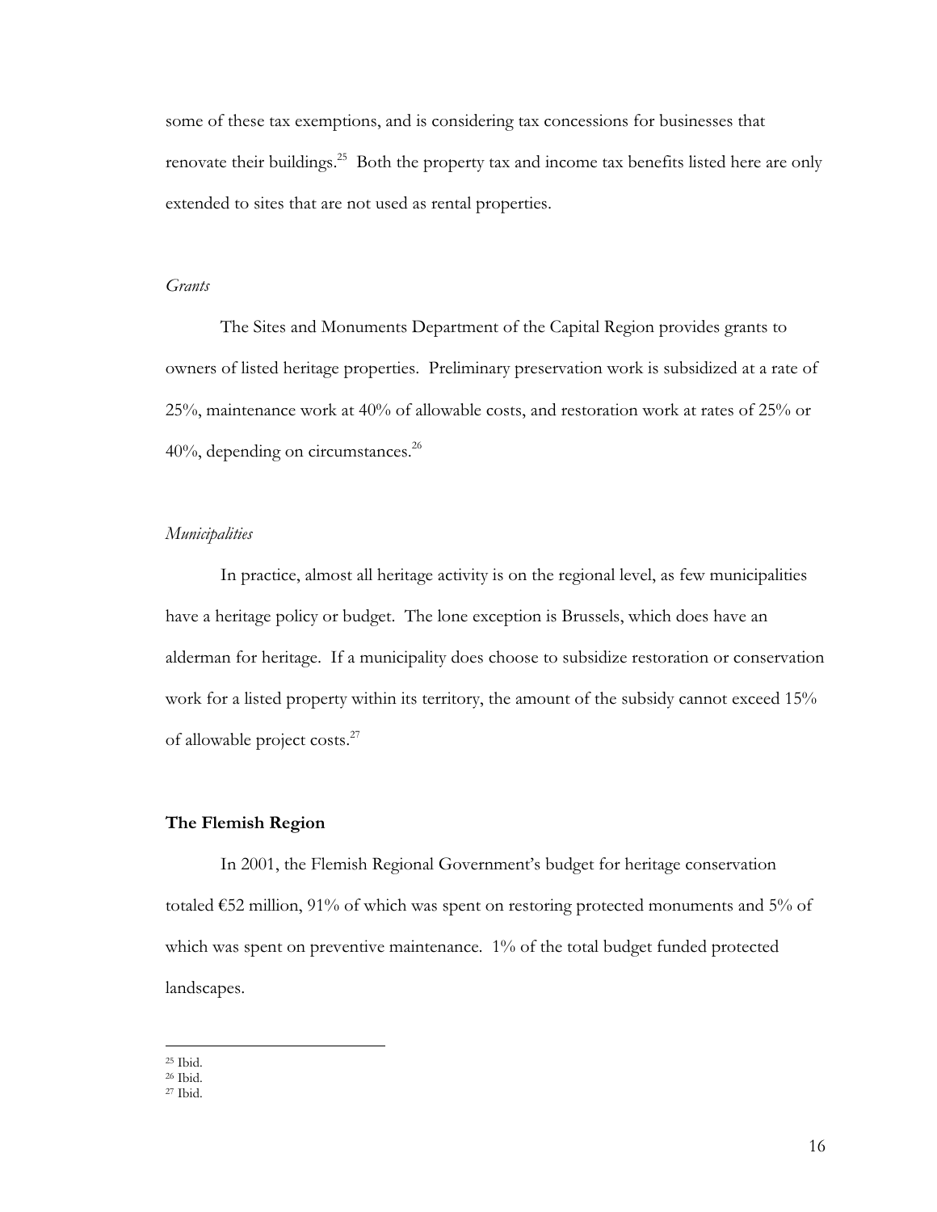some of these tax exemptions, and is considering tax concessions for businesses that renovate their buildings.[25] Both the property tax and income tax benefits listed here are only extended to sites that are not used as rental properties.

*Grants*

The Sites and Monuments Department of the Capital Region provides grants to owners of listed heritage properties. Preliminary preservation work is subsidized at a rate of 25%, maintenance work at 40% of allowable costs, and restoration work at rates of 25% or 40%, depending on circumstances.[26]

*Municipalities*

In practice, almost all heritage activity is on the regional level, as few municipalities have a heritage policy or budget. The lone exception is Brussels, which does have an alderman for heritage. If a municipality does choose to subsidize restoration or conservation work for a listed property within its territory, the amount of the subsidy cannot exceed 15% of allowable project costs.[27]

### The Flemish Region

In 2001, the Flemish Regional Government's budget for heritage conservation totaled €52 million, 91% of which was spent on restoring protected monuments and 5% of which was spent on preventive maintenance. 1% of the total budget funded protected landscapes.

---

[25] Ibid.
[26] Ibid.
[27] Ibid.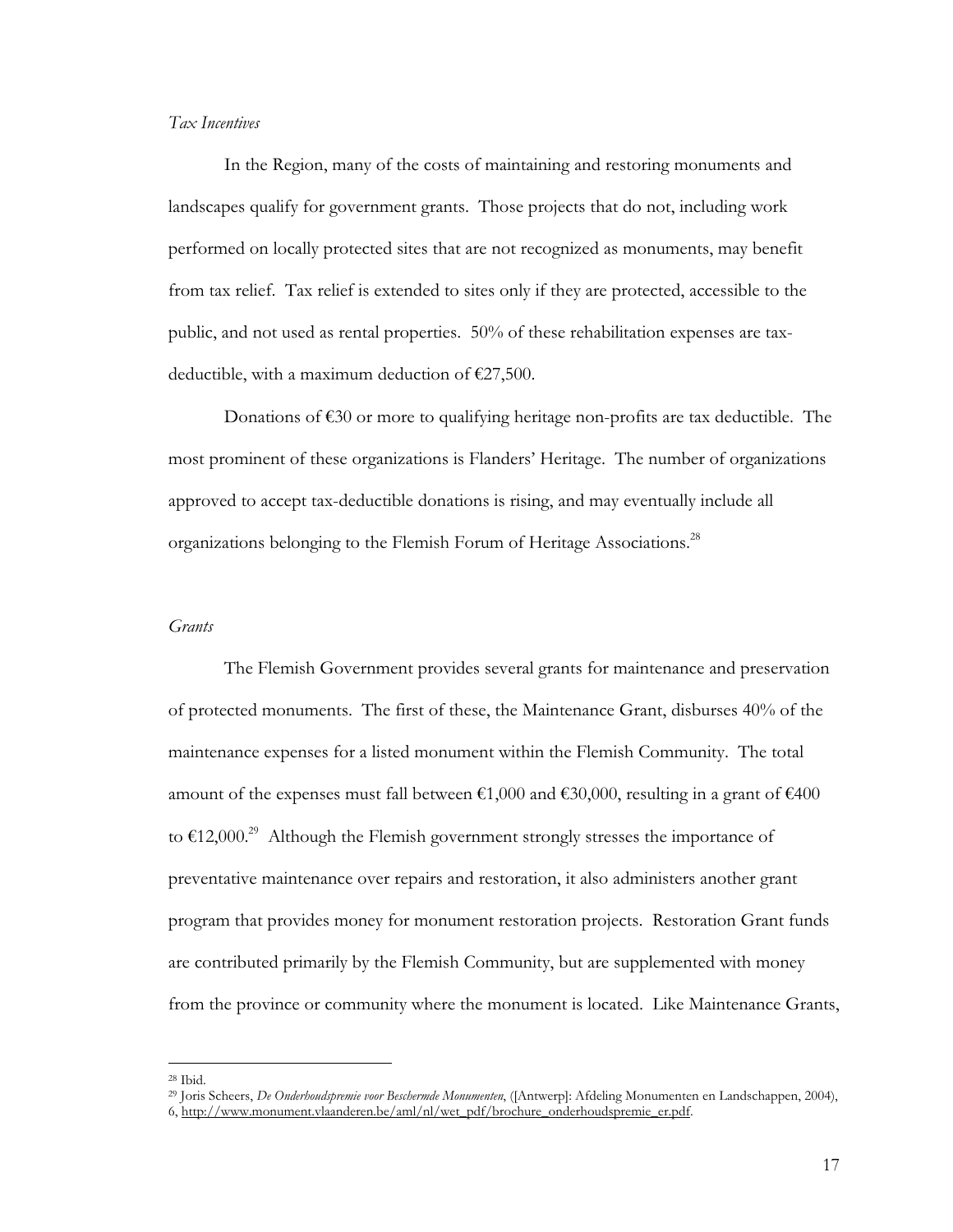*Tax Incentives*

In the Region, many of the costs of maintaining and restoring monuments and landscapes qualify for government grants. Those projects that do not, including work performed on locally protected sites that are not recognized as monuments, may benefit from tax relief. Tax relief is extended to sites only if they are protected, accessible to the public, and not used as rental properties. 50% of these rehabilitation expenses are tax-deductible, with a maximum deduction of €27,500.

Donations of €30 or more to qualifying heritage non-profits are tax deductible. The most prominent of these organizations is Flanders' Heritage. The number of organizations approved to accept tax-deductible donations is rising, and may eventually include all organizations belonging to the Flemish Forum of Heritage Associations.[28]

*Grants*

The Flemish Government provides several grants for maintenance and preservation of protected monuments. The first of these, the Maintenance Grant, disburses 40% of the maintenance expenses for a listed monument within the Flemish Community. The total amount of the expenses must fall between €1,000 and €30,000, resulting in a grant of €400 to €12,000.[29] Although the Flemish government strongly stresses the importance of preventative maintenance over repairs and restoration, it also administers another grant program that provides money for monument restoration projects. Restoration Grant funds are contributed primarily by the Flemish Community, but are supplemented with money from the province or community where the monument is located. Like Maintenance Grants,

---

[28] Ibid.

[29] Joris Scheers, *De Onderhoudspremie voor Beschermde Monumenten*, ([Antwerp]: Afdeling Monumenten en Landschappen, 2004), 6, http://www.monument.vlaanderen.be/aml/nl/wet_pdf/brochure_onderhoudspremie_er.pdf.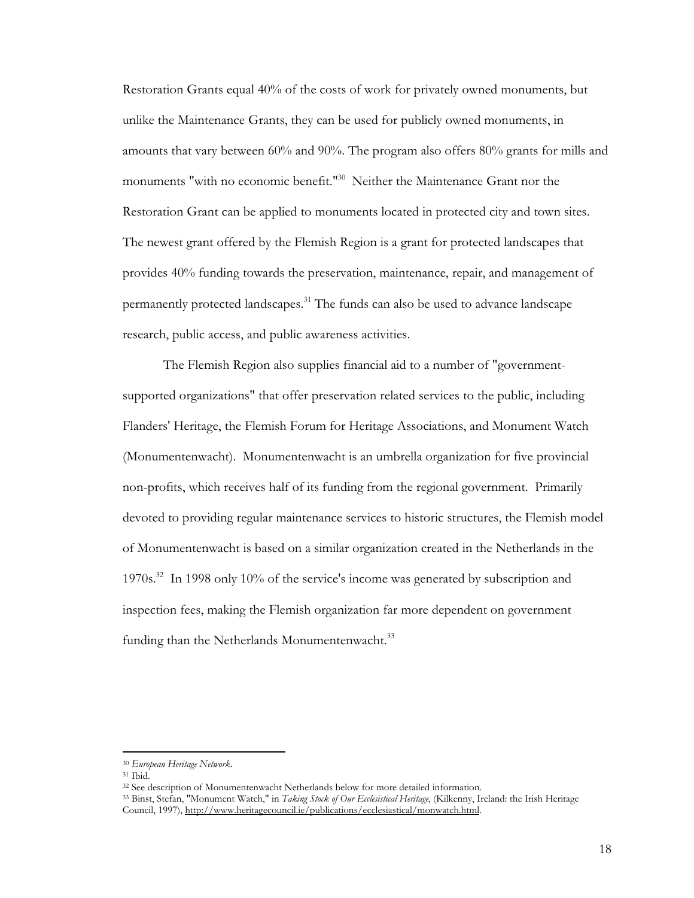Restoration Grants equal 40% of the costs of work for privately owned monuments, but unlike the Maintenance Grants, they can be used for publicly owned monuments, in amounts that vary between 60% and 90%. The program also offers 80% grants for mills and monuments "with no economic benefit."[30] Neither the Maintenance Grant nor the Restoration Grant can be applied to monuments located in protected city and town sites. The newest grant offered by the Flemish Region is a grant for protected landscapes that provides 40% funding towards the preservation, maintenance, repair, and management of permanently protected landscapes.[31] The funds can also be used to advance landscape research, public access, and public awareness activities.

The Flemish Region also supplies financial aid to a number of "government-supported organizations" that offer preservation related services to the public, including Flanders' Heritage, the Flemish Forum for Heritage Associations, and Monument Watch (Monumentenwacht). Monumentenwacht is an umbrella organization for five provincial non-profits, which receives half of its funding from the regional government. Primarily devoted to providing regular maintenance services to historic structures, the Flemish model of Monumentenwacht is based on a similar organization created in the Netherlands in the 1970s.[32] In 1998 only 10% of the service's income was generated by subscription and inspection fees, making the Flemish organization far more dependent on government funding than the Netherlands Monumentenwacht.[33]

---

[30] *European Heritage Network*.

[31] Ibid.

[32] See description of Monumentenwacht Netherlands below for more detailed information.

[33] Binst, Stefan, "Monument Watch," in *Taking Stock of Our Ecclesistical Heritage*, (Kilkenny, Ireland: the Irish Heritage Council, 1997), http://www.heritagecouncil.ie/publications/ecclesiastical/monwatch.html.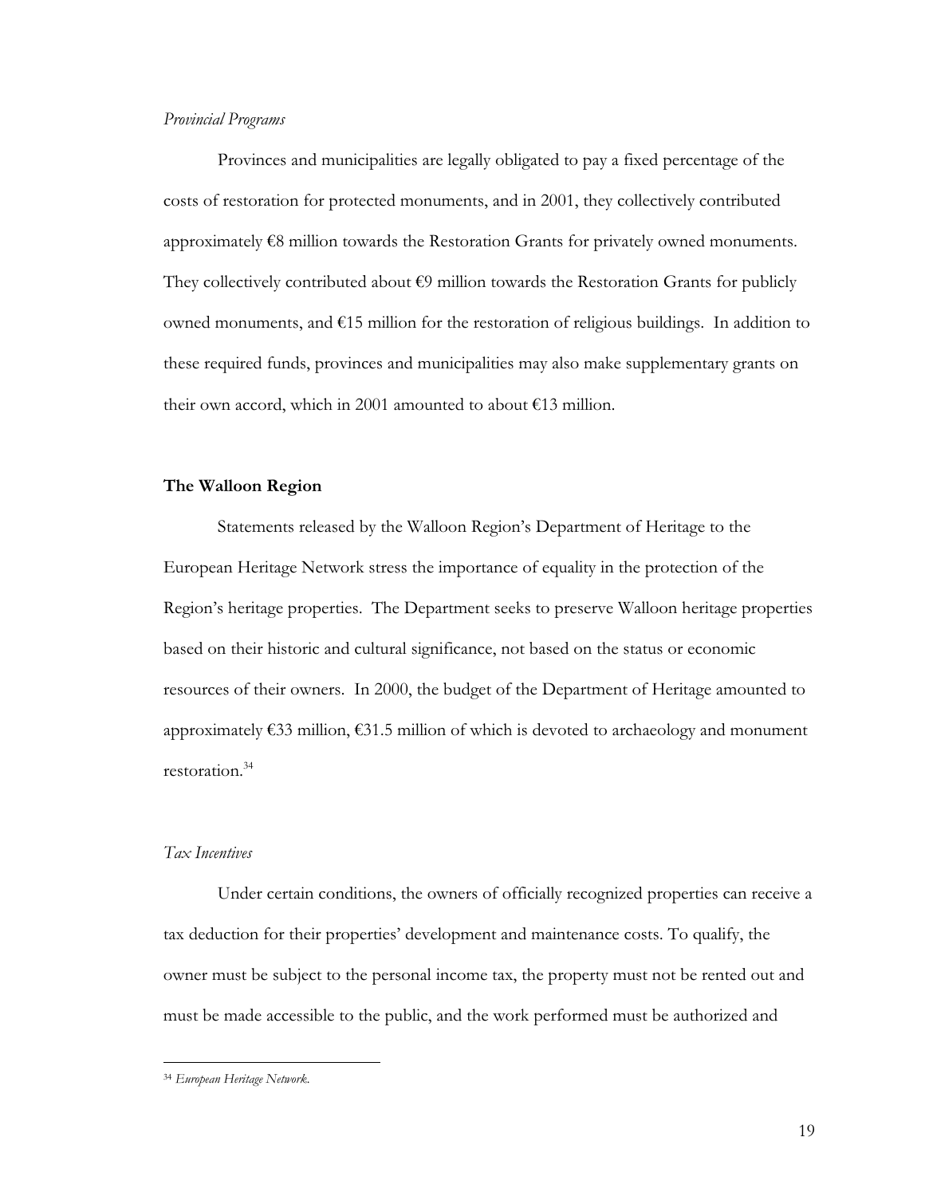*Provincial Programs*

Provinces and municipalities are legally obligated to pay a fixed percentage of the costs of restoration for protected monuments, and in 2001, they collectively contributed approximately €8 million towards the Restoration Grants for privately owned monuments. They collectively contributed about €9 million towards the Restoration Grants for publicly owned monuments, and €15 million for the restoration of religious buildings. In addition to these required funds, provinces and municipalities may also make supplementary grants on their own accord, which in 2001 amounted to about €13 million.

**The Walloon Region**

Statements released by the Walloon Region's Department of Heritage to the European Heritage Network stress the importance of equality in the protection of the Region's heritage properties. The Department seeks to preserve Walloon heritage properties based on their historic and cultural significance, not based on the status or economic resources of their owners. In 2000, the budget of the Department of Heritage amounted to approximately €33 million, €31.5 million of which is devoted to archaeology and monument restoration.[34]

*Tax Incentives*

Under certain conditions, the owners of officially recognized properties can receive a tax deduction for their properties' development and maintenance costs. To qualify, the owner must be subject to the personal income tax, the property must not be rented out and must be made accessible to the public, and the work performed must be authorized and

[34] *European Heritage Network.*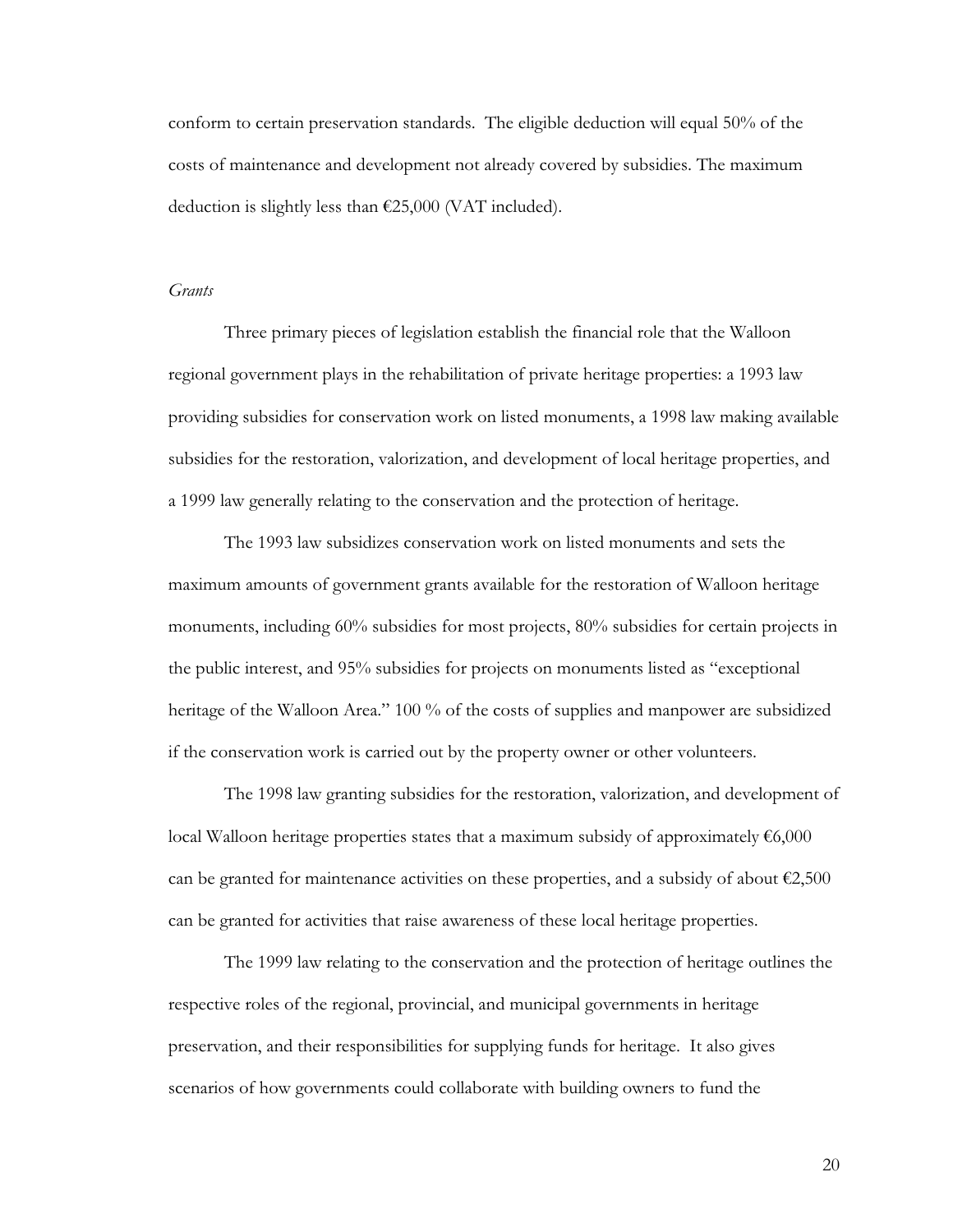conform to certain preservation standards. The eligible deduction will equal 50% of the costs of maintenance and development not already covered by subsidies. The maximum deduction is slightly less than €25,000 (VAT included).

*Grants*

Three primary pieces of legislation establish the financial role that the Walloon regional government plays in the rehabilitation of private heritage properties: a 1993 law providing subsidies for conservation work on listed monuments, a 1998 law making available subsidies for the restoration, valorization, and development of local heritage properties, and a 1999 law generally relating to the conservation and the protection of heritage.

The 1993 law subsidizes conservation work on listed monuments and sets the maximum amounts of government grants available for the restoration of Walloon heritage monuments, including 60% subsidies for most projects, 80% subsidies for certain projects in the public interest, and 95% subsidies for projects on monuments listed as "exceptional heritage of the Walloon Area." 100 % of the costs of supplies and manpower are subsidized if the conservation work is carried out by the property owner or other volunteers.

The 1998 law granting subsidies for the restoration, valorization, and development of local Walloon heritage properties states that a maximum subsidy of approximately €6,000 can be granted for maintenance activities on these properties, and a subsidy of about €2,500 can be granted for activities that raise awareness of these local heritage properties.

The 1999 law relating to the conservation and the protection of heritage outlines the respective roles of the regional, provincial, and municipal governments in heritage preservation, and their responsibilities for supplying funds for heritage. It also gives scenarios of how governments could collaborate with building owners to fund the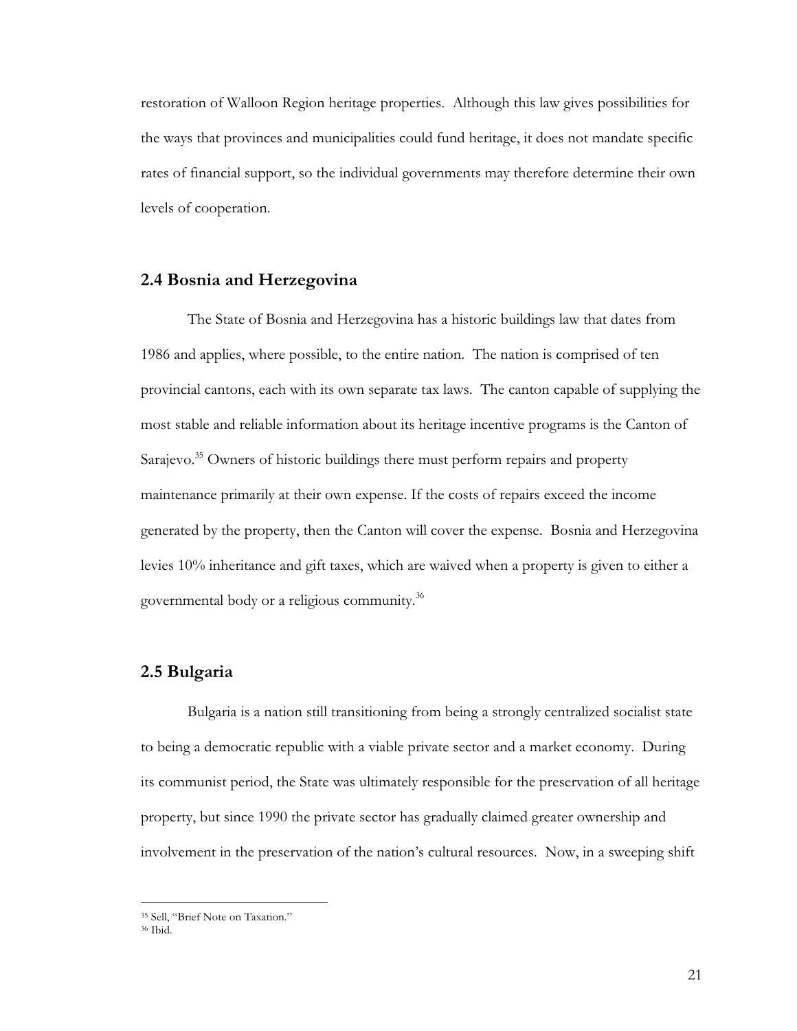restoration of Walloon Region heritage properties. Although this law gives possibilities for the ways that provinces and municipalities could fund heritage, it does not mandate specific rates of financial support, so the individual governments may therefore determine their own levels of cooperation.

## 2.4 Bosnia and Herzegovina

The State of Bosnia and Herzegovina has a historic buildings law that dates from 1986 and applies, where possible, to the entire nation. The nation is comprised of ten provincial cantons, each with its own separate tax laws. The canton capable of supplying the most stable and reliable information about its heritage incentive programs is the Canton of Sarajevo.[35] Owners of historic buildings there must perform repairs and property maintenance primarily at their own expense. If the costs of repairs exceed the income generated by the property, then the Canton will cover the expense. Bosnia and Herzegovina levies 10% inheritance and gift taxes, which are waived when a property is given to either a governmental body or a religious community.[36]

## 2.5 Bulgaria

Bulgaria is a nation still transitioning from being a strongly centralized socialist state to being a democratic republic with a viable private sector and a market economy. During its communist period, the State was ultimately responsible for the preservation of all heritage property, but since 1990 the private sector has gradually claimed greater ownership and involvement in the preservation of the nation's cultural resources. Now, in a sweeping shift

[35] Sell, "Brief Note on Taxation."
[36] Ibid.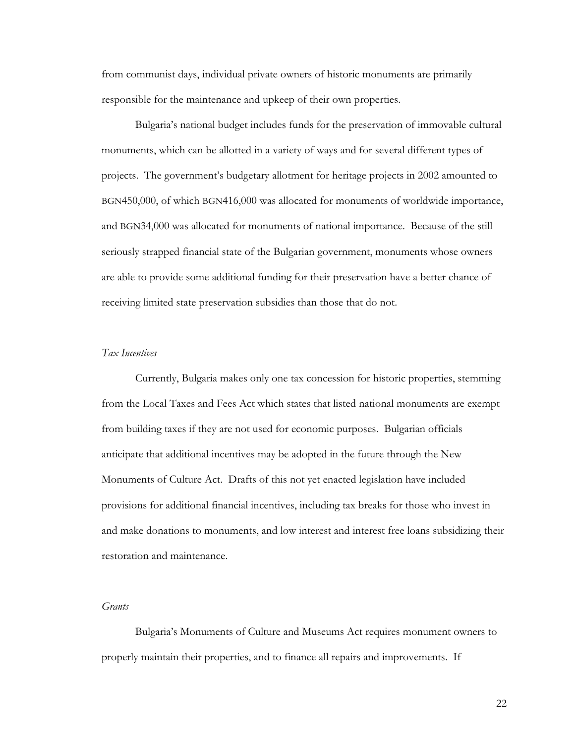from communist days, individual private owners of historic monuments are primarily responsible for the maintenance and upkeep of their own properties.

Bulgaria's national budget includes funds for the preservation of immovable cultural monuments, which can be allotted in a variety of ways and for several different types of projects. The government's budgetary allotment for heritage projects in 2002 amounted to BGN450,000, of which BGN416,000 was allocated for monuments of worldwide importance, and BGN34,000 was allocated for monuments of national importance. Because of the still seriously strapped financial state of the Bulgarian government, monuments whose owners are able to provide some additional funding for their preservation have a better chance of receiving limited state preservation subsidies than those that do not.

*Tax Incentives*

Currently, Bulgaria makes only one tax concession for historic properties, stemming from the Local Taxes and Fees Act which states that listed national monuments are exempt from building taxes if they are not used for economic purposes. Bulgarian officials anticipate that additional incentives may be adopted in the future through the New Monuments of Culture Act. Drafts of this not yet enacted legislation have included provisions for additional financial incentives, including tax breaks for those who invest in and make donations to monuments, and low interest and interest free loans subsidizing their restoration and maintenance.

*Grants*

Bulgaria's Monuments of Culture and Museums Act requires monument owners to properly maintain their properties, and to finance all repairs and improvements. If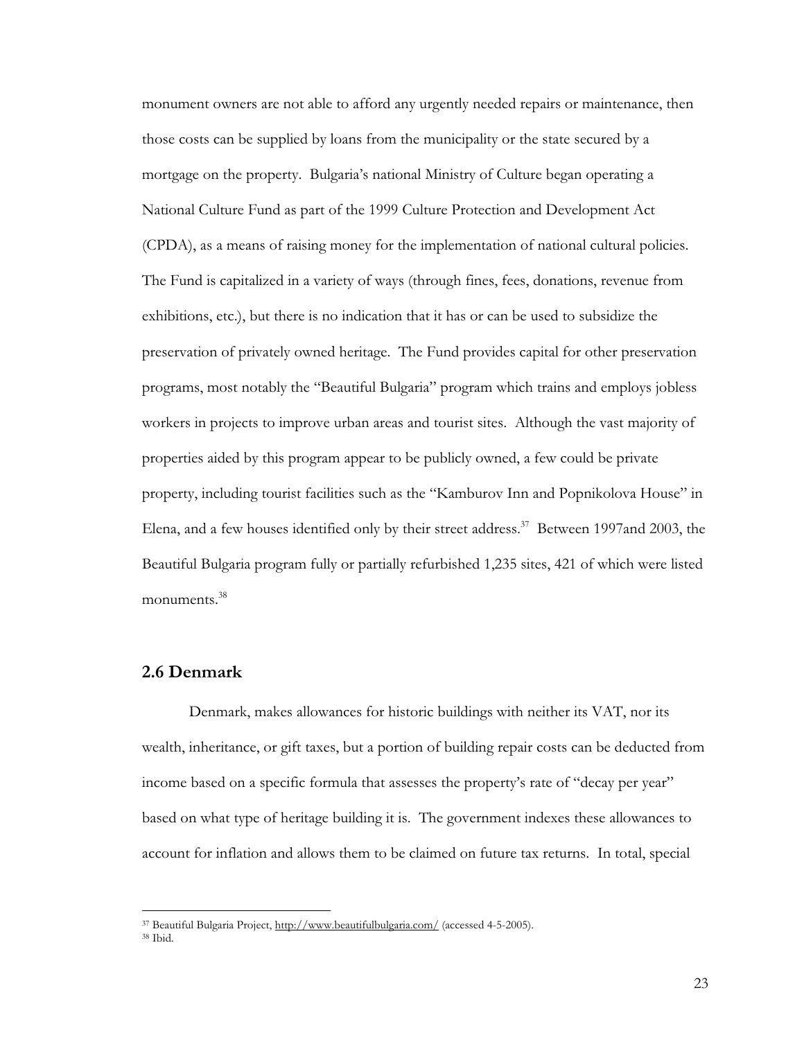monument owners are not able to afford any urgently needed repairs or maintenance, then those costs can be supplied by loans from the municipality or the state secured by a mortgage on the property. Bulgaria's national Ministry of Culture began operating a National Culture Fund as part of the 1999 Culture Protection and Development Act (CPDA), as a means of raising money for the implementation of national cultural policies. The Fund is capitalized in a variety of ways (through fines, fees, donations, revenue from exhibitions, etc.), but there is no indication that it has or can be used to subsidize the preservation of privately owned heritage. The Fund provides capital for other preservation programs, most notably the "Beautiful Bulgaria" program which trains and employs jobless workers in projects to improve urban areas and tourist sites. Although the vast majority of properties aided by this program appear to be publicly owned, a few could be private property, including tourist facilities such as the "Kamburov Inn and Popnikolova House" in Elena, and a few houses identified only by their street address.[37] Between 1997and 2003, the Beautiful Bulgaria program fully or partially refurbished 1,235 sites, 421 of which were listed monuments.[38]

## 2.6 Denmark

Denmark, makes allowances for historic buildings with neither its VAT, nor its wealth, inheritance, or gift taxes, but a portion of building repair costs can be deducted from income based on a specific formula that assesses the property's rate of "decay per year" based on what type of heritage building it is. The government indexes these allowances to account for inflation and allows them to be claimed on future tax returns. In total, special

[37] Beautiful Bulgaria Project, http://www.beautifulbulgaria.com/ (accessed 4-5-2005).

[38] Ibid.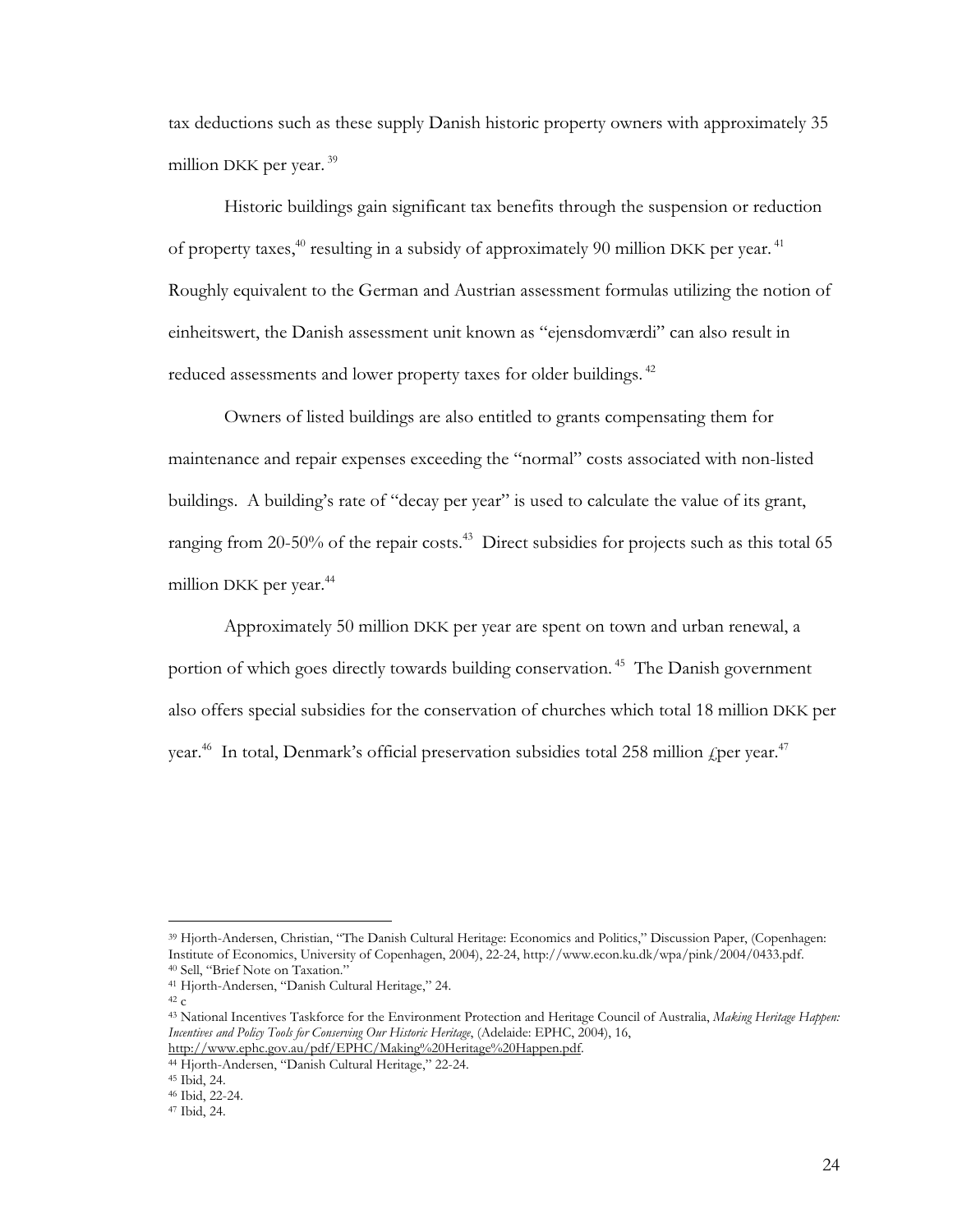tax deductions such as these supply Danish historic property owners with approximately 35 million DKK per year.[39]

Historic buildings gain significant tax benefits through the suspension or reduction of property taxes,[40] resulting in a subsidy of approximately 90 million DKK per year.[41] Roughly equivalent to the German and Austrian assessment formulas utilizing the notion of einheitswert, the Danish assessment unit known as "ejensdomværdi" can also result in reduced assessments and lower property taxes for older buildings.[42]

Owners of listed buildings are also entitled to grants compensating them for maintenance and repair expenses exceeding the "normal" costs associated with non-listed buildings. A building's rate of "decay per year" is used to calculate the value of its grant, ranging from 20-50% of the repair costs.[43] Direct subsidies for projects such as this total 65 million DKK per year.[44]

Approximately 50 million DKK per year are spent on town and urban renewal, a portion of which goes directly towards building conservation.[45] The Danish government also offers special subsidies for the conservation of churches which total 18 million DKK per year.[46] In total, Denmark's official preservation subsidies total 258 million £per year.[47]

---

[39] Hjorth-Andersen, Christian, "The Danish Cultural Heritage: Economics and Politics," Discussion Paper, (Copenhagen: Institute of Economics, University of Copenhagen, 2004), 22-24, http://www.econ.ku.dk/wpa/pink/2004/0433.pdf.
[40] Sell, "Brief Note on Taxation."
[41] Hjorth-Andersen, "Danish Cultural Heritage," 24.
[42] c
[43] National Incentives Taskforce for the Environment Protection and Heritage Council of Australia, *Making Heritage Happen: Incentives and Policy Tools for Conserving Our Historic Heritage*, (Adelaide: EPHC, 2004), 16, http://www.ephc.gov.au/pdf/EPHC/Making%20Heritage%20Happen.pdf.
[44] Hjorth-Andersen, "Danish Cultural Heritage," 22-24.
[45] Ibid, 24.
[46] Ibid, 22-24.
[47] Ibid, 24.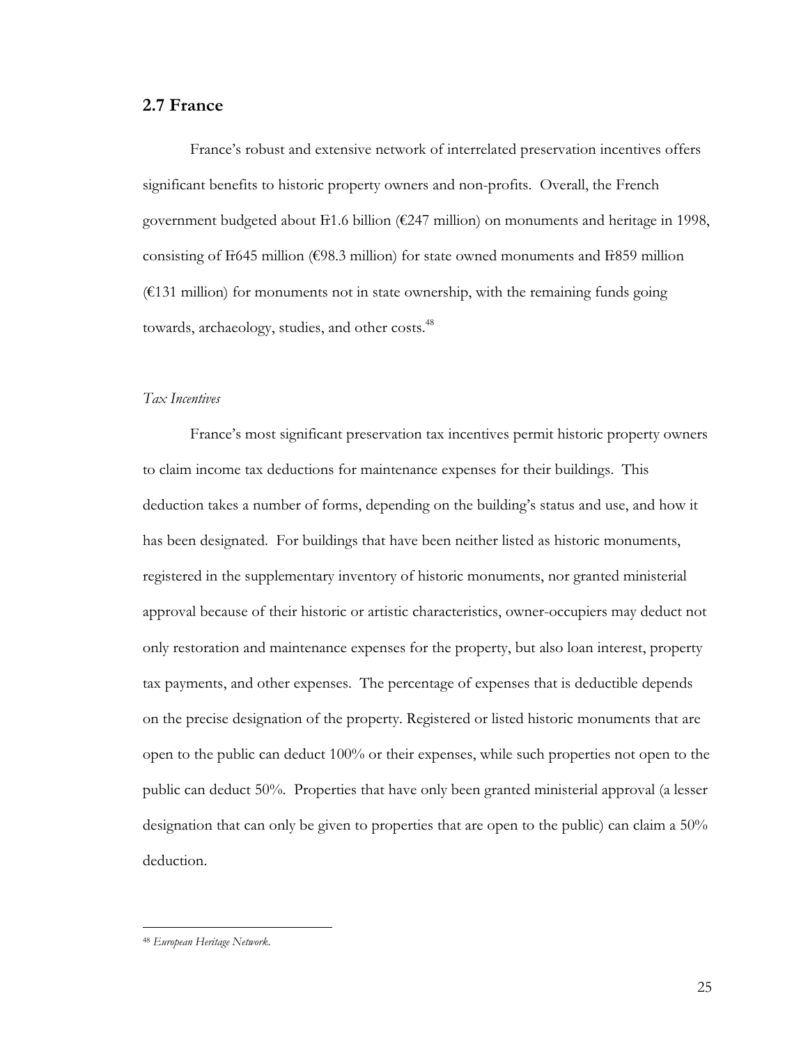## 2.7 France

France's robust and extensive network of interrelated preservation incentives offers significant benefits to historic property owners and non-profits. Overall, the French government budgeted about ₣1.6 billion (€247 million) on monuments and heritage in 1998, consisting of ₣645 million (€98.3 million) for state owned monuments and ₣859 million (€131 million) for monuments not in state ownership, with the remaining funds going towards, archaeology, studies, and other costs.[48]

*Tax Incentives*

France's most significant preservation tax incentives permit historic property owners to claim income tax deductions for maintenance expenses for their buildings. This deduction takes a number of forms, depending on the building's status and use, and how it has been designated. For buildings that have been neither listed as historic monuments, registered in the supplementary inventory of historic monuments, nor granted ministerial approval because of their historic or artistic characteristics, owner-occupiers may deduct not only restoration and maintenance expenses for the property, but also loan interest, property tax payments, and other expenses. The percentage of expenses that is deductible depends on the precise designation of the property. Registered or listed historic monuments that are open to the public can deduct 100% or their expenses, while such properties not open to the public can deduct 50%. Properties that have only been granted ministerial approval (a lesser designation that can only be given to properties that are open to the public) can claim a 50% deduction.

---

[48] *European Heritage Network.*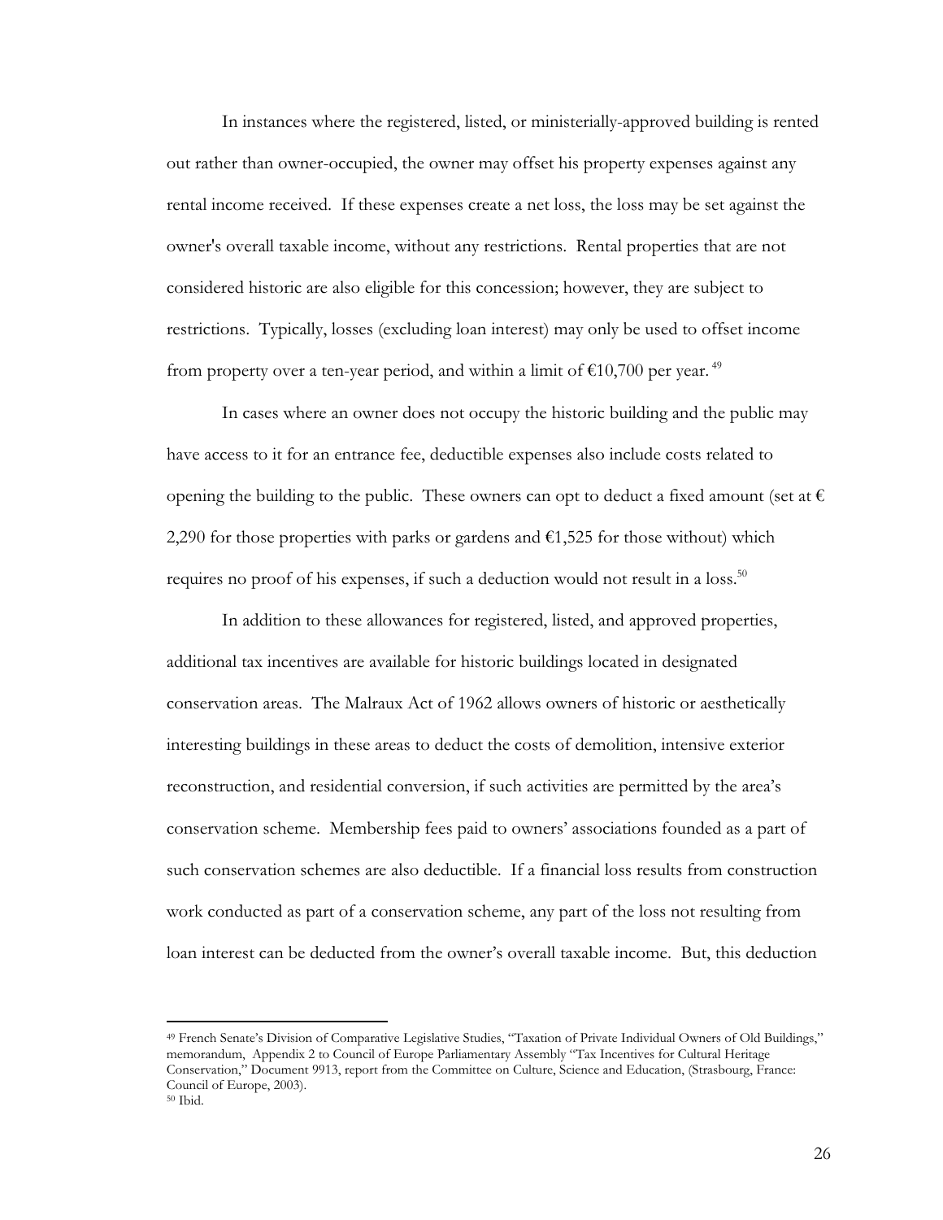In instances where the registered, listed, or ministerially-approved building is rented out rather than owner-occupied, the owner may offset his property expenses against any rental income received. If these expenses create a net loss, the loss may be set against the owner's overall taxable income, without any restrictions. Rental properties that are not considered historic are also eligible for this concession; however, they are subject to restrictions. Typically, losses (excluding loan interest) may only be used to offset income from property over a ten-year period, and within a limit of €10,700 per year.[49]

In cases where an owner does not occupy the historic building and the public may have access to it for an entrance fee, deductible expenses also include costs related to opening the building to the public. These owners can opt to deduct a fixed amount (set at € 2,290 for those properties with parks or gardens and €1,525 for those without) which requires no proof of his expenses, if such a deduction would not result in a loss.[50]

In addition to these allowances for registered, listed, and approved properties, additional tax incentives are available for historic buildings located in designated conservation areas. The Malraux Act of 1962 allows owners of historic or aesthetically interesting buildings in these areas to deduct the costs of demolition, intensive exterior reconstruction, and residential conversion, if such activities are permitted by the area's conservation scheme. Membership fees paid to owners' associations founded as a part of such conservation schemes are also deductible. If a financial loss results from construction work conducted as part of a conservation scheme, any part of the loss not resulting from loan interest can be deducted from the owner's overall taxable income. But, this deduction

---

[49] French Senate's Division of Comparative Legislative Studies, "Taxation of Private Individual Owners of Old Buildings," memorandum, Appendix 2 to Council of Europe Parliamentary Assembly "Tax Incentives for Cultural Heritage Conservation," Document 9913, report from the Committee on Culture, Science and Education, (Strasbourg, France: Council of Europe, 2003).

[50] Ibid.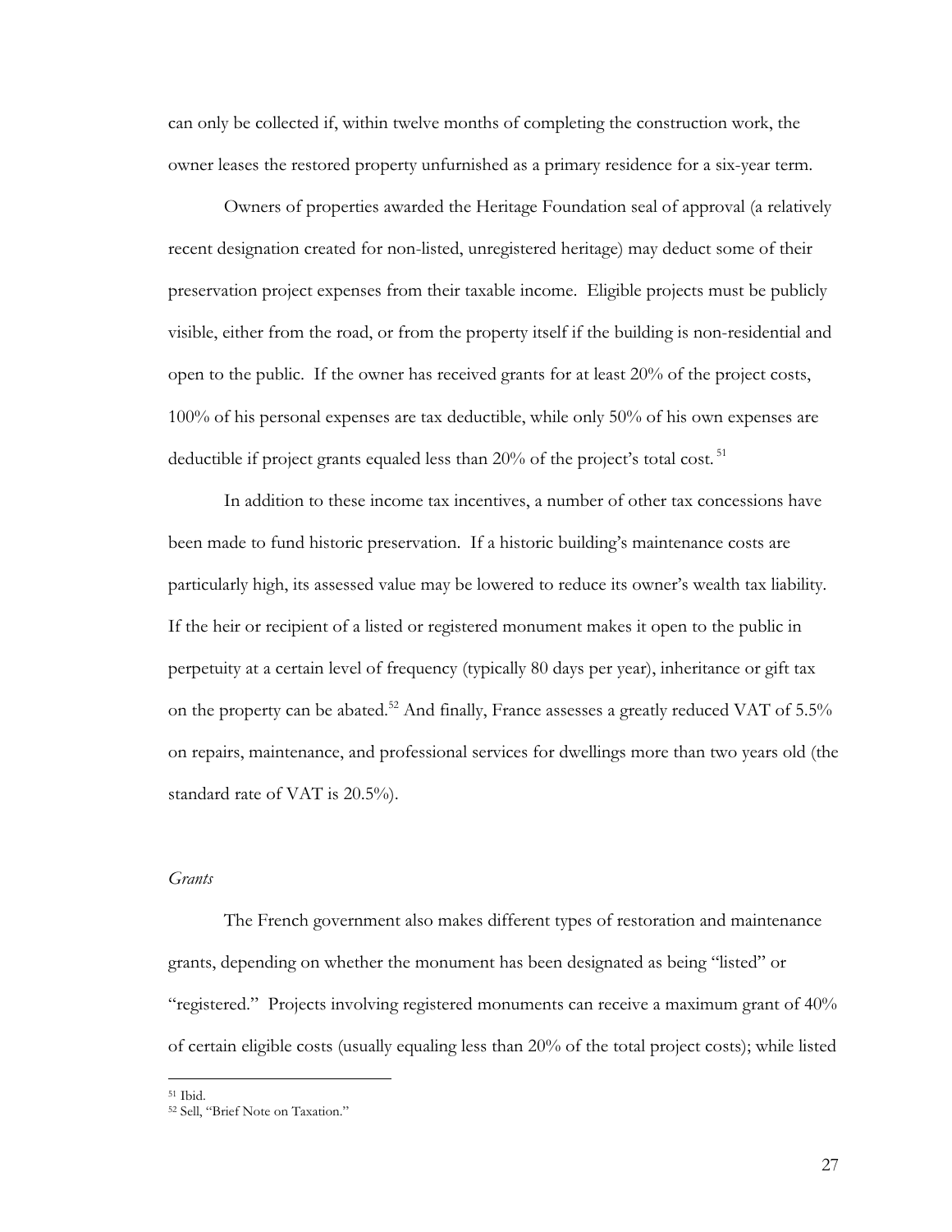can only be collected if, within twelve months of completing the construction work, the owner leases the restored property unfurnished as a primary residence for a six-year term.

Owners of properties awarded the Heritage Foundation seal of approval (a relatively recent designation created for non-listed, unregistered heritage) may deduct some of their preservation project expenses from their taxable income. Eligible projects must be publicly visible, either from the road, or from the property itself if the building is non-residential and open to the public. If the owner has received grants for at least 20% of the project costs, 100% of his personal expenses are tax deductible, while only 50% of his own expenses are deductible if project grants equaled less than 20% of the project's total cost.[51]

In addition to these income tax incentives, a number of other tax concessions have been made to fund historic preservation. If a historic building's maintenance costs are particularly high, its assessed value may be lowered to reduce its owner's wealth tax liability. If the heir or recipient of a listed or registered monument makes it open to the public in perpetuity at a certain level of frequency (typically 80 days per year), inheritance or gift tax on the property can be abated.[52] And finally, France assesses a greatly reduced VAT of 5.5% on repairs, maintenance, and professional services for dwellings more than two years old (the standard rate of VAT is 20.5%).

*Grants*

The French government also makes different types of restoration and maintenance grants, depending on whether the monument has been designated as being "listed" or "registered." Projects involving registered monuments can receive a maximum grant of 40% of certain eligible costs (usually equaling less than 20% of the total project costs); while listed

[51] Ibid.

[52] Sell, "Brief Note on Taxation."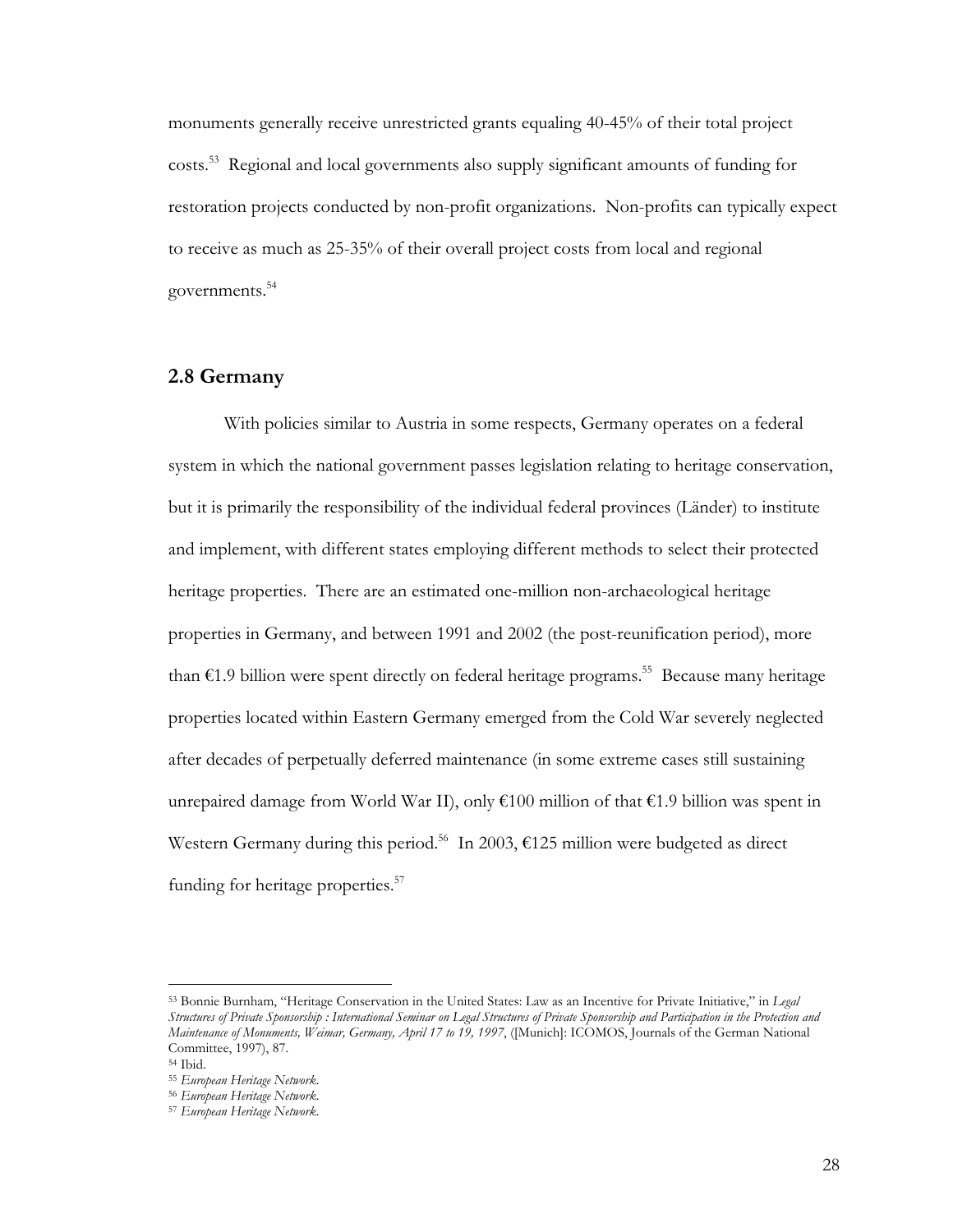monuments generally receive unrestricted grants equaling 40-45% of their total project costs.[53] Regional and local governments also supply significant amounts of funding for restoration projects conducted by non-profit organizations. Non-profits can typically expect to receive as much as 25-35% of their overall project costs from local and regional governments.[54]

## 2.8 Germany

With policies similar to Austria in some respects, Germany operates on a federal system in which the national government passes legislation relating to heritage conservation, but it is primarily the responsibility of the individual federal provinces (Länder) to institute and implement, with different states employing different methods to select their protected heritage properties. There are an estimated one-million non-archaeological heritage properties in Germany, and between 1991 and 2002 (the post-reunification period), more than €1.9 billion were spent directly on federal heritage programs.[55] Because many heritage properties located within Eastern Germany emerged from the Cold War severely neglected after decades of perpetually deferred maintenance (in some extreme cases still sustaining unrepaired damage from World War II), only €100 million of that €1.9 billion was spent in Western Germany during this period.[56] In 2003, €125 million were budgeted as direct funding for heritage properties.[57]

---

[53] Bonnie Burnham, "Heritage Conservation in the United States: Law as an Incentive for Private Initiative," in *Legal Structures of Private Sponsorship : International Seminar on Legal Structures of Private Sponsorship and Participation in the Protection and Maintenance of Monuments, Weimar, Germany, April 17 to 19, 1997*, ([Munich]: ICOMOS, Journals of the German National Committee, 1997), 87.

[54] Ibid.

[55] *European Heritage Network.*

[56] *European Heritage Network.*

[57] *European Heritage Network.*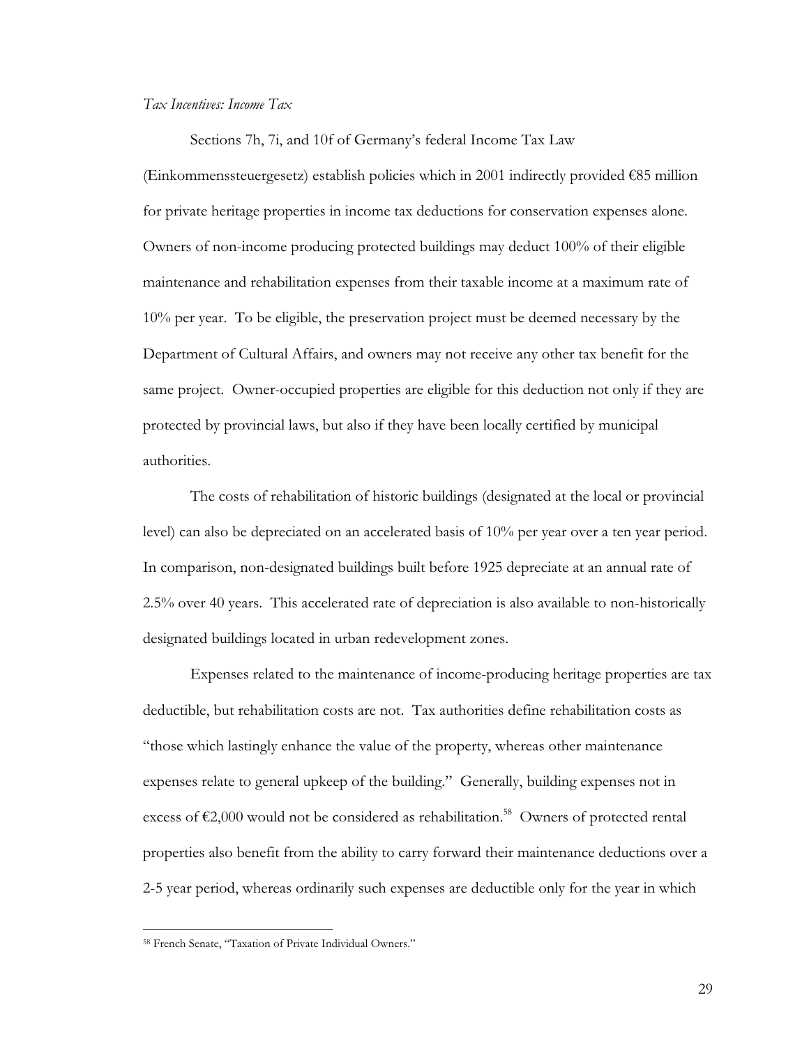*Tax Incentives: Income Tax*

Sections 7h, 7i, and 10f of Germany's federal Income Tax Law (Einkommenssteuergesetz) establish policies which in 2001 indirectly provided €85 million for private heritage properties in income tax deductions for conservation expenses alone. Owners of non-income producing protected buildings may deduct 100% of their eligible maintenance and rehabilitation expenses from their taxable income at a maximum rate of 10% per year. To be eligible, the preservation project must be deemed necessary by the Department of Cultural Affairs, and owners may not receive any other tax benefit for the same project. Owner-occupied properties are eligible for this deduction not only if they are protected by provincial laws, but also if they have been locally certified by municipal authorities.

The costs of rehabilitation of historic buildings (designated at the local or provincial level) can also be depreciated on an accelerated basis of 10% per year over a ten year period. In comparison, non-designated buildings built before 1925 depreciate at an annual rate of 2.5% over 40 years. This accelerated rate of depreciation is also available to non-historically designated buildings located in urban redevelopment zones.

Expenses related to the maintenance of income-producing heritage properties are tax deductible, but rehabilitation costs are not. Tax authorities define rehabilitation costs as "those which lastingly enhance the value of the property, whereas other maintenance expenses relate to general upkeep of the building." Generally, building expenses not in excess of €2,000 would not be considered as rehabilitation.[58] Owners of protected rental properties also benefit from the ability to carry forward their maintenance deductions over a 2-5 year period, whereas ordinarily such expenses are deductible only for the year in which

[58] French Senate, "Taxation of Private Individual Owners."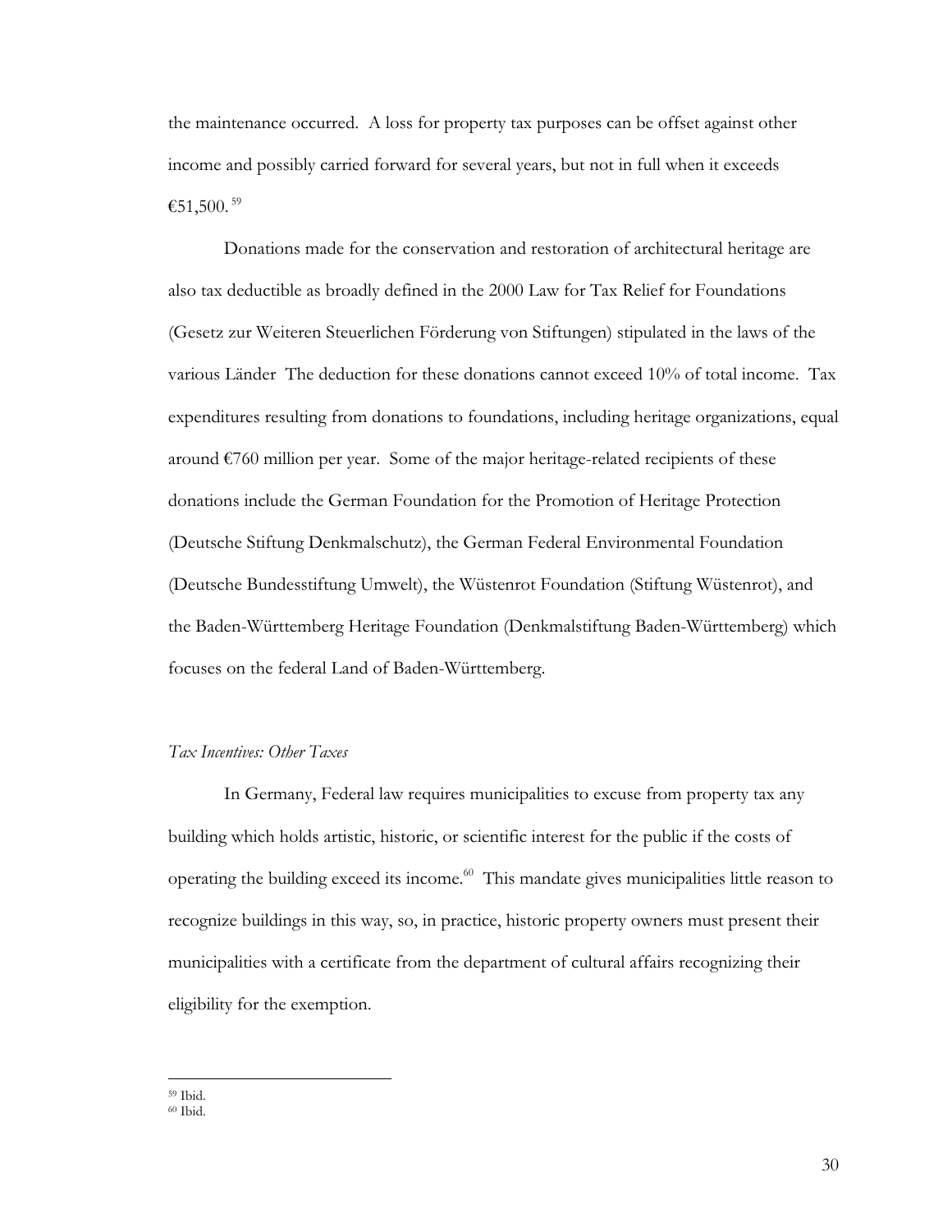the maintenance occurred. A loss for property tax purposes can be offset against other income and possibly carried forward for several years, but not in full when it exceeds €51,500.[59]

Donations made for the conservation and restoration of architectural heritage are also tax deductible as broadly defined in the 2000 Law for Tax Relief for Foundations (Gesetz zur Weiteren Steuerlichen Förderung von Stiftungen) stipulated in the laws of the various Länder The deduction for these donations cannot exceed 10% of total income. Tax expenditures resulting from donations to foundations, including heritage organizations, equal around €760 million per year. Some of the major heritage-related recipients of these donations include the German Foundation for the Promotion of Heritage Protection (Deutsche Stiftung Denkmalschutz), the German Federal Environmental Foundation (Deutsche Bundesstiftung Umwelt), the Wüstenrot Foundation (Stiftung Wüstenrot), and the Baden-Württemberg Heritage Foundation (Denkmalstiftung Baden-Württemberg) which focuses on the federal Land of Baden-Württemberg.

*Tax Incentives: Other Taxes*

In Germany, Federal law requires municipalities to excuse from property tax any building which holds artistic, historic, or scientific interest for the public if the costs of operating the building exceed its income.[60] This mandate gives municipalities little reason to recognize buildings in this way, so, in practice, historic property owners must present their municipalities with a certificate from the department of cultural affairs recognizing their eligibility for the exemption.

---

[59] Ibid.

[60] Ibid.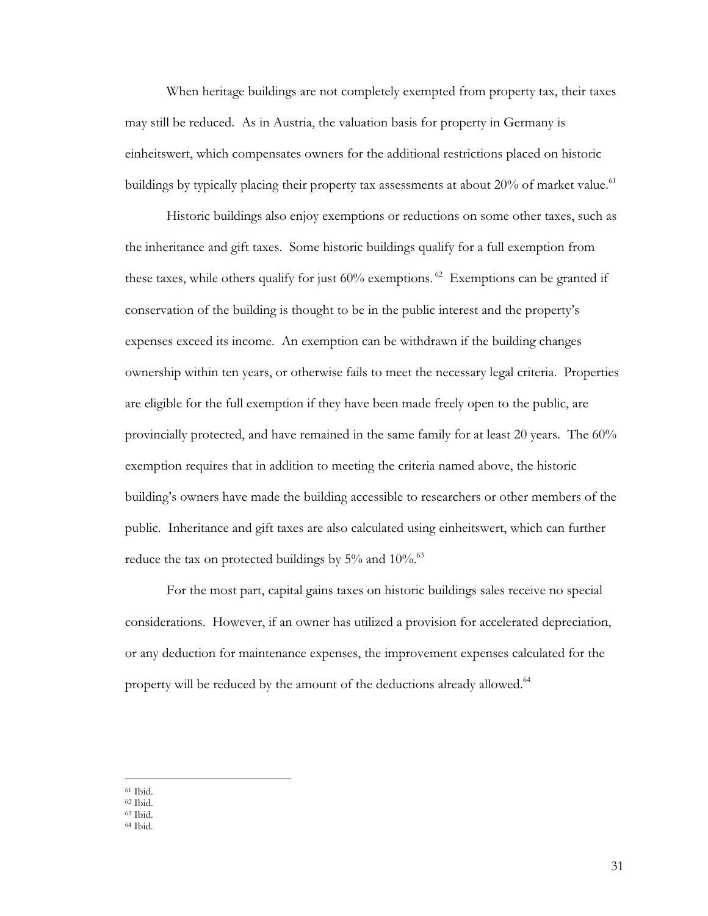When heritage buildings are not completely exempted from property tax, their taxes may still be reduced. As in Austria, the valuation basis for property in Germany is einheitswert, which compensates owners for the additional restrictions placed on historic buildings by typically placing their property tax assessments at about 20% of market value.[61]

Historic buildings also enjoy exemptions or reductions on some other taxes, such as the inheritance and gift taxes. Some historic buildings qualify for a full exemption from these taxes, while others qualify for just 60% exemptions.[62] Exemptions can be granted if conservation of the building is thought to be in the public interest and the property's expenses exceed its income. An exemption can be withdrawn if the building changes ownership within ten years, or otherwise fails to meet the necessary legal criteria. Properties are eligible for the full exemption if they have been made freely open to the public, are provincially protected, and have remained in the same family for at least 20 years. The 60% exemption requires that in addition to meeting the criteria named above, the historic building's owners have made the building accessible to researchers or other members of the public. Inheritance and gift taxes are also calculated using einheitswert, which can further reduce the tax on protected buildings by 5% and 10%.[63]

For the most part, capital gains taxes on historic buildings sales receive no special considerations. However, if an owner has utilized a provision for accelerated depreciation, or any deduction for maintenance expenses, the improvement expenses calculated for the property will be reduced by the amount of the deductions already allowed.[64]

---

[61] Ibid.
[62] Ibid.
[63] Ibid.
[64] Ibid.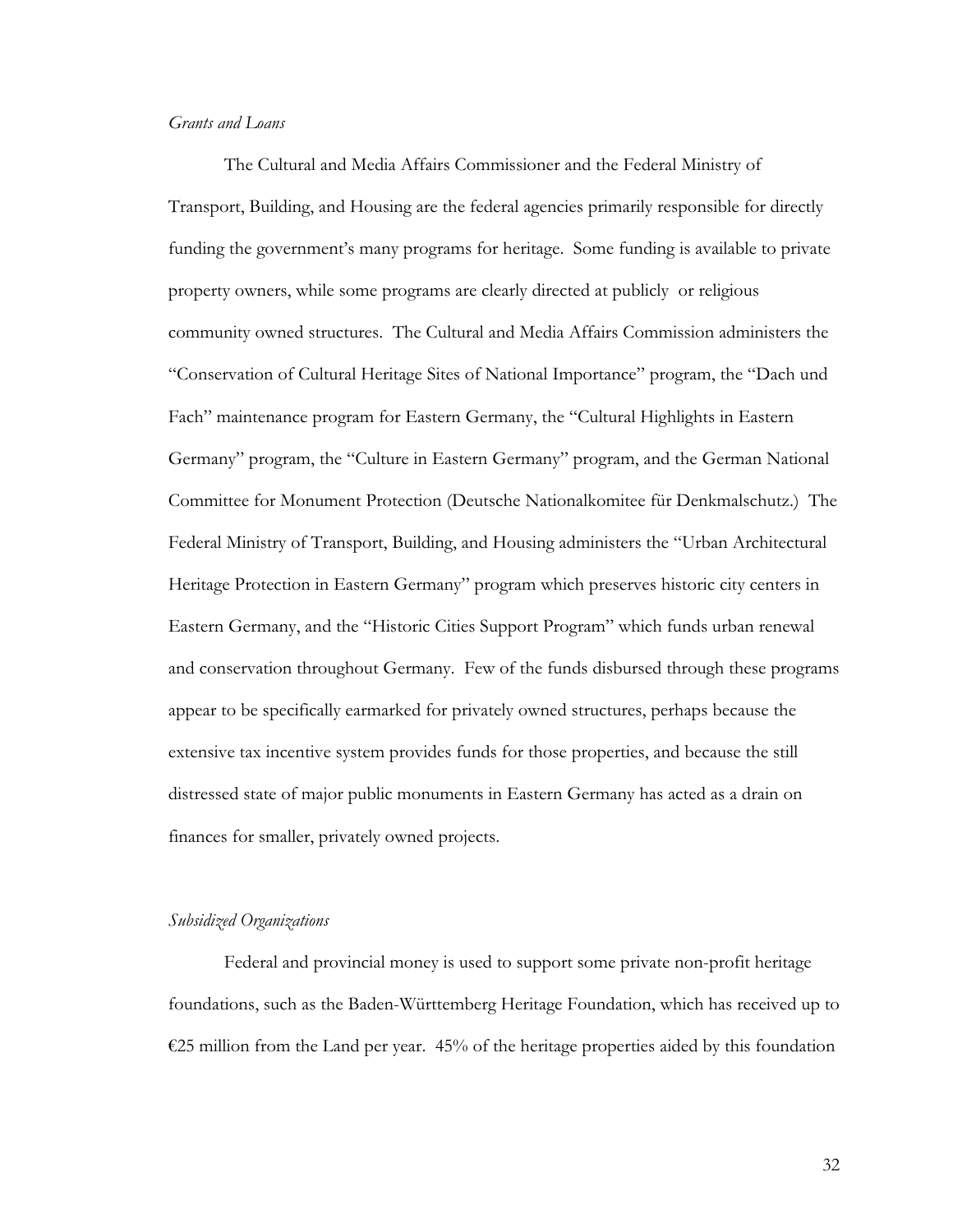*Grants and Loans*

The Cultural and Media Affairs Commissioner and the Federal Ministry of Transport, Building, and Housing are the federal agencies primarily responsible for directly funding the government's many programs for heritage. Some funding is available to private property owners, while some programs are clearly directed at publicly or religious community owned structures. The Cultural and Media Affairs Commission administers the "Conservation of Cultural Heritage Sites of National Importance" program, the "Dach und Fach" maintenance program for Eastern Germany, the "Cultural Highlights in Eastern Germany" program, the "Culture in Eastern Germany" program, and the German National Committee for Monument Protection (Deutsche Nationalkomitee für Denkmalschutz.) The Federal Ministry of Transport, Building, and Housing administers the "Urban Architectural Heritage Protection in Eastern Germany" program which preserves historic city centers in Eastern Germany, and the "Historic Cities Support Program" which funds urban renewal and conservation throughout Germany. Few of the funds disbursed through these programs appear to be specifically earmarked for privately owned structures, perhaps because the extensive tax incentive system provides funds for those properties, and because the still distressed state of major public monuments in Eastern Germany has acted as a drain on finances for smaller, privately owned projects.

*Subsidized Organizations*

Federal and provincial money is used to support some private non-profit heritage foundations, such as the Baden-Württemberg Heritage Foundation, which has received up to €25 million from the Land per year. 45% of the heritage properties aided by this foundation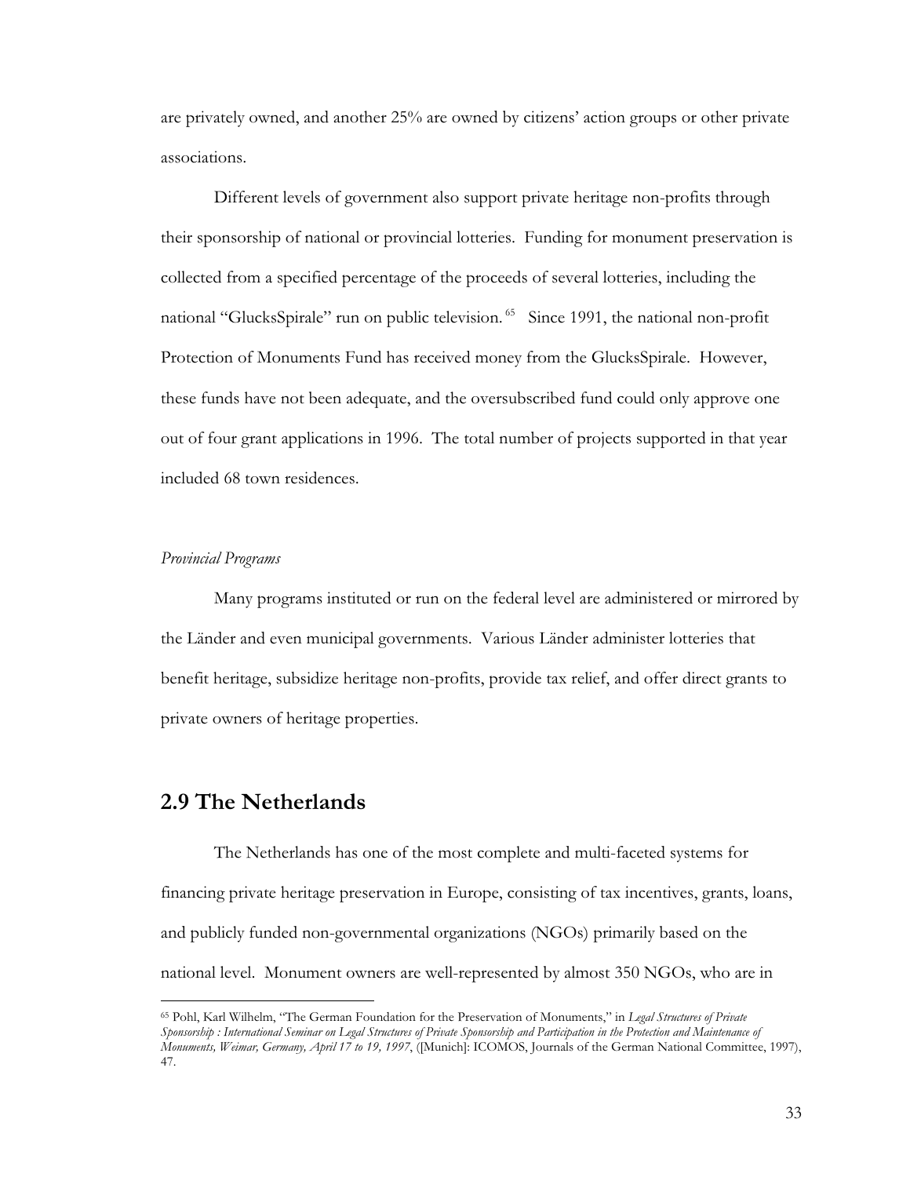are privately owned, and another 25% are owned by citizens' action groups or other private associations.

Different levels of government also support private heritage non-profits through their sponsorship of national or provincial lotteries. Funding for monument preservation is collected from a specified percentage of the proceeds of several lotteries, including the national "GlucksSpirale" run on public television.[65] Since 1991, the national non-profit Protection of Monuments Fund has received money from the GlucksSpirale. However, these funds have not been adequate, and the oversubscribed fund could only approve one out of four grant applications in 1996. The total number of projects supported in that year included 68 town residences.

*Provincial Programs*

Many programs instituted or run on the federal level are administered or mirrored by the Länder and even municipal governments. Various Länder administer lotteries that benefit heritage, subsidize heritage non-profits, provide tax relief, and offer direct grants to private owners of heritage properties.

## 2.9 The Netherlands

The Netherlands has one of the most complete and multi-faceted systems for financing private heritage preservation in Europe, consisting of tax incentives, grants, loans, and publicly funded non-governmental organizations (NGOs) primarily based on the national level. Monument owners are well-represented by almost 350 NGOs, who are in

---

[65] Pohl, Karl Wilhelm, "The German Foundation for the Preservation of Monuments," in *Legal Structures of Private Sponsorship : International Seminar on Legal Structures of Private Sponsorship and Participation in the Protection and Maintenance of Monuments, Weimar, Germany, April 17 to 19, 1997*, ([Munich]: ICOMOS, Journals of the German National Committee, 1997), 47.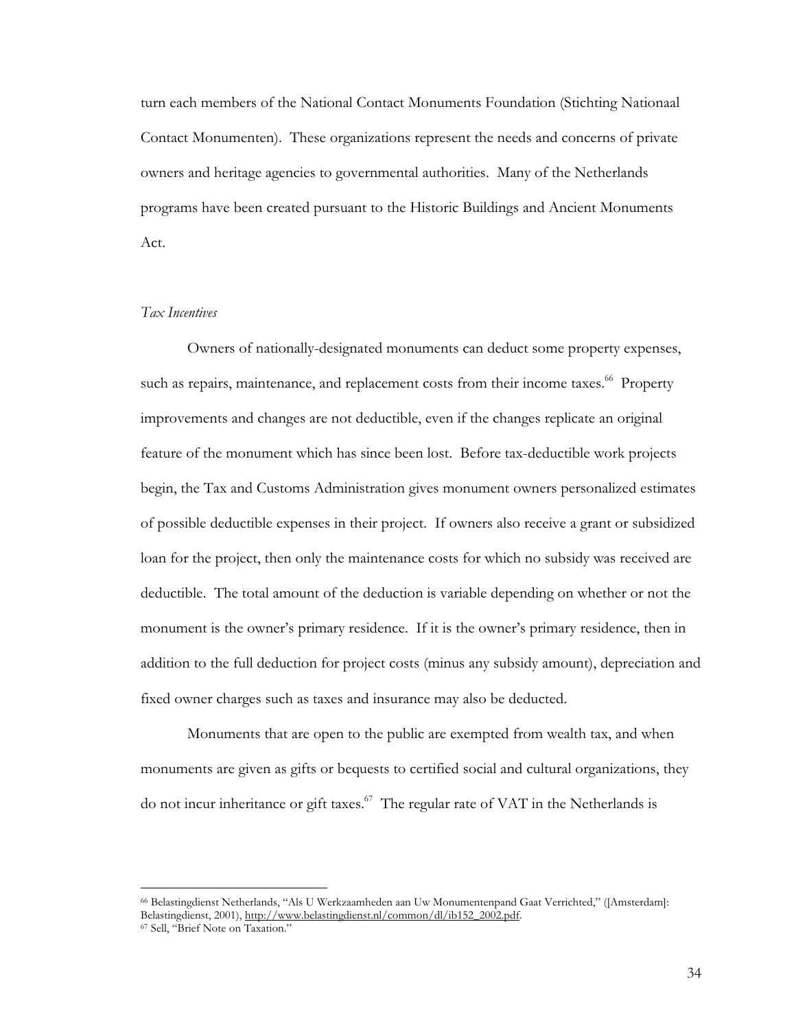turn each members of the National Contact Monuments Foundation (Stichting Nationaal Contact Monumenten). These organizations represent the needs and concerns of private owners and heritage agencies to governmental authorities. Many of the Netherlands programs have been created pursuant to the Historic Buildings and Ancient Monuments Act.

*Tax Incentives*

Owners of nationally-designated monuments can deduct some property expenses, such as repairs, maintenance, and replacement costs from their income taxes.[66] Property improvements and changes are not deductible, even if the changes replicate an original feature of the monument which has since been lost. Before tax-deductible work projects begin, the Tax and Customs Administration gives monument owners personalized estimates of possible deductible expenses in their project. If owners also receive a grant or subsidized loan for the project, then only the maintenance costs for which no subsidy was received are deductible. The total amount of the deduction is variable depending on whether or not the monument is the owner's primary residence. If it is the owner's primary residence, then in addition to the full deduction for project costs (minus any subsidy amount), depreciation and fixed owner charges such as taxes and insurance may also be deducted.

Monuments that are open to the public are exempted from wealth tax, and when monuments are given as gifts or bequests to certified social and cultural organizations, they do not incur inheritance or gift taxes.[67] The regular rate of VAT in the Netherlands is

---

[66] Belastingdienst Netherlands, "Als U Werkzaamheden aan Uw Monumentenpand Gaat Verrichted," ([Amsterdam]: Belastingdienst, 2001), http://www.belastingdienst.nl/common/dl/ib152_2002.pdf.

[67] Sell, "Brief Note on Taxation."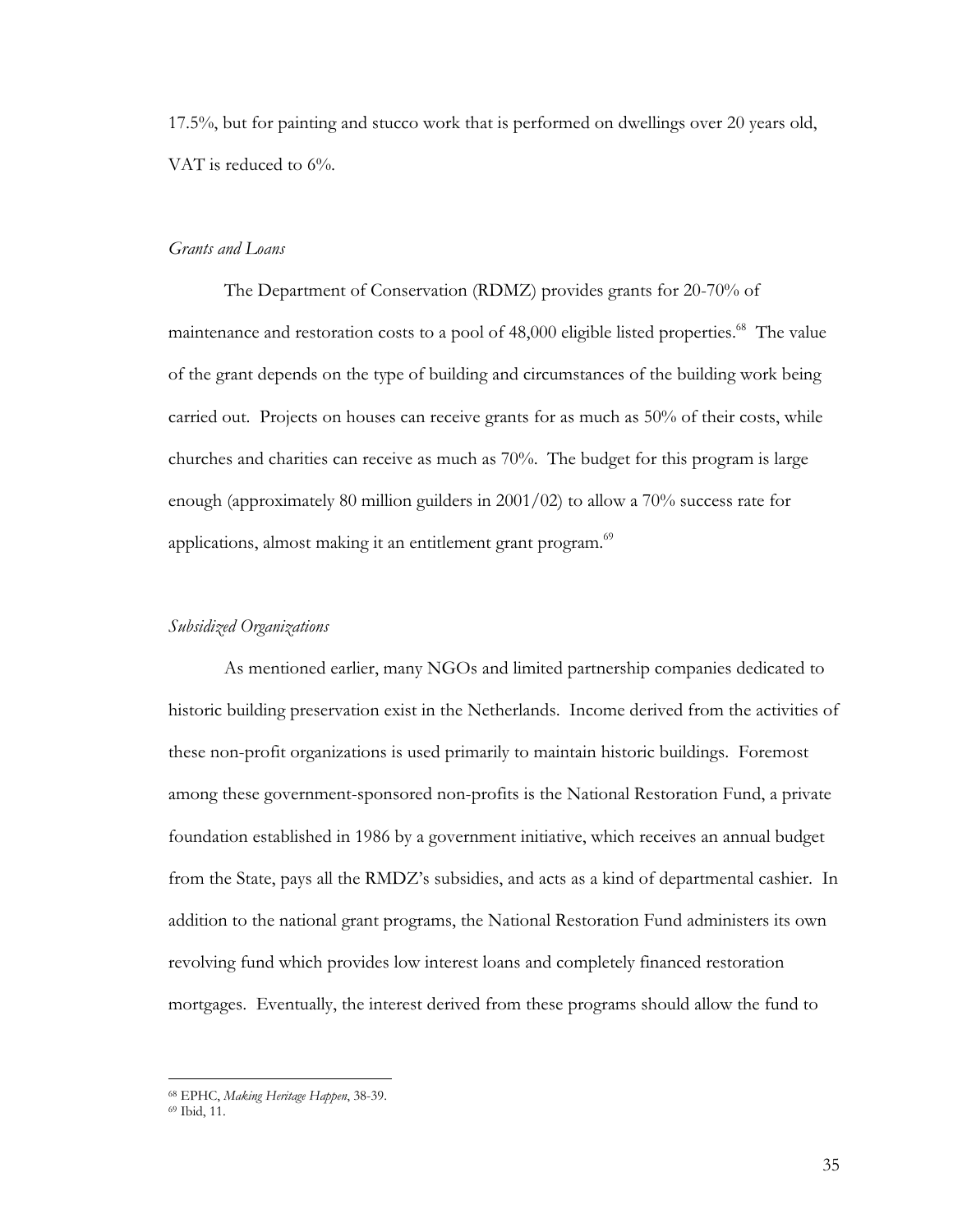17.5%, but for painting and stucco work that is performed on dwellings over 20 years old, VAT is reduced to 6%.

*Grants and Loans*

The Department of Conservation (RDMZ) provides grants for 20-70% of maintenance and restoration costs to a pool of 48,000 eligible listed properties.[68] The value of the grant depends on the type of building and circumstances of the building work being carried out. Projects on houses can receive grants for as much as 50% of their costs, while churches and charities can receive as much as 70%. The budget for this program is large enough (approximately 80 million guilders in 2001/02) to allow a 70% success rate for applications, almost making it an entitlement grant program.[69]

*Subsidized Organizations*

As mentioned earlier, many NGOs and limited partnership companies dedicated to historic building preservation exist in the Netherlands. Income derived from the activities of these non-profit organizations is used primarily to maintain historic buildings. Foremost among these government-sponsored non-profits is the National Restoration Fund, a private foundation established in 1986 by a government initiative, which receives an annual budget from the State, pays all the RMDZ's subsidies, and acts as a kind of departmental cashier. In addition to the national grant programs, the National Restoration Fund administers its own revolving fund which provides low interest loans and completely financed restoration mortgages. Eventually, the interest derived from these programs should allow the fund to

---

[68] EPHC, *Making Heritage Happen*, 38-39.

[69] Ibid, 11.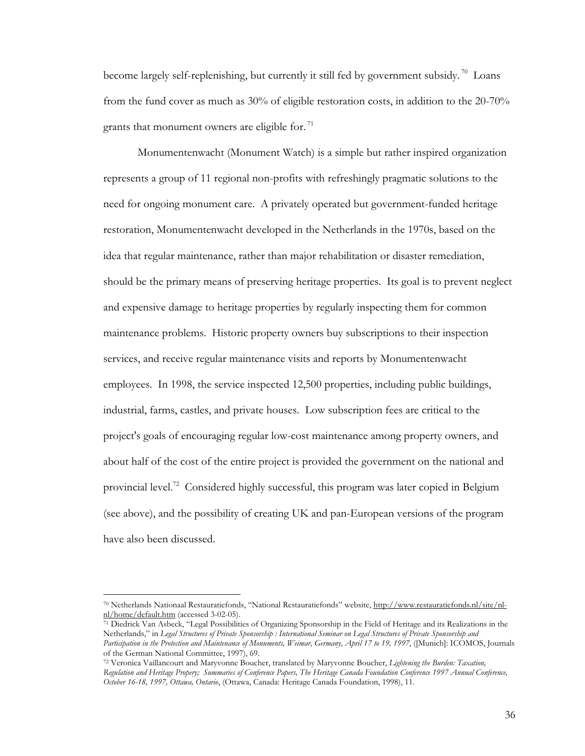become largely self-replenishing, but currently it still fed by government subsidy.[70] Loans from the fund cover as much as 30% of eligible restoration costs, in addition to the 20-70% grants that monument owners are eligible for.[71]

Monumentenwacht (Monument Watch) is a simple but rather inspired organization represents a group of 11 regional non-profits with refreshingly pragmatic solutions to the need for ongoing monument care. A privately operated but government-funded heritage restoration, Monumentenwacht developed in the Netherlands in the 1970s, based on the idea that regular maintenance, rather than major rehabilitation or disaster remediation, should be the primary means of preserving heritage properties. Its goal is to prevent neglect and expensive damage to heritage properties by regularly inspecting them for common maintenance problems. Historic property owners buy subscriptions to their inspection services, and receive regular maintenance visits and reports by Monumentenwacht employees. In 1998, the service inspected 12,500 properties, including public buildings, industrial, farms, castles, and private houses. Low subscription fees are critical to the project's goals of encouraging regular low-cost maintenance among property owners, and about half of the cost of the entire project is provided the government on the national and provincial level.[72] Considered highly successful, this program was later copied in Belgium (see above), and the possibility of creating UK and pan-European versions of the program have also been discussed.

---

[70] Netherlands Nationaal Restauratiefonds, "National Restauratiefonds" website, http://www.restauratiefonds.nl/site/nl-nl/home/default.htm (accessed 3-02-05).

[71] Diedrick Van Asbeck, "Legal Possibilities of Organizing Sponsorship in the Field of Heritage and its Realizations in the Netherlands," in *Legal Structures of Private Sponsorship : International Seminar on Legal Structures of Private Sponsorship and Participation in the Protection and Maintenance of Monuments, Weimar, Germany, April 17 to 19, 1997*, ([Munich]: ICOMOS, Journals of the German National Committee, 1997), 69.

[72] Veronica Vaillancourt and Maryvonne Boucher, translated by Maryvonne Boucher, *Lightening the Burden: Taxation, Regulation and Heritage Propery; Summaries of Conference Papers, The Heritage Canada Foundation Conference 1997 Annual Conference, October 16-18, 1997, Ottawa, Ontario*, (Ottawa, Canada: Heritage Canada Foundation, 1998), 11.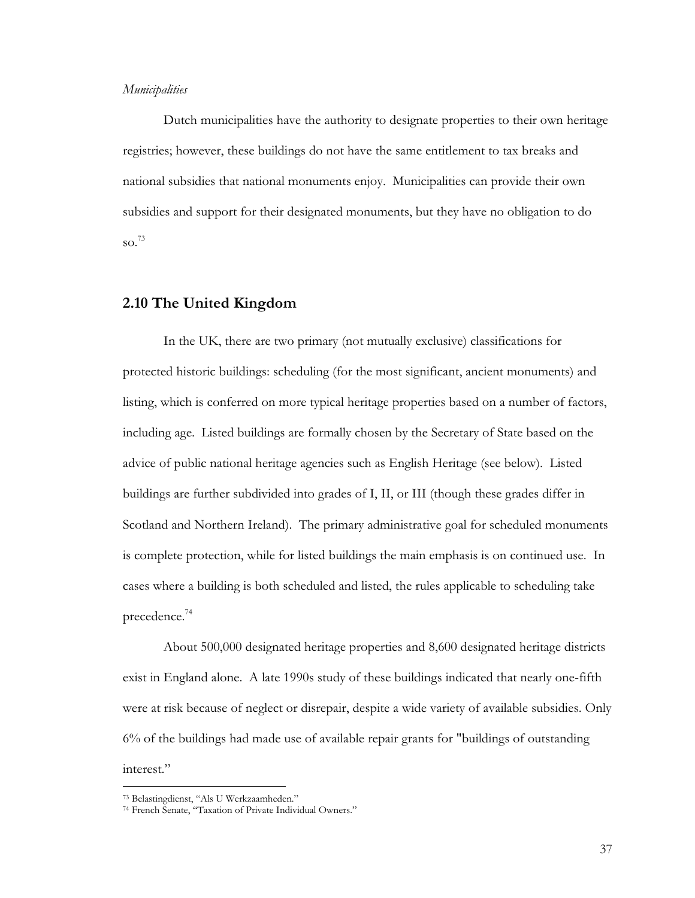*Municipalities*

Dutch municipalities have the authority to designate properties to their own heritage registries; however, these buildings do not have the same entitlement to tax breaks and national subsidies that national monuments enjoy. Municipalities can provide their own subsidies and support for their designated monuments, but they have no obligation to do so.[73]

## 2.10 The United Kingdom

In the UK, there are two primary (not mutually exclusive) classifications for protected historic buildings: scheduling (for the most significant, ancient monuments) and listing, which is conferred on more typical heritage properties based on a number of factors, including age. Listed buildings are formally chosen by the Secretary of State based on the advice of public national heritage agencies such as English Heritage (see below). Listed buildings are further subdivided into grades of I, II, or III (though these grades differ in Scotland and Northern Ireland). The primary administrative goal for scheduled monuments is complete protection, while for listed buildings the main emphasis is on continued use. In cases where a building is both scheduled and listed, the rules applicable to scheduling take precedence.[74]

About 500,000 designated heritage properties and 8,600 designated heritage districts exist in England alone. A late 1990s study of these buildings indicated that nearly one-fifth were at risk because of neglect or disrepair, despite a wide variety of available subsidies. Only 6% of the buildings had made use of available repair grants for "buildings of outstanding interest."

---

[73] Belastingdienst, "Als U Werkzaamheden."

[74] French Senate, "Taxation of Private Individual Owners."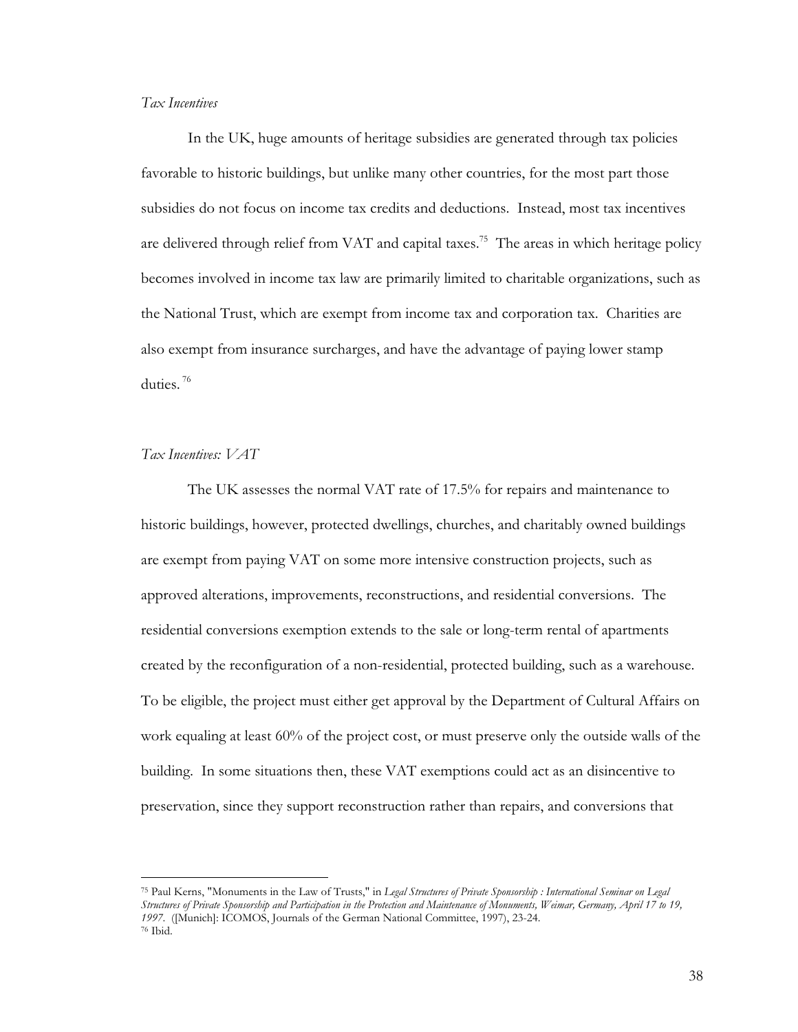*Tax Incentives*

In the UK, huge amounts of heritage subsidies are generated through tax policies favorable to historic buildings, but unlike many other countries, for the most part those subsidies do not focus on income tax credits and deductions. Instead, most tax incentives are delivered through relief from VAT and capital taxes.[75] The areas in which heritage policy becomes involved in income tax law are primarily limited to charitable organizations, such as the National Trust, which are exempt from income tax and corporation tax. Charities are also exempt from insurance surcharges, and have the advantage of paying lower stamp duties.[76]

*Tax Incentives: VAT*

The UK assesses the normal VAT rate of 17.5% for repairs and maintenance to historic buildings, however, protected dwellings, churches, and charitably owned buildings are exempt from paying VAT on some more intensive construction projects, such as approved alterations, improvements, reconstructions, and residential conversions. The residential conversions exemption extends to the sale or long-term rental of apartments created by the reconfiguration of a non-residential, protected building, such as a warehouse. To be eligible, the project must either get approval by the Department of Cultural Affairs on work equaling at least 60% of the project cost, or must preserve only the outside walls of the building. In some situations then, these VAT exemptions could act as an disincentive to preservation, since they support reconstruction rather than repairs, and conversions that

---

[75] Paul Kerns, "Monuments in the Law of Trusts," in *Legal Structures of Private Sponsorship : International Seminar on Legal Structures of Private Sponsorship and Participation in the Protection and Maintenance of Monuments, Weimar, Germany, April 17 to 19, 1997*. ([Munich]: ICOMOS, Journals of the German National Committee, 1997), 23-24.

[76] Ibid.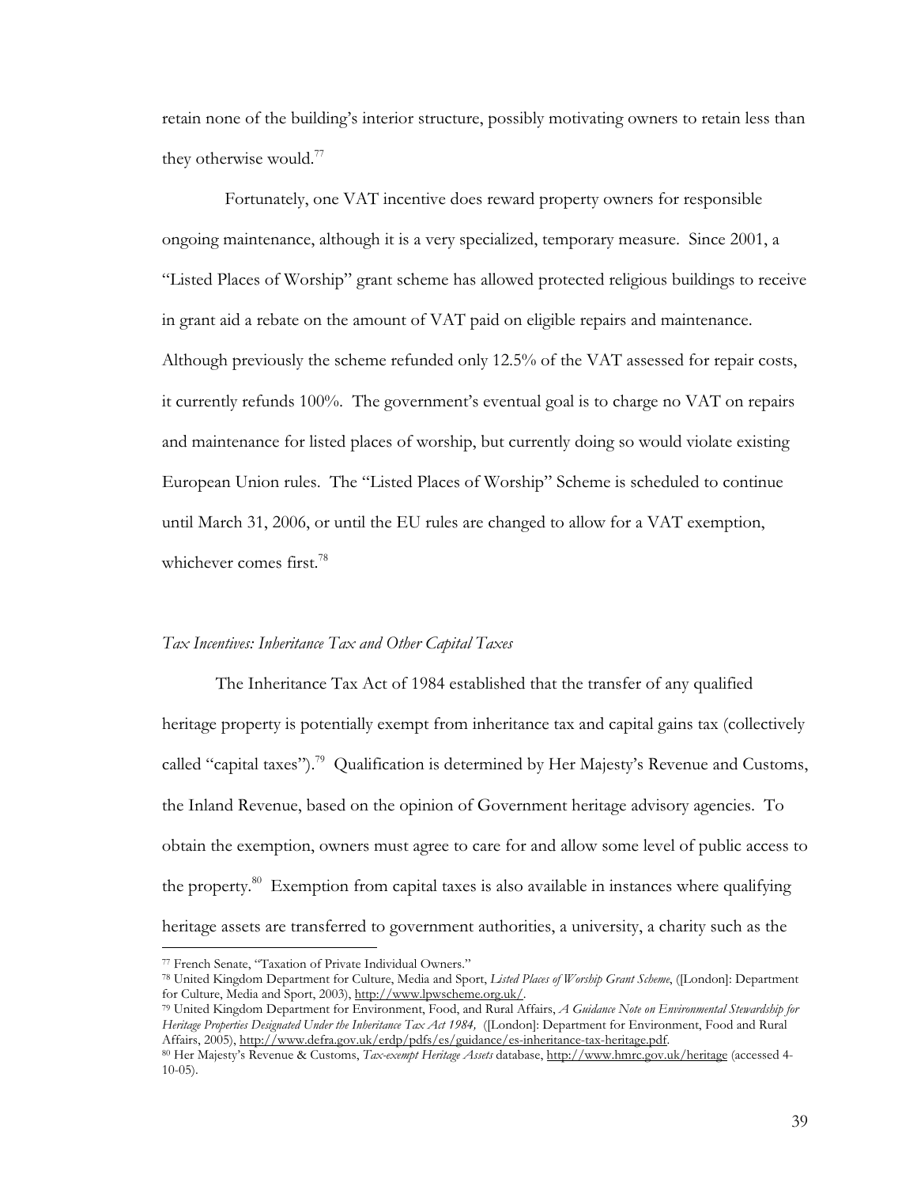retain none of the building's interior structure, possibly motivating owners to retain less than they otherwise would.[77]

Fortunately, one VAT incentive does reward property owners for responsible ongoing maintenance, although it is a very specialized, temporary measure. Since 2001, a "Listed Places of Worship" grant scheme has allowed protected religious buildings to receive in grant aid a rebate on the amount of VAT paid on eligible repairs and maintenance. Although previously the scheme refunded only 12.5% of the VAT assessed for repair costs, it currently refunds 100%. The government's eventual goal is to charge no VAT on repairs and maintenance for listed places of worship, but currently doing so would violate existing European Union rules. The "Listed Places of Worship" Scheme is scheduled to continue until March 31, 2006, or until the EU rules are changed to allow for a VAT exemption, whichever comes first.[78]

### *Tax Incentives: Inheritance Tax and Other Capital Taxes*

The Inheritance Tax Act of 1984 established that the transfer of any qualified heritage property is potentially exempt from inheritance tax and capital gains tax (collectively called "capital taxes").[79] Qualification is determined by Her Majesty's Revenue and Customs, the Inland Revenue, based on the opinion of Government heritage advisory agencies. To obtain the exemption, owners must agree to care for and allow some level of public access to the property.[80] Exemption from capital taxes is also available in instances where qualifying heritage assets are transferred to government authorities, a university, a charity such as the

---

[77] French Senate, "Taxation of Private Individual Owners."

[78] United Kingdom Department for Culture, Media and Sport, *Listed Places of Worship Grant Scheme*, ([London]: Department for Culture, Media and Sport, 2003), http://www.lpwscheme.org.uk/.

[79] United Kingdom Department for Environment, Food, and Rural Affairs, *A Guidance Note on Environmental Stewardship for Heritage Properties Designated Under the Inheritance Tax Act 1984,* ([London]: Department for Environment, Food and Rural Affairs, 2005), http://www.defra.gov.uk/erdp/pdfs/es/guidance/es-inheritance-tax-heritage.pdf.

[80] Her Majesty's Revenue & Customs, *Tax-exempt Heritage Assets* database, http://www.hmrc.gov.uk/heritage (accessed 4-10-05).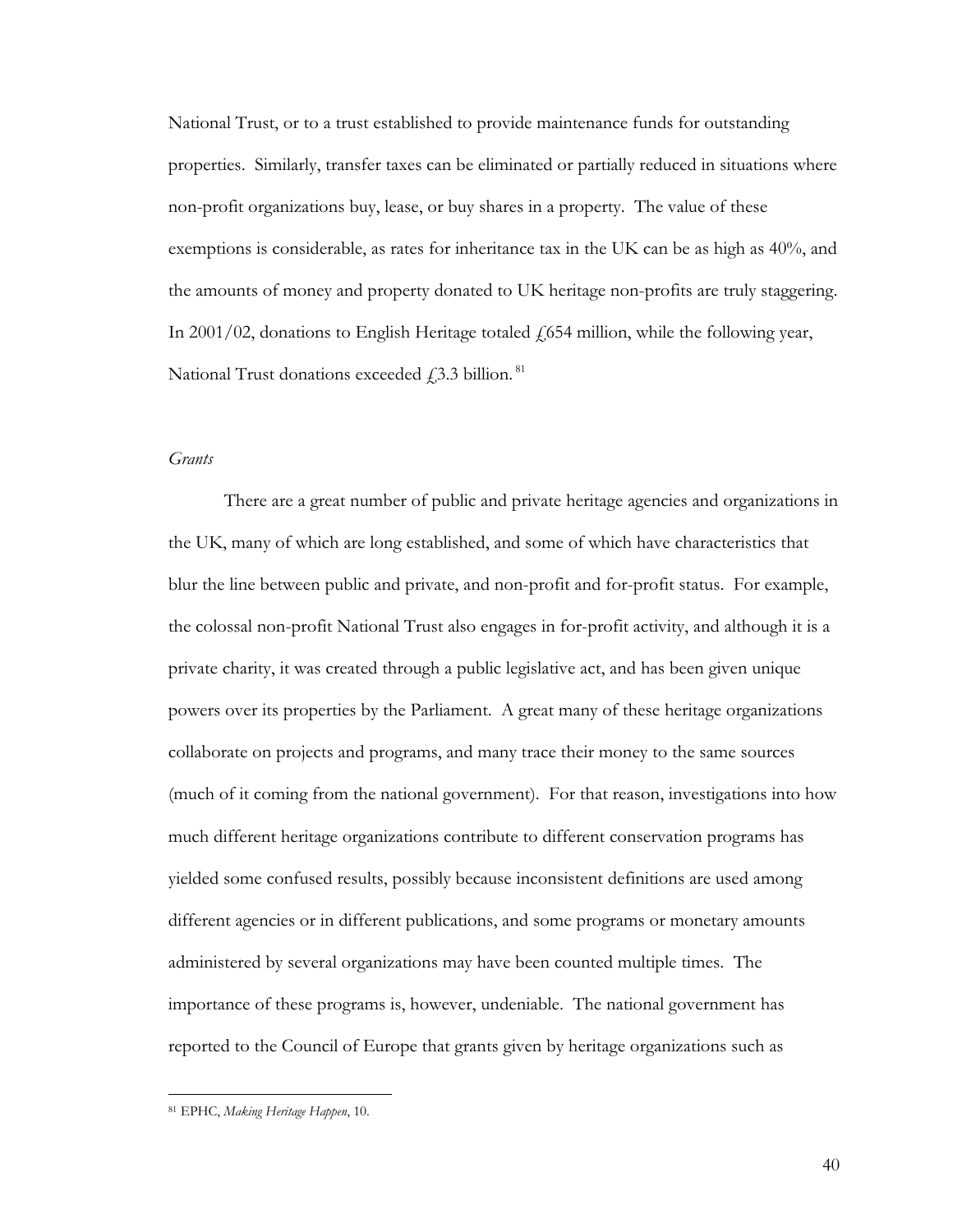National Trust, or to a trust established to provide maintenance funds for outstanding properties. Similarly, transfer taxes can be eliminated or partially reduced in situations where non-profit organizations buy, lease, or buy shares in a property. The value of these exemptions is considerable, as rates for inheritance tax in the UK can be as high as 40%, and the amounts of money and property donated to UK heritage non-profits are truly staggering. In 2001/02, donations to English Heritage totaled £654 million, while the following year, National Trust donations exceeded £3.3 billion.[81]

*Grants*

There are a great number of public and private heritage agencies and organizations in the UK, many of which are long established, and some of which have characteristics that blur the line between public and private, and non-profit and for-profit status. For example, the colossal non-profit National Trust also engages in for-profit activity, and although it is a private charity, it was created through a public legislative act, and has been given unique powers over its properties by the Parliament. A great many of these heritage organizations collaborate on projects and programs, and many trace their money to the same sources (much of it coming from the national government). For that reason, investigations into how much different heritage organizations contribute to different conservation programs has yielded some confused results, possibly because inconsistent definitions are used among different agencies or in different publications, and some programs or monetary amounts administered by several organizations may have been counted multiple times. The importance of these programs is, however, undeniable. The national government has reported to the Council of Europe that grants given by heritage organizations such as

[81] EPHC, *Making Heritage Happen*, 10.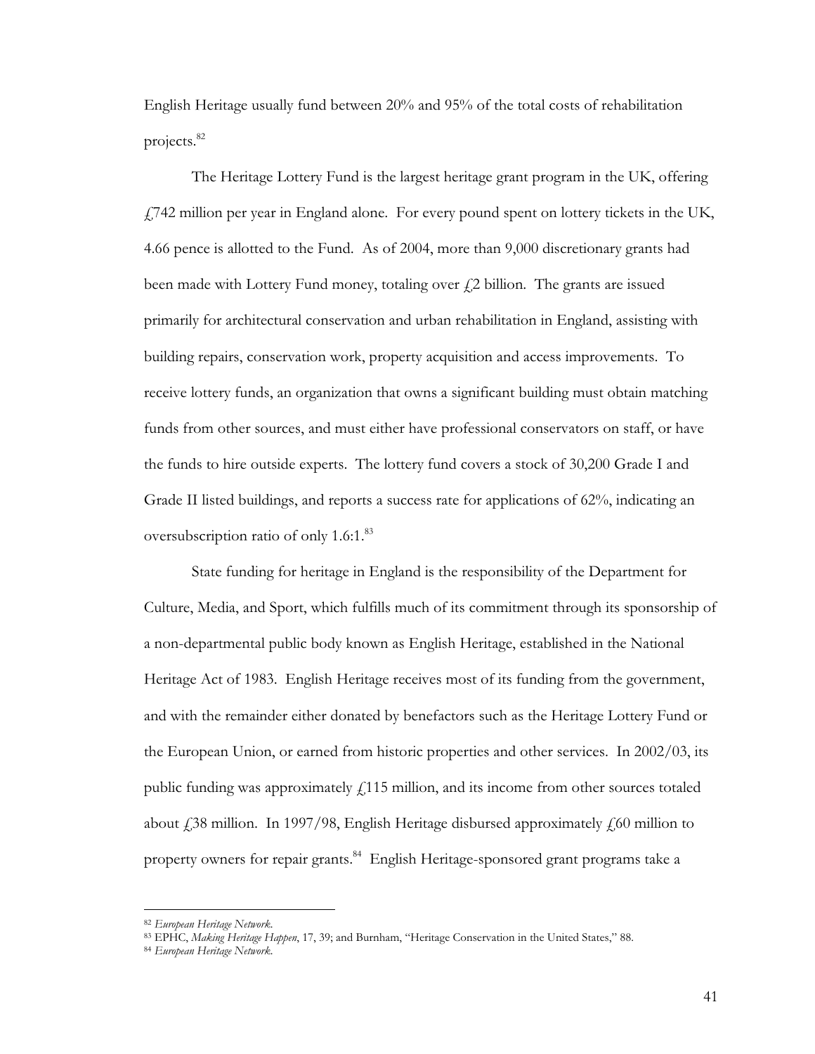English Heritage usually fund between 20% and 95% of the total costs of rehabilitation projects.[82]

The Heritage Lottery Fund is the largest heritage grant program in the UK, offering £742 million per year in England alone. For every pound spent on lottery tickets in the UK, 4.66 pence is allotted to the Fund. As of 2004, more than 9,000 discretionary grants had been made with Lottery Fund money, totaling over £2 billion. The grants are issued primarily for architectural conservation and urban rehabilitation in England, assisting with building repairs, conservation work, property acquisition and access improvements. To receive lottery funds, an organization that owns a significant building must obtain matching funds from other sources, and must either have professional conservators on staff, or have the funds to hire outside experts. The lottery fund covers a stock of 30,200 Grade I and Grade II listed buildings, and reports a success rate for applications of 62%, indicating an oversubscription ratio of only 1.6:1.[83]

State funding for heritage in England is the responsibility of the Department for Culture, Media, and Sport, which fulfills much of its commitment through its sponsorship of a non-departmental public body known as English Heritage, established in the National Heritage Act of 1983. English Heritage receives most of its funding from the government, and with the remainder either donated by benefactors such as the Heritage Lottery Fund or the European Union, or earned from historic properties and other services. In 2002/03, its public funding was approximately £115 million, and its income from other sources totaled about £38 million. In 1997/98, English Heritage disbursed approximately £60 million to property owners for repair grants.[84] English Heritage-sponsored grant programs take a

---

[82] *European Heritage Network.*

[83] EPHC, *Making Heritage Happen*, 17, 39; and Burnham, "Heritage Conservation in the United States," 88.

[84] *European Heritage Network.*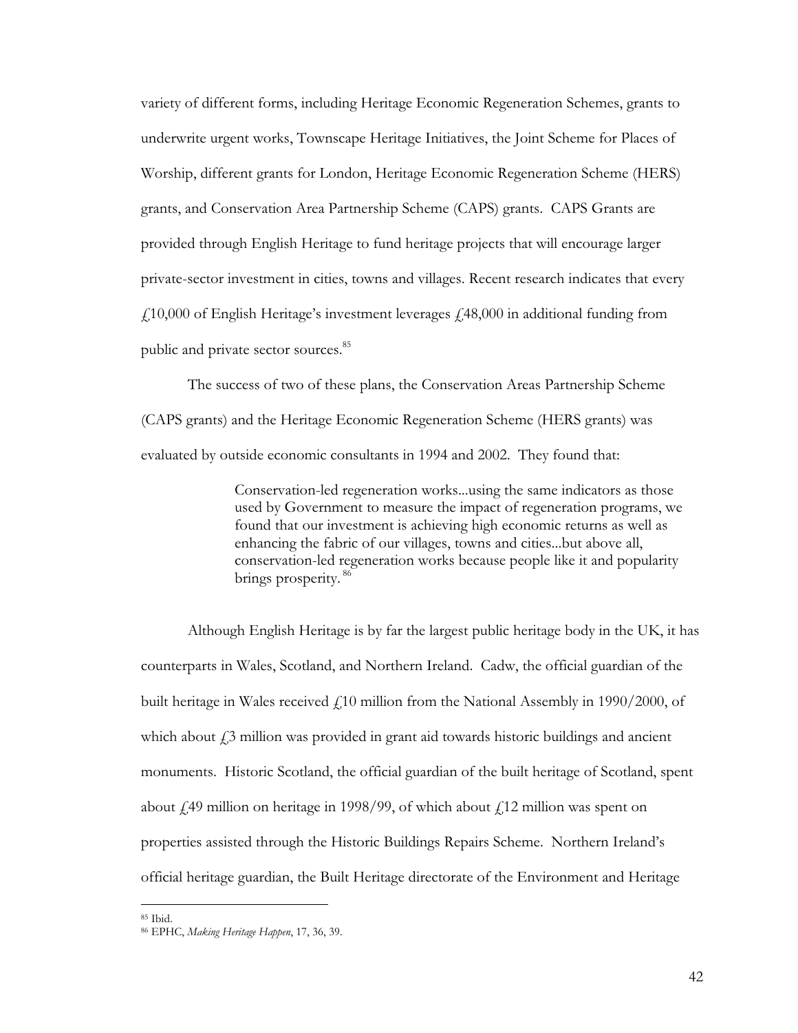variety of different forms, including Heritage Economic Regeneration Schemes, grants to underwrite urgent works, Townscape Heritage Initiatives, the Joint Scheme for Places of Worship, different grants for London, Heritage Economic Regeneration Scheme (HERS) grants, and Conservation Area Partnership Scheme (CAPS) grants. CAPS Grants are provided through English Heritage to fund heritage projects that will encourage larger private-sector investment in cities, towns and villages. Recent research indicates that every £10,000 of English Heritage's investment leverages £48,000 in additional funding from public and private sector sources.[85]

The success of two of these plans, the Conservation Areas Partnership Scheme (CAPS grants) and the Heritage Economic Regeneration Scheme (HERS grants) was evaluated by outside economic consultants in 1994 and 2002. They found that:

> Conservation-led regeneration works...using the same indicators as those used by Government to measure the impact of regeneration programs, we found that our investment is achieving high economic returns as well as enhancing the fabric of our villages, towns and cities...but above all, conservation-led regeneration works because people like it and popularity brings prosperity.[86]

Although English Heritage is by far the largest public heritage body in the UK, it has counterparts in Wales, Scotland, and Northern Ireland. Cadw, the official guardian of the built heritage in Wales received £10 million from the National Assembly in 1990/2000, of which about £3 million was provided in grant aid towards historic buildings and ancient monuments. Historic Scotland, the official guardian of the built heritage of Scotland, spent about £49 million on heritage in 1998/99, of which about £12 million was spent on properties assisted through the Historic Buildings Repairs Scheme. Northern Ireland's official heritage guardian, the Built Heritage directorate of the Environment and Heritage

---

[85] Ibid.

[86] EPHC, *Making Heritage Happen*, 17, 36, 39.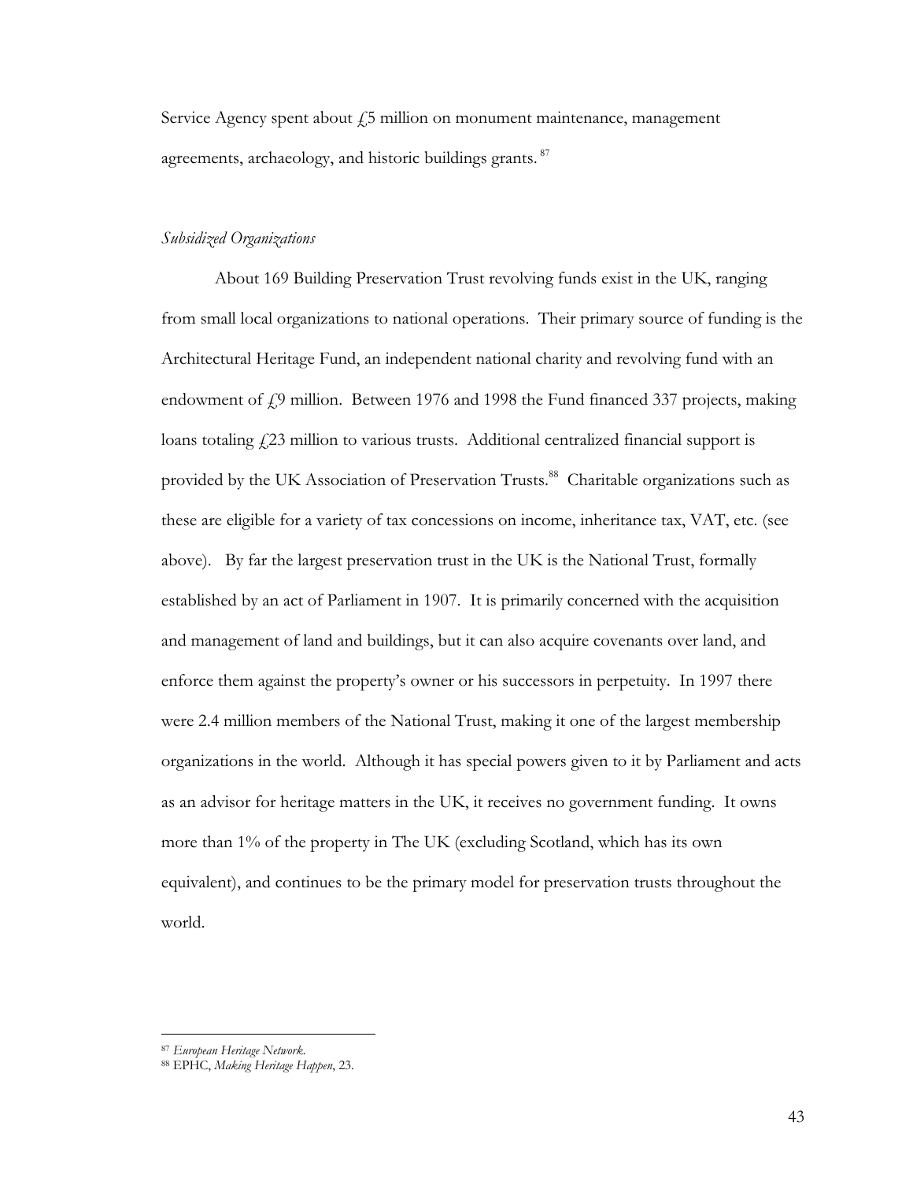Service Agency spent about £5 million on monument maintenance, management agreements, archaeology, and historic buildings grants.[87]

*Subsidized Organizations*

About 169 Building Preservation Trust revolving funds exist in the UK, ranging from small local organizations to national operations. Their primary source of funding is the Architectural Heritage Fund, an independent national charity and revolving fund with an endowment of £9 million. Between 1976 and 1998 the Fund financed 337 projects, making loans totaling £23 million to various trusts. Additional centralized financial support is provided by the UK Association of Preservation Trusts.[88] Charitable organizations such as these are eligible for a variety of tax concessions on income, inheritance tax, VAT, etc. (see above). By far the largest preservation trust in the UK is the National Trust, formally established by an act of Parliament in 1907. It is primarily concerned with the acquisition and management of land and buildings, but it can also acquire covenants over land, and enforce them against the property's owner or his successors in perpetuity. In 1997 there were 2.4 million members of the National Trust, making it one of the largest membership organizations in the world. Although it has special powers given to it by Parliament and acts as an advisor for heritage matters in the UK, it receives no government funding. It owns more than 1% of the property in The UK (excluding Scotland, which has its own equivalent), and continues to be the primary model for preservation trusts throughout the world.

---

[87] *European Heritage Network*.

[88] EPHC, *Making Heritage Happen*, 23.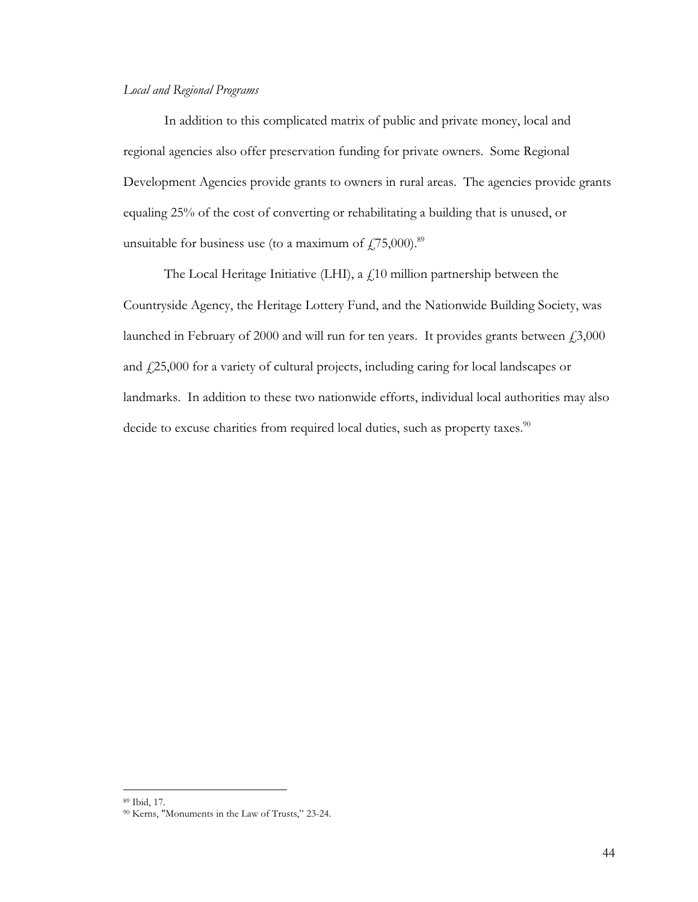*Local and Regional Programs*

In addition to this complicated matrix of public and private money, local and regional agencies also offer preservation funding for private owners. Some Regional Development Agencies provide grants to owners in rural areas. The agencies provide grants equaling 25% of the cost of converting or rehabilitating a building that is unused, or unsuitable for business use (to a maximum of £75,000).[89]

The Local Heritage Initiative (LHI), a £10 million partnership between the Countryside Agency, the Heritage Lottery Fund, and the Nationwide Building Society, was launched in February of 2000 and will run for ten years. It provides grants between £3,000 and £25,000 for a variety of cultural projects, including caring for local landscapes or landmarks. In addition to these two nationwide efforts, individual local authorities may also decide to excuse charities from required local duties, such as property taxes.[90]

---

[89] Ibid, 17.

[90] Kerns, "Monuments in the Law of Trusts," 23-24.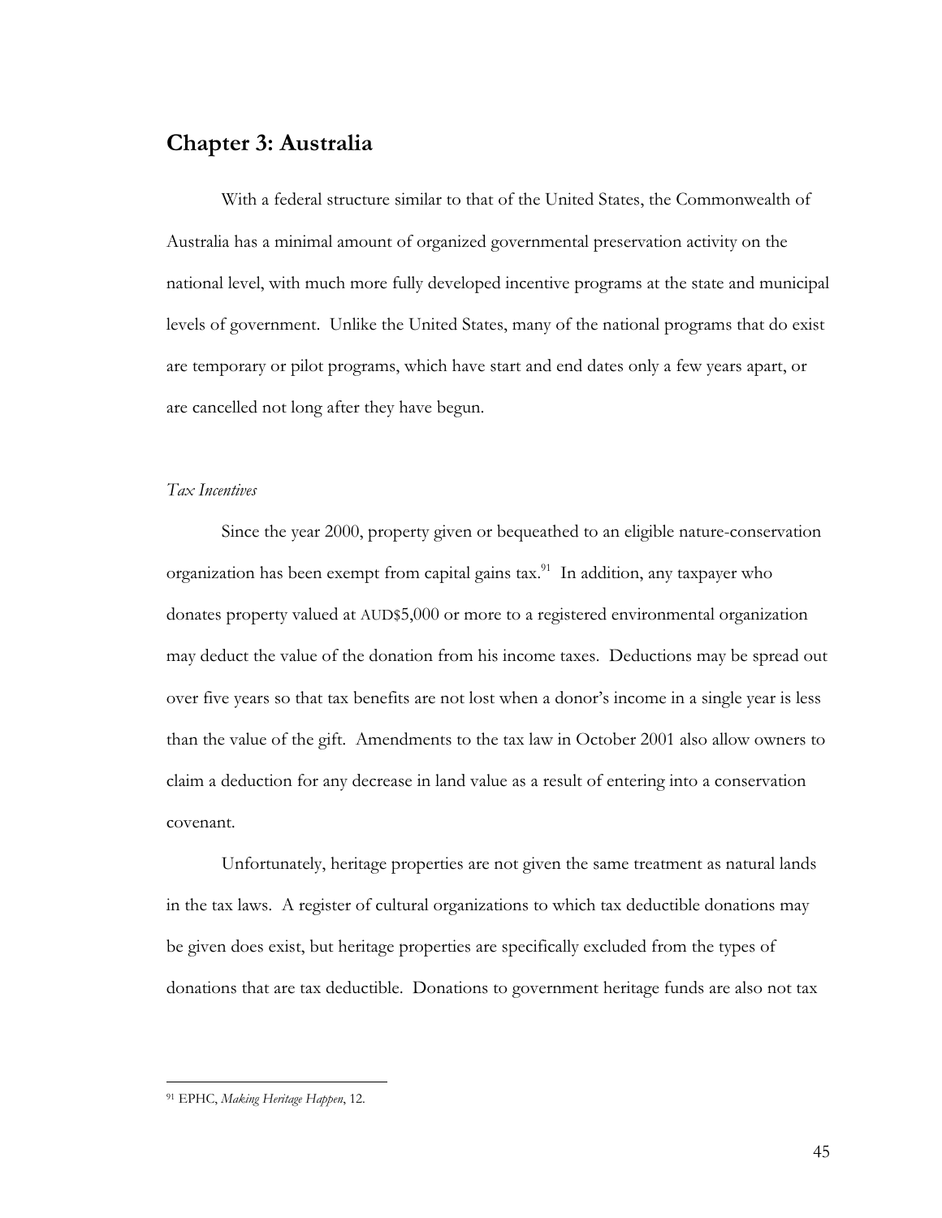## Chapter 3: Australia

With a federal structure similar to that of the United States, the Commonwealth of Australia has a minimal amount of organized governmental preservation activity on the national level, with much more fully developed incentive programs at the state and municipal levels of government. Unlike the United States, many of the national programs that do exist are temporary or pilot programs, which have start and end dates only a few years apart, or are cancelled not long after they have begun.

### *Tax Incentives*

Since the year 2000, property given or bequeathed to an eligible nature-conservation organization has been exempt from capital gains tax.[91] In addition, any taxpayer who donates property valued at AUD$5,000 or more to a registered environmental organization may deduct the value of the donation from his income taxes. Deductions may be spread out over five years so that tax benefits are not lost when a donor's income in a single year is less than the value of the gift. Amendments to the tax law in October 2001 also allow owners to claim a deduction for any decrease in land value as a result of entering into a conservation covenant.

Unfortunately, heritage properties are not given the same treatment as natural lands in the tax laws. A register of cultural organizations to which tax deductible donations may be given does exist, but heritage properties are specifically excluded from the types of donations that are tax deductible. Donations to government heritage funds are also not tax

---

[91] EPHC, *Making Heritage Happen*, 12.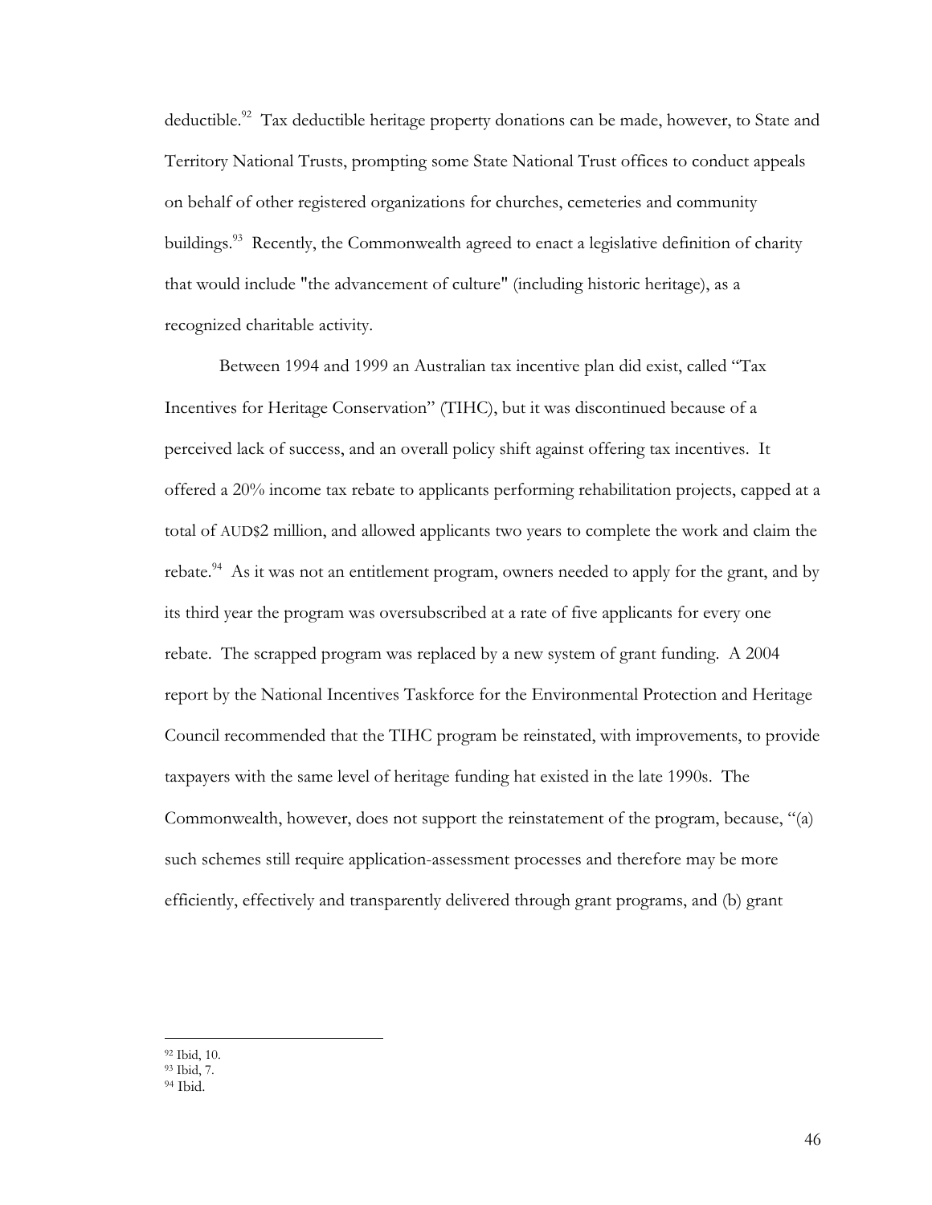deductible.[92] Tax deductible heritage property donations can be made, however, to State and Territory National Trusts, prompting some State National Trust offices to conduct appeals on behalf of other registered organizations for churches, cemeteries and community buildings.[93] Recently, the Commonwealth agreed to enact a legislative definition of charity that would include "the advancement of culture" (including historic heritage), as a recognized charitable activity.

Between 1994 and 1999 an Australian tax incentive plan did exist, called "Tax Incentives for Heritage Conservation" (TIHC), but it was discontinued because of a perceived lack of success, and an overall policy shift against offering tax incentives. It offered a 20% income tax rebate to applicants performing rehabilitation projects, capped at a total of AUD$2 million, and allowed applicants two years to complete the work and claim the rebate.[94] As it was not an entitlement program, owners needed to apply for the grant, and by its third year the program was oversubscribed at a rate of five applicants for every one rebate. The scrapped program was replaced by a new system of grant funding. A 2004 report by the National Incentives Taskforce for the Environmental Protection and Heritage Council recommended that the TIHC program be reinstated, with improvements, to provide taxpayers with the same level of heritage funding hat existed in the late 1990s. The Commonwealth, however, does not support the reinstatement of the program, because, "(a) such schemes still require application-assessment processes and therefore may be more efficiently, effectively and transparently delivered through grant programs, and (b) grant

---

[92] Ibid, 10.

[93] Ibid, 7.

[94] Ibid.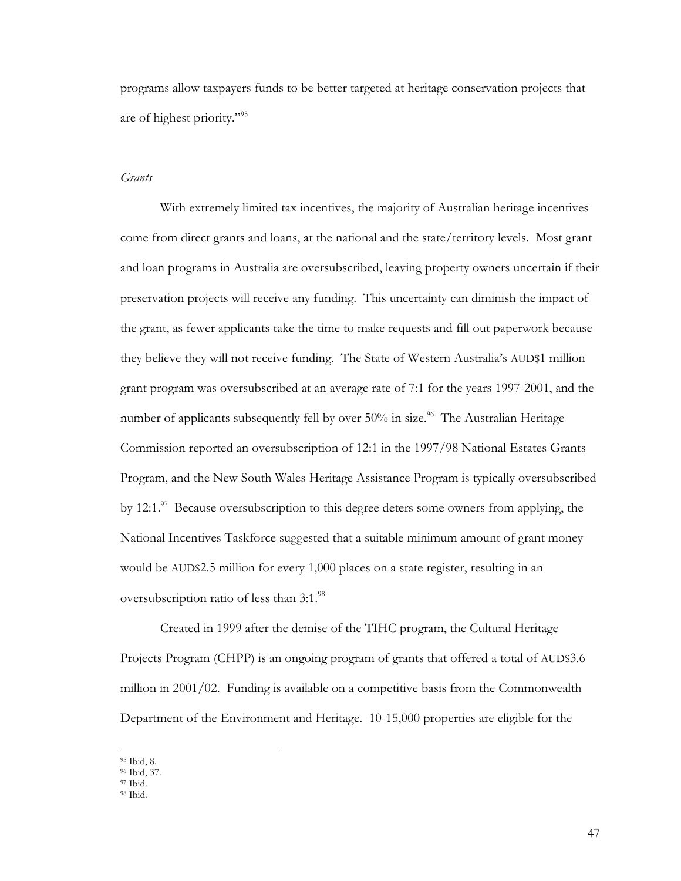programs allow taxpayers funds to be better targeted at heritage conservation projects that are of highest priority."[95]

*Grants*

With extremely limited tax incentives, the majority of Australian heritage incentives come from direct grants and loans, at the national and the state/territory levels. Most grant and loan programs in Australia are oversubscribed, leaving property owners uncertain if their preservation projects will receive any funding. This uncertainty can diminish the impact of the grant, as fewer applicants take the time to make requests and fill out paperwork because they believe they will not receive funding. The State of Western Australia's AUD$1 million grant program was oversubscribed at an average rate of 7:1 for the years 1997-2001, and the number of applicants subsequently fell by over 50% in size.[96] The Australian Heritage Commission reported an oversubscription of 12:1 in the 1997/98 National Estates Grants Program, and the New South Wales Heritage Assistance Program is typically oversubscribed by 12:1.[97] Because oversubscription to this degree deters some owners from applying, the National Incentives Taskforce suggested that a suitable minimum amount of grant money would be AUD$2.5 million for every 1,000 places on a state register, resulting in an oversubscription ratio of less than 3:1.[98]

Created in 1999 after the demise of the TIHC program, the Cultural Heritage Projects Program (CHPP) is an ongoing program of grants that offered a total of AUD$3.6 million in 2001/02. Funding is available on a competitive basis from the Commonwealth Department of the Environment and Heritage. 10-15,000 properties are eligible for the

---

[95] Ibid, 8.
[96] Ibid, 37.
[97] Ibid.
[98] Ibid.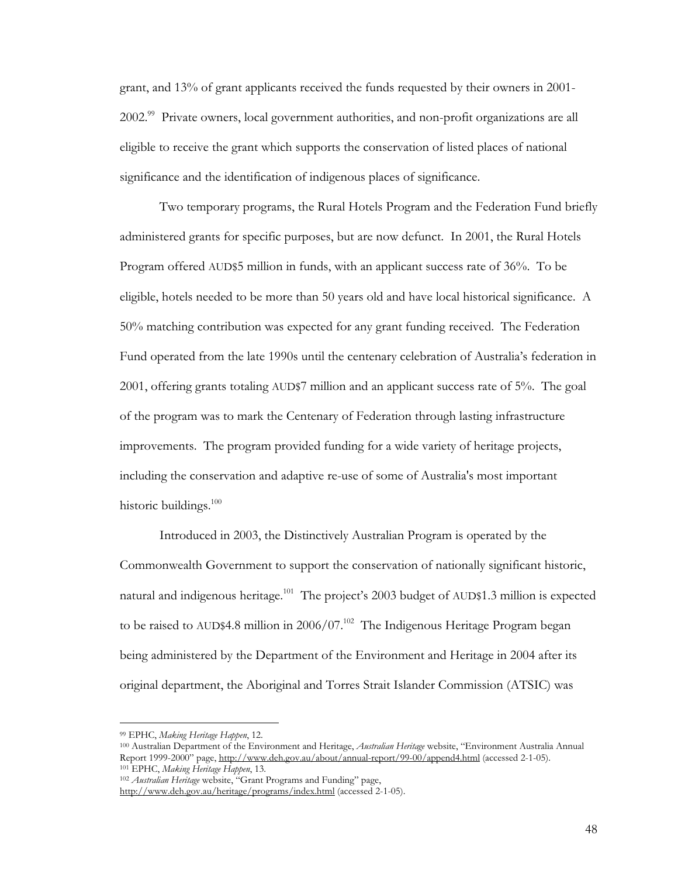grant, and 13% of grant applicants received the funds requested by their owners in 2001-2002.[99] Private owners, local government authorities, and non-profit organizations are all eligible to receive the grant which supports the conservation of listed places of national significance and the identification of indigenous places of significance.

Two temporary programs, the Rural Hotels Program and the Federation Fund briefly administered grants for specific purposes, but are now defunct. In 2001, the Rural Hotels Program offered AUD$5 million in funds, with an applicant success rate of 36%. To be eligible, hotels needed to be more than 50 years old and have local historical significance. A 50% matching contribution was expected for any grant funding received. The Federation Fund operated from the late 1990s until the centenary celebration of Australia's federation in 2001, offering grants totaling AUD$7 million and an applicant success rate of 5%. The goal of the program was to mark the Centenary of Federation through lasting infrastructure improvements. The program provided funding for a wide variety of heritage projects, including the conservation and adaptive re-use of some of Australia's most important historic buildings.[100]

Introduced in 2003, the Distinctively Australian Program is operated by the Commonwealth Government to support the conservation of nationally significant historic, natural and indigenous heritage.[101] The project's 2003 budget of AUD$1.3 million is expected to be raised to AUD$4.8 million in 2006/07.[102] The Indigenous Heritage Program began being administered by the Department of the Environment and Heritage in 2004 after its original department, the Aboriginal and Torres Strait Islander Commission (ATSIC) was

---

[99] EPHC, *Making Heritage Happen*, 12.

[100] Australian Department of the Environment and Heritage, *Australian Heritage* website, "Environment Australia Annual Report 1999-2000" page, http://www.deh.gov.au/about/annual-report/99-00/append4.html (accessed 2-1-05).

[101] EPHC, *Making Heritage Happen*, 13.

[102] *Australian Heritage* website, "Grant Programs and Funding" page, http://www.deh.gov.au/heritage/programs/index.html (accessed 2-1-05).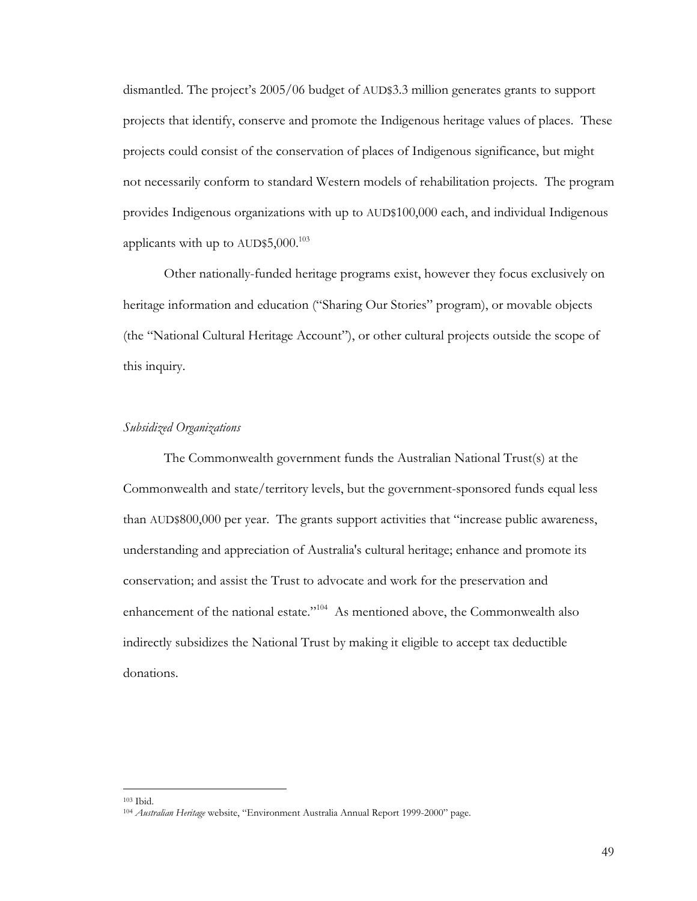dismantled. The project's 2005/06 budget of AUD$3.3 million generates grants to support projects that identify, conserve and promote the Indigenous heritage values of places. These projects could consist of the conservation of places of Indigenous significance, but might not necessarily conform to standard Western models of rehabilitation projects. The program provides Indigenous organizations with up to AUD$100,000 each, and individual Indigenous applicants with up to AUD$5,000.[103]

Other nationally-funded heritage programs exist, however they focus exclusively on heritage information and education ("Sharing Our Stories" program), or movable objects (the "National Cultural Heritage Account"), or other cultural projects outside the scope of this inquiry.

*Subsidized Organizations*

The Commonwealth government funds the Australian National Trust(s) at the Commonwealth and state/territory levels, but the government-sponsored funds equal less than AUD$800,000 per year. The grants support activities that "increase public awareness, understanding and appreciation of Australia's cultural heritage; enhance and promote its conservation; and assist the Trust to advocate and work for the preservation and enhancement of the national estate."[104] As mentioned above, the Commonwealth also indirectly subsidizes the National Trust by making it eligible to accept tax deductible donations.

---

[103] Ibid.

[104] *Australian Heritage* website, "Environment Australia Annual Report 1999-2000" page.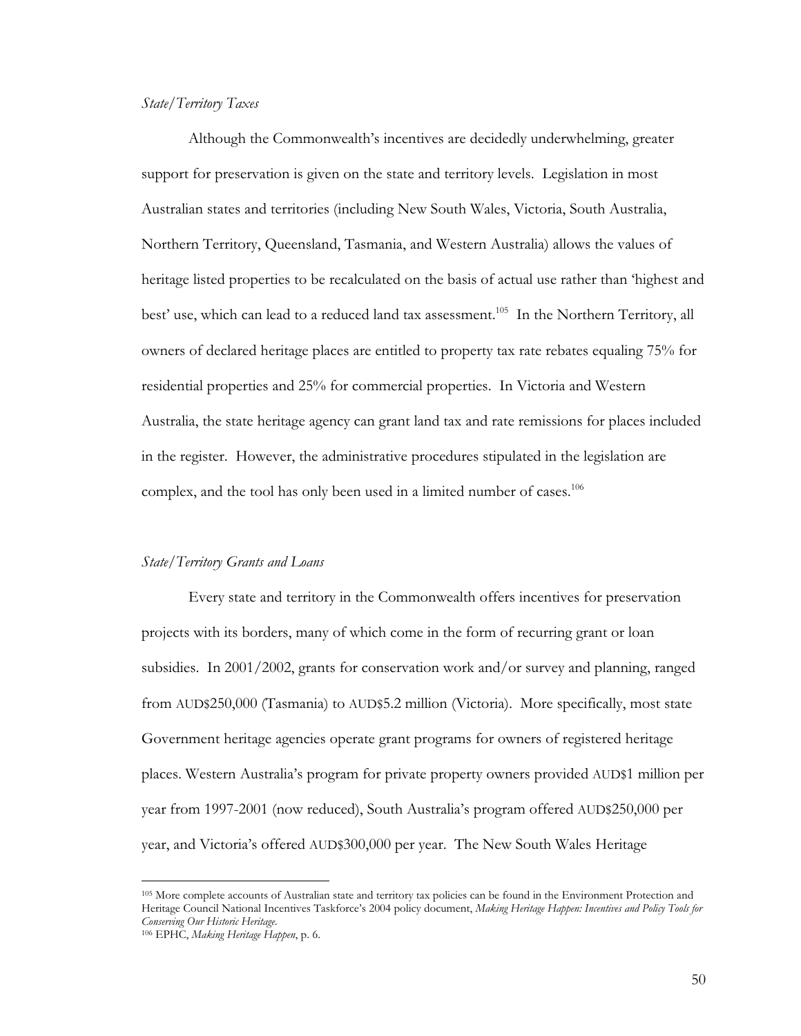*State/Territory Taxes*

Although the Commonwealth's incentives are decidedly underwhelming, greater support for preservation is given on the state and territory levels. Legislation in most Australian states and territories (including New South Wales, Victoria, South Australia, Northern Territory, Queensland, Tasmania, and Western Australia) allows the values of heritage listed properties to be recalculated on the basis of actual use rather than 'highest and best' use, which can lead to a reduced land tax assessment.[105] In the Northern Territory, all owners of declared heritage places are entitled to property tax rate rebates equaling 75% for residential properties and 25% for commercial properties. In Victoria and Western Australia, the state heritage agency can grant land tax and rate remissions for places included in the register. However, the administrative procedures stipulated in the legislation are complex, and the tool has only been used in a limited number of cases.[106]

*State/Territory Grants and Loans*

Every state and territory in the Commonwealth offers incentives for preservation projects with its borders, many of which come in the form of recurring grant or loan subsidies. In 2001/2002, grants for conservation work and/or survey and planning, ranged from AUD$250,000 (Tasmania) to AUD$5.2 million (Victoria). More specifically, most state Government heritage agencies operate grant programs for owners of registered heritage places. Western Australia's program for private property owners provided AUD$1 million per year from 1997-2001 (now reduced), South Australia's program offered AUD$250,000 per year, and Victoria's offered AUD$300,000 per year. The New South Wales Heritage

[105] More complete accounts of Australian state and territory tax policies can be found in the Environment Protection and Heritage Council National Incentives Taskforce's 2004 policy document, *Making Heritage Happen: Incentives and Policy Tools for Conserving Our Historic Heritage.*

[106] EPHC, *Making Heritage Happen*, p. 6.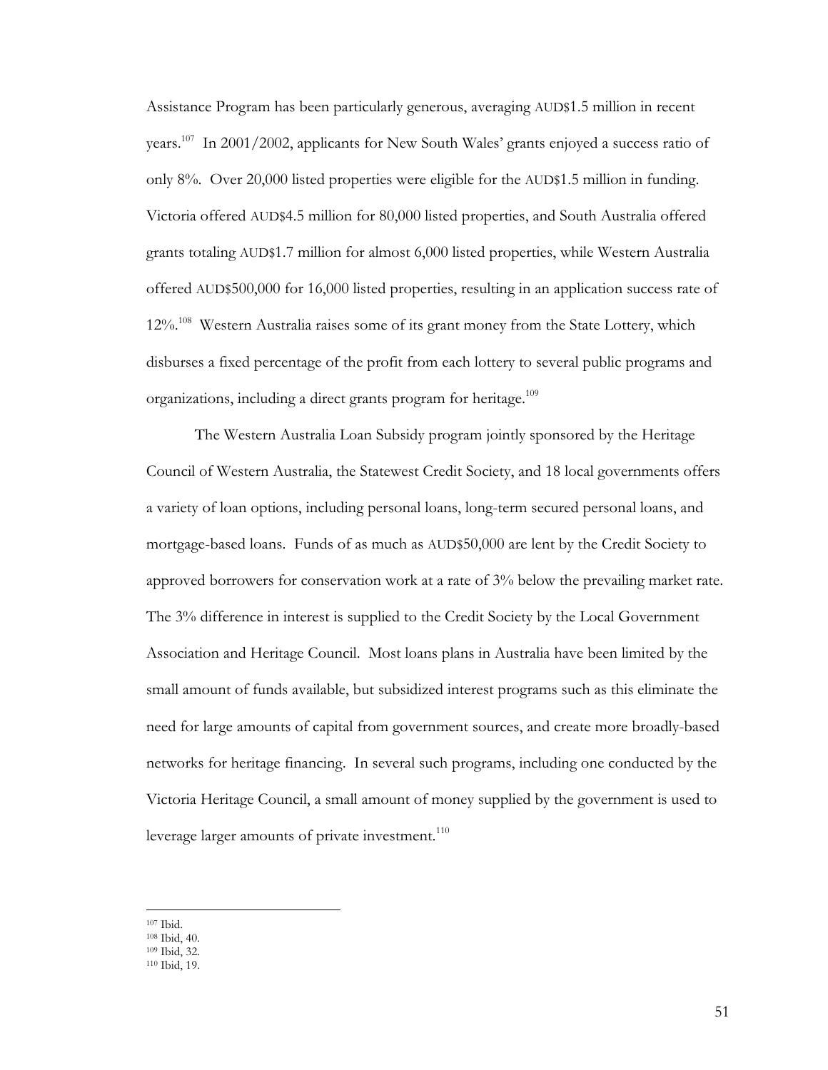Assistance Program has been particularly generous, averaging AUD$1.5 million in recent years.[107] In 2001/2002, applicants for New South Wales' grants enjoyed a success ratio of only 8%. Over 20,000 listed properties were eligible for the AUD$1.5 million in funding. Victoria offered AUD$4.5 million for 80,000 listed properties, and South Australia offered grants totaling AUD$1.7 million for almost 6,000 listed properties, while Western Australia offered AUD$500,000 for 16,000 listed properties, resulting in an application success rate of 12%.[108] Western Australia raises some of its grant money from the State Lottery, which disburses a fixed percentage of the profit from each lottery to several public programs and organizations, including a direct grants program for heritage.[109]

The Western Australia Loan Subsidy program jointly sponsored by the Heritage Council of Western Australia, the Statewest Credit Society, and 18 local governments offers a variety of loan options, including personal loans, long-term secured personal loans, and mortgage-based loans. Funds of as much as AUD$50,000 are lent by the Credit Society to approved borrowers for conservation work at a rate of 3% below the prevailing market rate. The 3% difference in interest is supplied to the Credit Society by the Local Government Association and Heritage Council. Most loans plans in Australia have been limited by the small amount of funds available, but subsidized interest programs such as this eliminate the need for large amounts of capital from government sources, and create more broadly-based networks for heritage financing. In several such programs, including one conducted by the Victoria Heritage Council, a small amount of money supplied by the government is used to leverage larger amounts of private investment.[110]

---

[107] Ibid.
[108] Ibid, 40.
[109] Ibid, 32.
[110] Ibid, 19.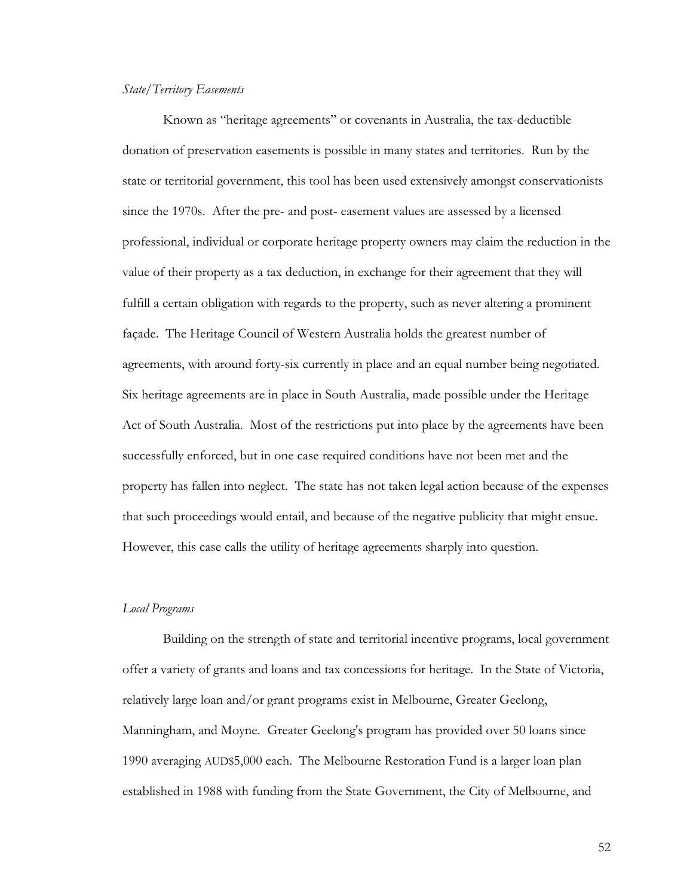*State/Territory Easements*

Known as "heritage agreements" or covenants in Australia, the tax-deductible donation of preservation easements is possible in many states and territories. Run by the state or territorial government, this tool has been used extensively amongst conservationists since the 1970s. After the pre- and post- easement values are assessed by a licensed professional, individual or corporate heritage property owners may claim the reduction in the value of their property as a tax deduction, in exchange for their agreement that they will fulfill a certain obligation with regards to the property, such as never altering a prominent façade. The Heritage Council of Western Australia holds the greatest number of agreements, with around forty-six currently in place and an equal number being negotiated. Six heritage agreements are in place in South Australia, made possible under the Heritage Act of South Australia. Most of the restrictions put into place by the agreements have been successfully enforced, but in one case required conditions have not been met and the property has fallen into neglect. The state has not taken legal action because of the expenses that such proceedings would entail, and because of the negative publicity that might ensue. However, this case calls the utility of heritage agreements sharply into question.

*Local Programs*

Building on the strength of state and territorial incentive programs, local government offer a variety of grants and loans and tax concessions for heritage. In the State of Victoria, relatively large loan and/or grant programs exist in Melbourne, Greater Geelong, Manningham, and Moyne. Greater Geelong's program has provided over 50 loans since 1990 averaging AUD$5,000 each. The Melbourne Restoration Fund is a larger loan plan established in 1988 with funding from the State Government, the City of Melbourne, and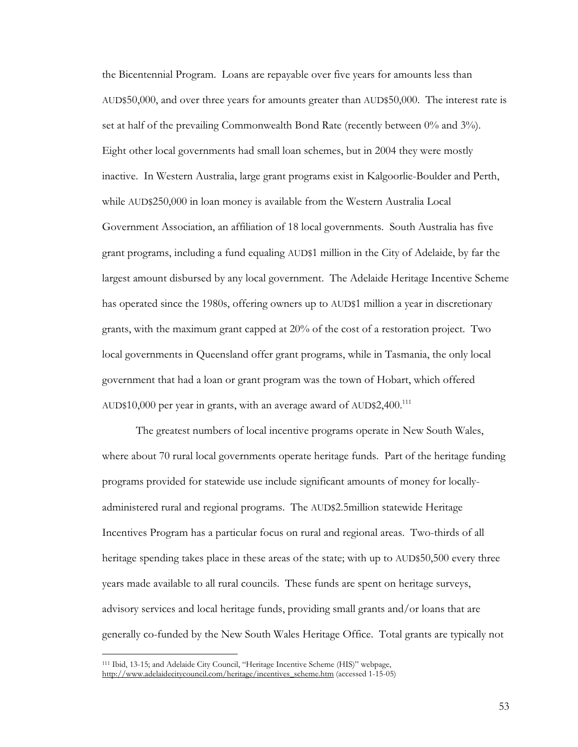the Bicentennial Program. Loans are repayable over five years for amounts less than AUD$50,000, and over three years for amounts greater than AUD$50,000. The interest rate is set at half of the prevailing Commonwealth Bond Rate (recently between 0% and 3%). Eight other local governments had small loan schemes, but in 2004 they were mostly inactive. In Western Australia, large grant programs exist in Kalgoorlie-Boulder and Perth, while AUD$250,000 in loan money is available from the Western Australia Local Government Association, an affiliation of 18 local governments. South Australia has five grant programs, including a fund equaling AUD$1 million in the City of Adelaide, by far the largest amount disbursed by any local government. The Adelaide Heritage Incentive Scheme has operated since the 1980s, offering owners up to AUD$1 million a year in discretionary grants, with the maximum grant capped at 20% of the cost of a restoration project. Two local governments in Queensland offer grant programs, while in Tasmania, the only local government that had a loan or grant program was the town of Hobart, which offered AUD$10,000 per year in grants, with an average award of AUD$2,400.[111]

The greatest numbers of local incentive programs operate in New South Wales, where about 70 rural local governments operate heritage funds. Part of the heritage funding programs provided for statewide use include significant amounts of money for locally-administered rural and regional programs. The AUD$2.5million statewide Heritage Incentives Program has a particular focus on rural and regional areas. Two-thirds of all heritage spending takes place in these areas of the state; with up to AUD$50,500 every three years made available to all rural councils. These funds are spent on heritage surveys, advisory services and local heritage funds, providing small grants and/or loans that are generally co-funded by the New South Wales Heritage Office. Total grants are typically not

---

[111] Ibid, 13-15; and Adelaide City Council, "Heritage Incentive Scheme (HIS)" webpage, http://www.adelaidecitycouncil.com/heritage/incentives_scheme.htm (accessed 1-15-05)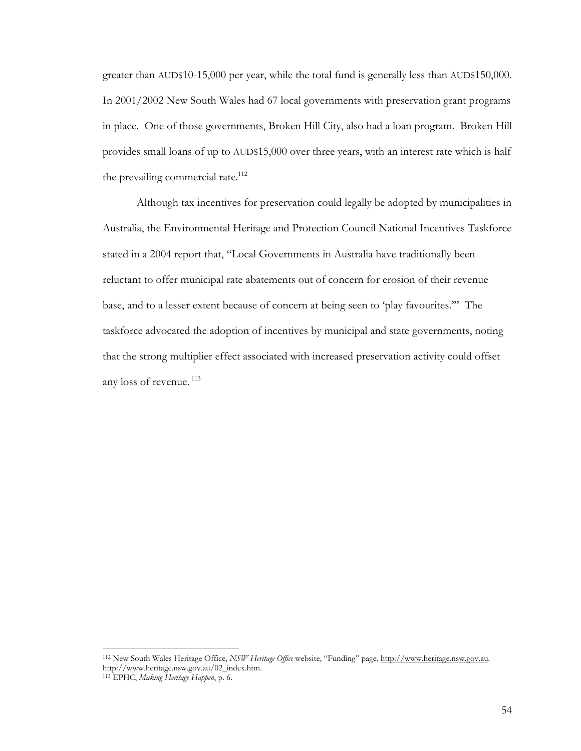greater than AUD$10-15,000 per year, while the total fund is generally less than AUD$150,000. In 2001/2002 New South Wales had 67 local governments with preservation grant programs in place. One of those governments, Broken Hill City, also had a loan program. Broken Hill provides small loans of up to AUD$15,000 over three years, with an interest rate which is half the prevailing commercial rate.[112]

Although tax incentives for preservation could legally be adopted by municipalities in Australia, the Environmental Heritage and Protection Council National Incentives Taskforce stated in a 2004 report that, "Local Governments in Australia have traditionally been reluctant to offer municipal rate abatements out of concern for erosion of their revenue base, and to a lesser extent because of concern at being seen to 'play favourites.'" The taskforce advocated the adoption of incentives by municipal and state governments, noting that the strong multiplier effect associated with increased preservation activity could offset any loss of revenue.[113]

---

[112] New South Wales Heritage Office, *NSW Heritage Office* website, "Funding" page, http://www.heritage.nsw.gov.au. http://www.heritage.nsw.gov.au/02_index.htm.

[113] EPHC, *Making Heritage Happen*, p. 6.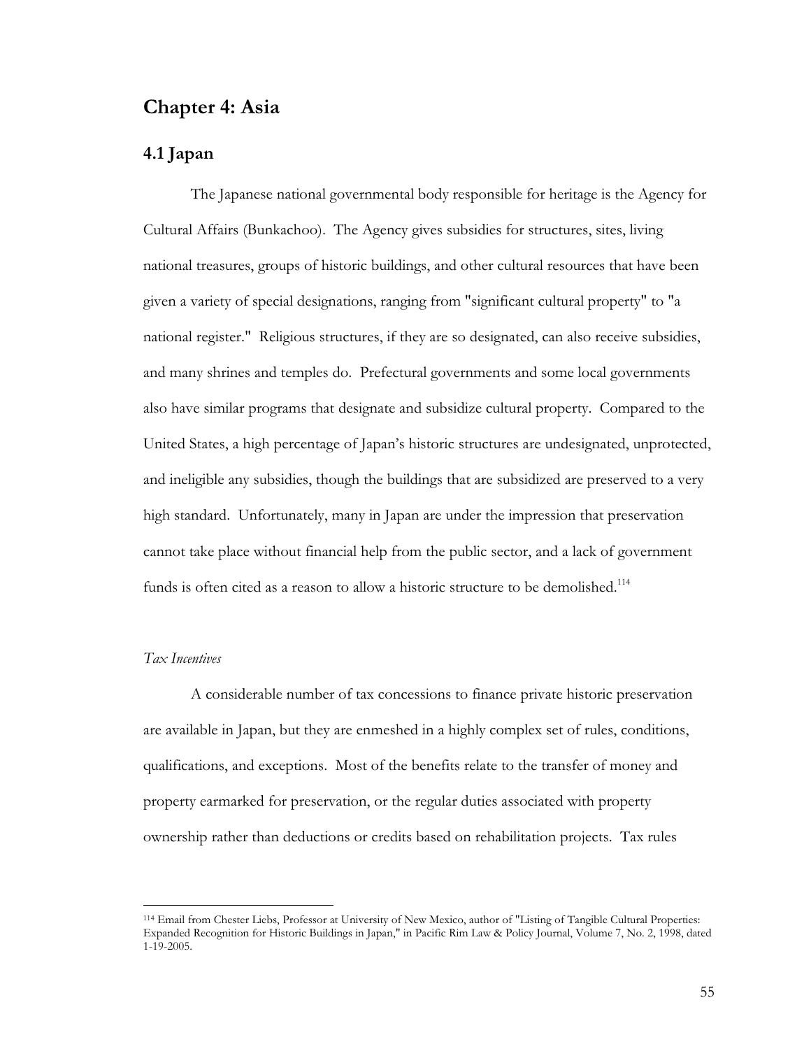# Chapter 4: Asia

## 4.1 Japan

The Japanese national governmental body responsible for heritage is the Agency for Cultural Affairs (Bunkachoo). The Agency gives subsidies for structures, sites, living national treasures, groups of historic buildings, and other cultural resources that have been given a variety of special designations, ranging from "significant cultural property" to "a national register." Religious structures, if they are so designated, can also receive subsidies, and many shrines and temples do. Prefectural governments and some local governments also have similar programs that designate and subsidize cultural property. Compared to the United States, a high percentage of Japan's historic structures are undesignated, unprotected, and ineligible any subsidies, though the buildings that are subsidized are preserved to a very high standard. Unfortunately, many in Japan are under the impression that preservation cannot take place without financial help from the public sector, and a lack of government funds is often cited as a reason to allow a historic structure to be demolished.[114]

*Tax Incentives*

A considerable number of tax concessions to finance private historic preservation are available in Japan, but they are enmeshed in a highly complex set of rules, conditions, qualifications, and exceptions. Most of the benefits relate to the transfer of money and property earmarked for preservation, or the regular duties associated with property ownership rather than deductions or credits based on rehabilitation projects. Tax rules

---

[114] Email from Chester Liebs, Professor at University of New Mexico, author of "Listing of Tangible Cultural Properties: Expanded Recognition for Historic Buildings in Japan," in Pacific Rim Law & Policy Journal, Volume 7, No. 2, 1998, dated 1-19-2005.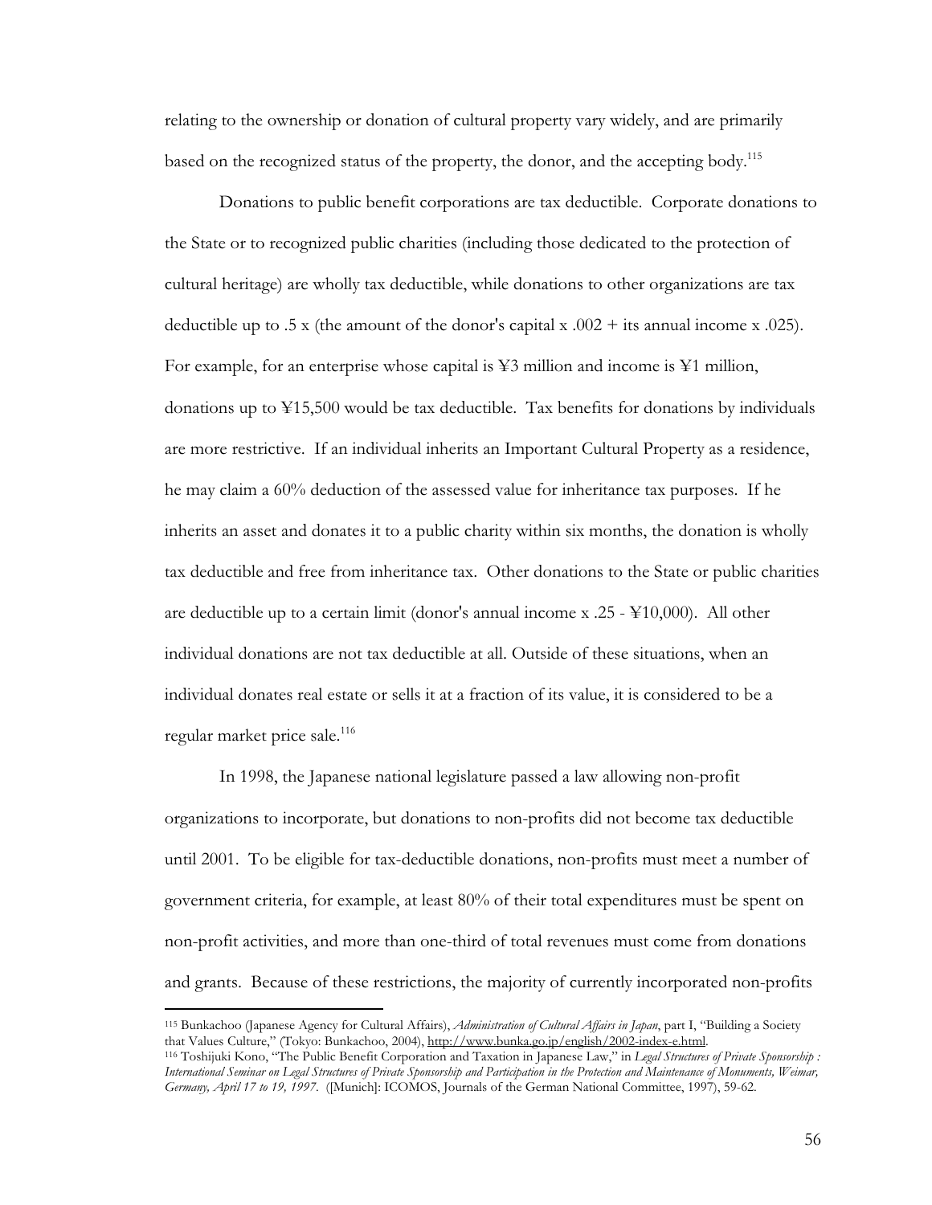relating to the ownership or donation of cultural property vary widely, and are primarily based on the recognized status of the property, the donor, and the accepting body.[115]

Donations to public benefit corporations are tax deductible. Corporate donations to the State or to recognized public charities (including those dedicated to the protection of cultural heritage) are wholly tax deductible, while donations to other organizations are tax deductible up to .5 x (the amount of the donor's capital x .002 + its annual income x .025). For example, for an enterprise whose capital is ¥3 million and income is ¥1 million, donations up to ¥15,500 would be tax deductible. Tax benefits for donations by individuals are more restrictive. If an individual inherits an Important Cultural Property as a residence, he may claim a 60% deduction of the assessed value for inheritance tax purposes. If he inherits an asset and donates it to a public charity within six months, the donation is wholly tax deductible and free from inheritance tax. Other donations to the State or public charities are deductible up to a certain limit (donor's annual income x .25 - ¥10,000). All other individual donations are not tax deductible at all. Outside of these situations, when an individual donates real estate or sells it at a fraction of its value, it is considered to be a regular market price sale.[116]

In 1998, the Japanese national legislature passed a law allowing non-profit organizations to incorporate, but donations to non-profits did not become tax deductible until 2001. To be eligible for tax-deductible donations, non-profits must meet a number of government criteria, for example, at least 80% of their total expenditures must be spent on non-profit activities, and more than one-third of total revenues must come from donations and grants. Because of these restrictions, the majority of currently incorporated non-profits

---

[115] Bunkachoo (Japanese Agency for Cultural Affairs), *Administration of Cultural Affairs in Japan*, part I, "Building a Society that Values Culture," (Tokyo: Bunkachoo, 2004), http://www.bunka.go.jp/english/2002-index-e.html.

[116] Toshijuki Kono, "The Public Benefit Corporation and Taxation in Japanese Law," in *Legal Structures of Private Sponsorship : International Seminar on Legal Structures of Private Sponsorship and Participation in the Protection and Maintenance of Monuments, Weimar, Germany, April 17 to 19, 1997*. ([Munich]: ICOMOS, Journals of the German National Committee, 1997), 59-62.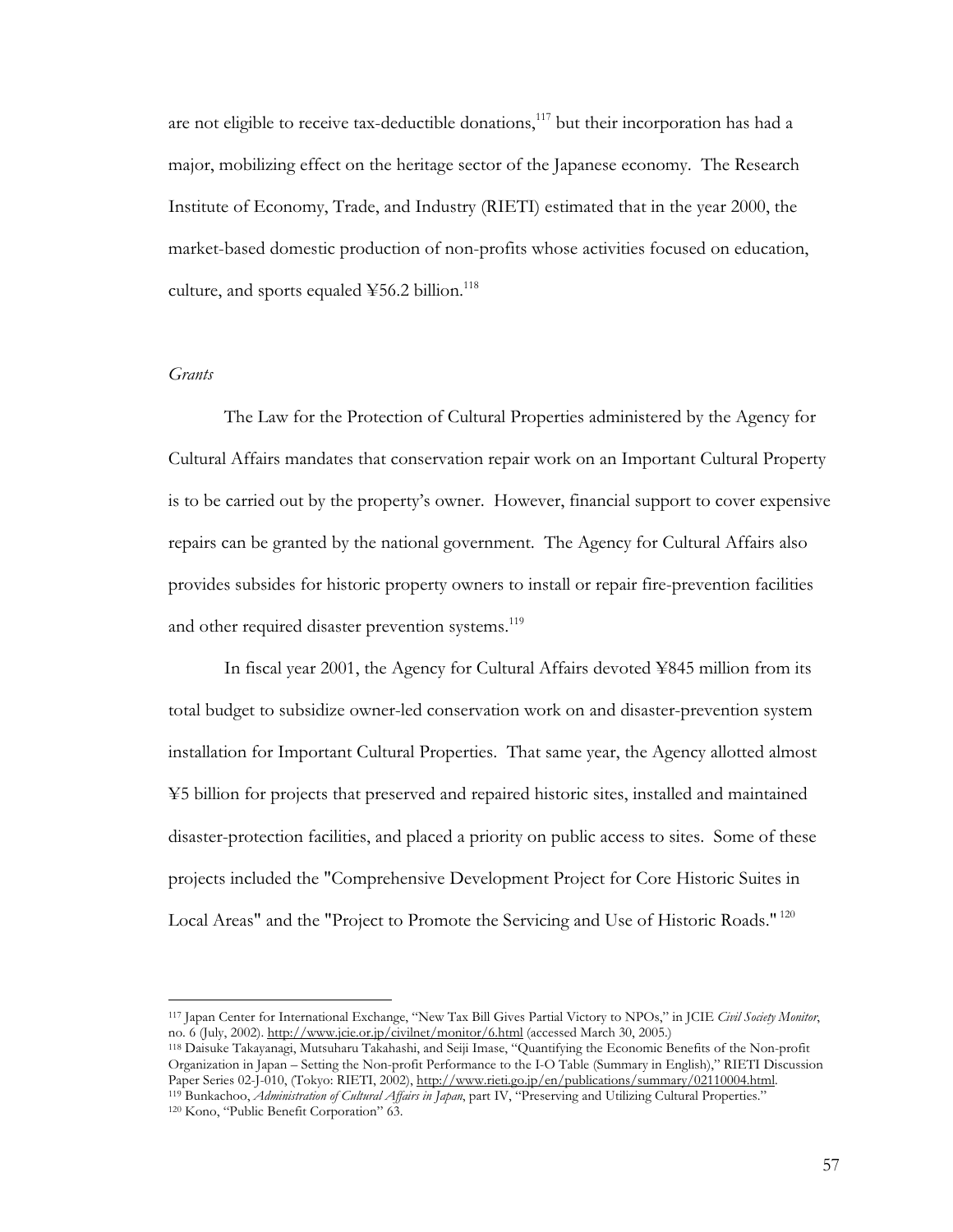are not eligible to receive tax-deductible donations,[117] but their incorporation has had a major, mobilizing effect on the heritage sector of the Japanese economy. The Research Institute of Economy, Trade, and Industry (RIETI) estimated that in the year 2000, the market-based domestic production of non-profits whose activities focused on education, culture, and sports equaled ¥56.2 billion.[118]

*Grants*

The Law for the Protection of Cultural Properties administered by the Agency for Cultural Affairs mandates that conservation repair work on an Important Cultural Property is to be carried out by the property's owner. However, financial support to cover expensive repairs can be granted by the national government. The Agency for Cultural Affairs also provides subsides for historic property owners to install or repair fire-prevention facilities and other required disaster prevention systems.[119]

In fiscal year 2001, the Agency for Cultural Affairs devoted ¥845 million from its total budget to subsidize owner-led conservation work on and disaster-prevention system installation for Important Cultural Properties. That same year, the Agency allotted almost ¥5 billion for projects that preserved and repaired historic sites, installed and maintained disaster-protection facilities, and placed a priority on public access to sites. Some of these projects included the "Comprehensive Development Project for Core Historic Suites in Local Areas" and the "Project to Promote the Servicing and Use of Historic Roads." [120]

---

[117] Japan Center for International Exchange, "New Tax Bill Gives Partial Victory to NPOs," in JCIE *Civil Society Monitor*, no. 6 (July, 2002). http://www.jcie.or.jp/civilnet/monitor/6.html (accessed March 30, 2005.)

[118] Daisuke Takayanagi, Mutsuharu Takahashi, and Seiji Imase, "Quantifying the Economic Benefits of the Non-profit Organization in Japan – Setting the Non-profit Performance to the I-O Table (Summary in English)," RIETI Discussion Paper Series 02-J-010, (Tokyo: RIETI, 2002), http://www.rieti.go.jp/en/publications/summary/02110004.html.

[119] Bunkachoo, *Administration of Cultural Affairs in Japan*, part IV, "Preserving and Utilizing Cultural Properties."

[120] Kono, "Public Benefit Corporation" 63.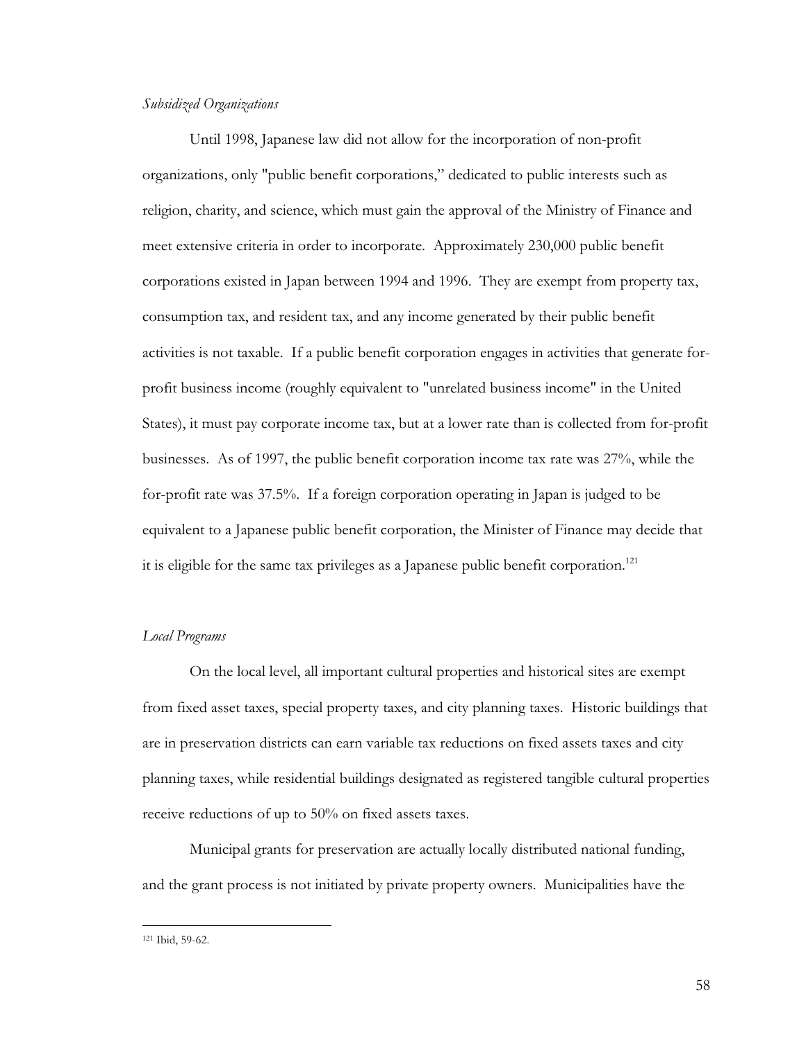*Subsidized Organizations*

Until 1998, Japanese law did not allow for the incorporation of non-profit organizations, only "public benefit corporations," dedicated to public interests such as religion, charity, and science, which must gain the approval of the Ministry of Finance and meet extensive criteria in order to incorporate. Approximately 230,000 public benefit corporations existed in Japan between 1994 and 1996. They are exempt from property tax, consumption tax, and resident tax, and any income generated by their public benefit activities is not taxable. If a public benefit corporation engages in activities that generate for-profit business income (roughly equivalent to "unrelated business income" in the United States), it must pay corporate income tax, but at a lower rate than is collected from for-profit businesses. As of 1997, the public benefit corporation income tax rate was 27%, while the for-profit rate was 37.5%. If a foreign corporation operating in Japan is judged to be equivalent to a Japanese public benefit corporation, the Minister of Finance may decide that it is eligible for the same tax privileges as a Japanese public benefit corporation.[121]

*Local Programs*

On the local level, all important cultural properties and historical sites are exempt from fixed asset taxes, special property taxes, and city planning taxes. Historic buildings that are in preservation districts can earn variable tax reductions on fixed assets taxes and city planning taxes, while residential buildings designated as registered tangible cultural properties receive reductions of up to 50% on fixed assets taxes.

Municipal grants for preservation are actually locally distributed national funding, and the grant process is not initiated by private property owners. Municipalities have the

[121] Ibid, 59-62.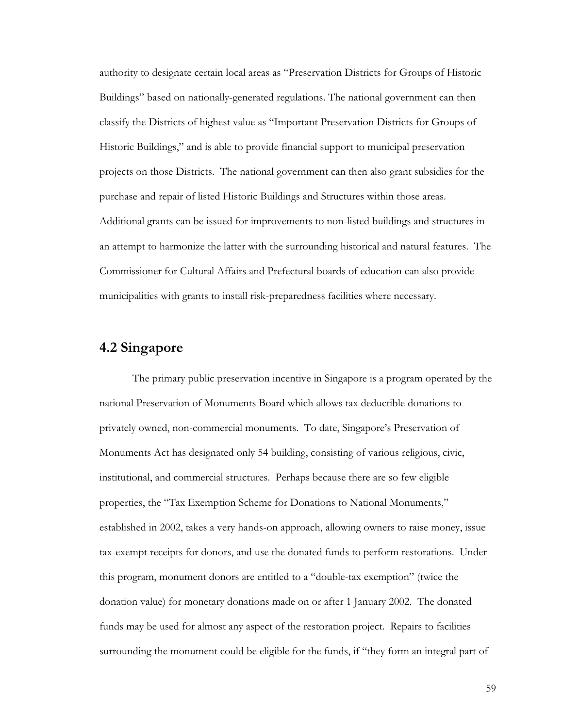authority to designate certain local areas as "Preservation Districts for Groups of Historic Buildings" based on nationally-generated regulations. The national government can then classify the Districts of highest value as "Important Preservation Districts for Groups of Historic Buildings," and is able to provide financial support to municipal preservation projects on those Districts. The national government can then also grant subsidies for the purchase and repair of listed Historic Buildings and Structures within those areas. Additional grants can be issued for improvements to non-listed buildings and structures in an attempt to harmonize the latter with the surrounding historical and natural features. The Commissioner for Cultural Affairs and Prefectural boards of education can also provide municipalities with grants to install risk-preparedness facilities where necessary.

## 4.2 Singapore

The primary public preservation incentive in Singapore is a program operated by the national Preservation of Monuments Board which allows tax deductible donations to privately owned, non-commercial monuments. To date, Singapore's Preservation of Monuments Act has designated only 54 building, consisting of various religious, civic, institutional, and commercial structures. Perhaps because there are so few eligible properties, the "Tax Exemption Scheme for Donations to National Monuments," established in 2002, takes a very hands-on approach, allowing owners to raise money, issue tax-exempt receipts for donors, and use the donated funds to perform restorations. Under this program, monument donors are entitled to a "double-tax exemption" (twice the donation value) for monetary donations made on or after 1 January 2002. The donated funds may be used for almost any aspect of the restoration project. Repairs to facilities surrounding the monument could be eligible for the funds, if "they form an integral part of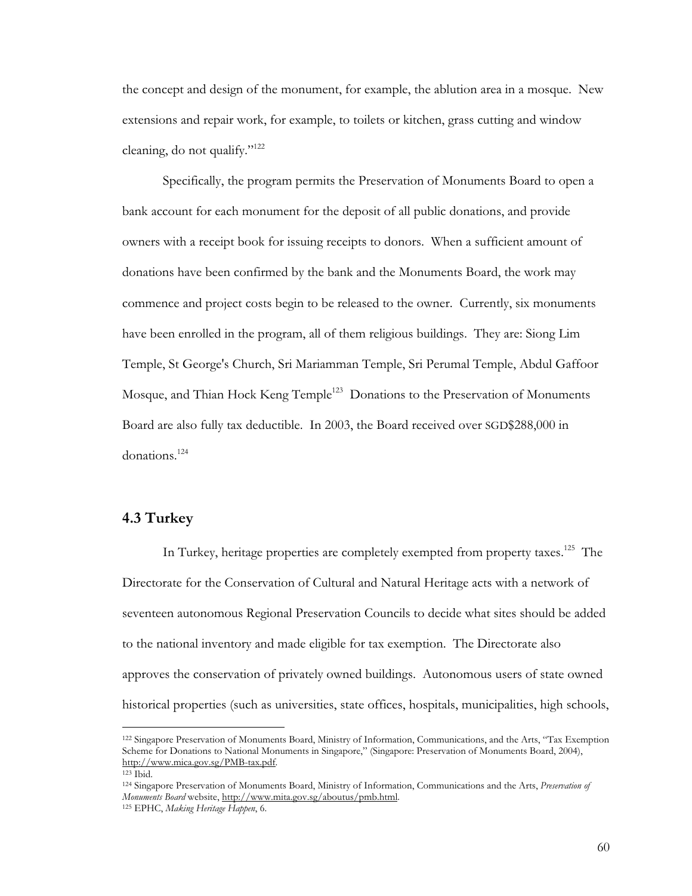the concept and design of the monument, for example, the ablution area in a mosque. New extensions and repair work, for example, to toilets or kitchen, grass cutting and window cleaning, do not qualify."[122]

Specifically, the program permits the Preservation of Monuments Board to open a bank account for each monument for the deposit of all public donations, and provide owners with a receipt book for issuing receipts to donors. When a sufficient amount of donations have been confirmed by the bank and the Monuments Board, the work may commence and project costs begin to be released to the owner. Currently, six monuments have been enrolled in the program, all of them religious buildings. They are: Siong Lim Temple, St George's Church, Sri Mariamman Temple, Sri Perumal Temple, Abdul Gaffoor Mosque, and Thian Hock Keng Temple[123] Donations to the Preservation of Monuments Board are also fully tax deductible. In 2003, the Board received over SGD$288,000 in donations.[124]

## 4.3 Turkey

In Turkey, heritage properties are completely exempted from property taxes.[125] The Directorate for the Conservation of Cultural and Natural Heritage acts with a network of seventeen autonomous Regional Preservation Councils to decide what sites should be added to the national inventory and made eligible for tax exemption. The Directorate also approves the conservation of privately owned buildings. Autonomous users of state owned historical properties (such as universities, state offices, hospitals, municipalities, high schools,

---

[122] Singapore Preservation of Monuments Board, Ministry of Information, Communications, and the Arts, "Tax Exemption Scheme for Donations to National Monuments in Singapore," (Singapore: Preservation of Monuments Board, 2004), http://www.mica.gov.sg/PMB-tax.pdf.

[123] Ibid.

[124] Singapore Preservation of Monuments Board, Ministry of Information, Communications and the Arts, *Preservation of Monuments Board* website, http://www.mita.gov.sg/aboutus/pmb.html.

[125] EPHC, *Making Heritage Happen*, 6.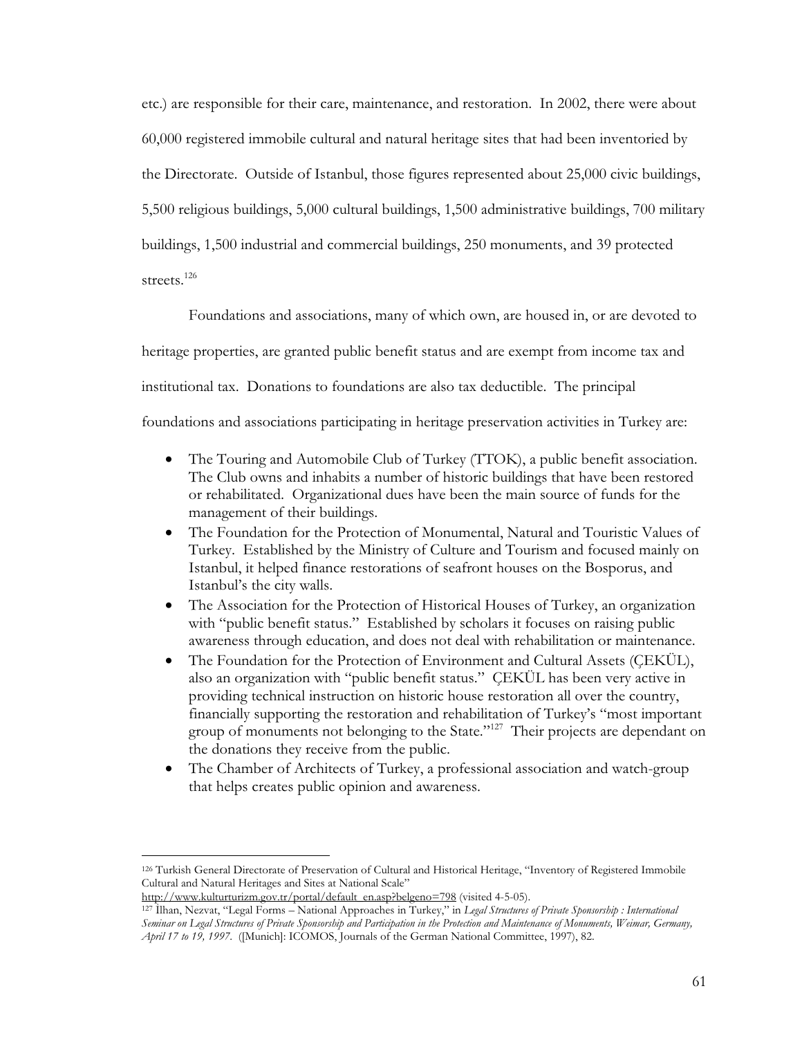etc.) are responsible for their care, maintenance, and restoration. In 2002, there were about 60,000 registered immobile cultural and natural heritage sites that had been inventoried by the Directorate. Outside of Istanbul, those figures represented about 25,000 civic buildings, 5,500 religious buildings, 5,000 cultural buildings, 1,500 administrative buildings, 700 military buildings, 1,500 industrial and commercial buildings, 250 monuments, and 39 protected streets.[126]

Foundations and associations, many of which own, are housed in, or are devoted to heritage properties, are granted public benefit status and are exempt from income tax and institutional tax. Donations to foundations are also tax deductible. The principal foundations and associations participating in heritage preservation activities in Turkey are:

- The Touring and Automobile Club of Turkey (TTOK), a public benefit association. The Club owns and inhabits a number of historic buildings that have been restored or rehabilitated. Organizational dues have been the main source of funds for the management of their buildings.
- The Foundation for the Protection of Monumental, Natural and Touristic Values of Turkey. Established by the Ministry of Culture and Tourism and focused mainly on Istanbul, it helped finance restorations of seafront houses on the Bosporus, and Istanbul's the city walls.
- The Association for the Protection of Historical Houses of Turkey, an organization with "public benefit status." Established by scholars it focuses on raising public awareness through education, and does not deal with rehabilitation or maintenance.
- The Foundation for the Protection of Environment and Cultural Assets (ÇEKÜL), also an organization with "public benefit status." ÇEKÜL has been very active in providing technical instruction on historic house restoration all over the country, financially supporting the restoration and rehabilitation of Turkey's "most important group of monuments not belonging to the State."[127] Their projects are dependant on the donations they receive from the public.
- The Chamber of Architects of Turkey, a professional association and watch-group that helps creates public opinion and awareness.

---

[126] Turkish General Directorate of Preservation of Cultural and Historical Heritage, "Inventory of Registered Immobile Cultural and Natural Heritages and Sites at National Scale" http://www.kulturturizm.gov.tr/portal/default_en.asp?belgeno=798 (visited 4-5-05).

[127] İlhan, Nezvat, "Legal Forms – National Approaches in Turkey," in *Legal Structures of Private Sponsorship : International Seminar on Legal Structures of Private Sponsorship and Participation in the Protection and Maintenance of Monuments, Weimar, Germany, April 17 to 19, 1997*. ([Munich]: ICOMOS, Journals of the German National Committee, 1997), 82.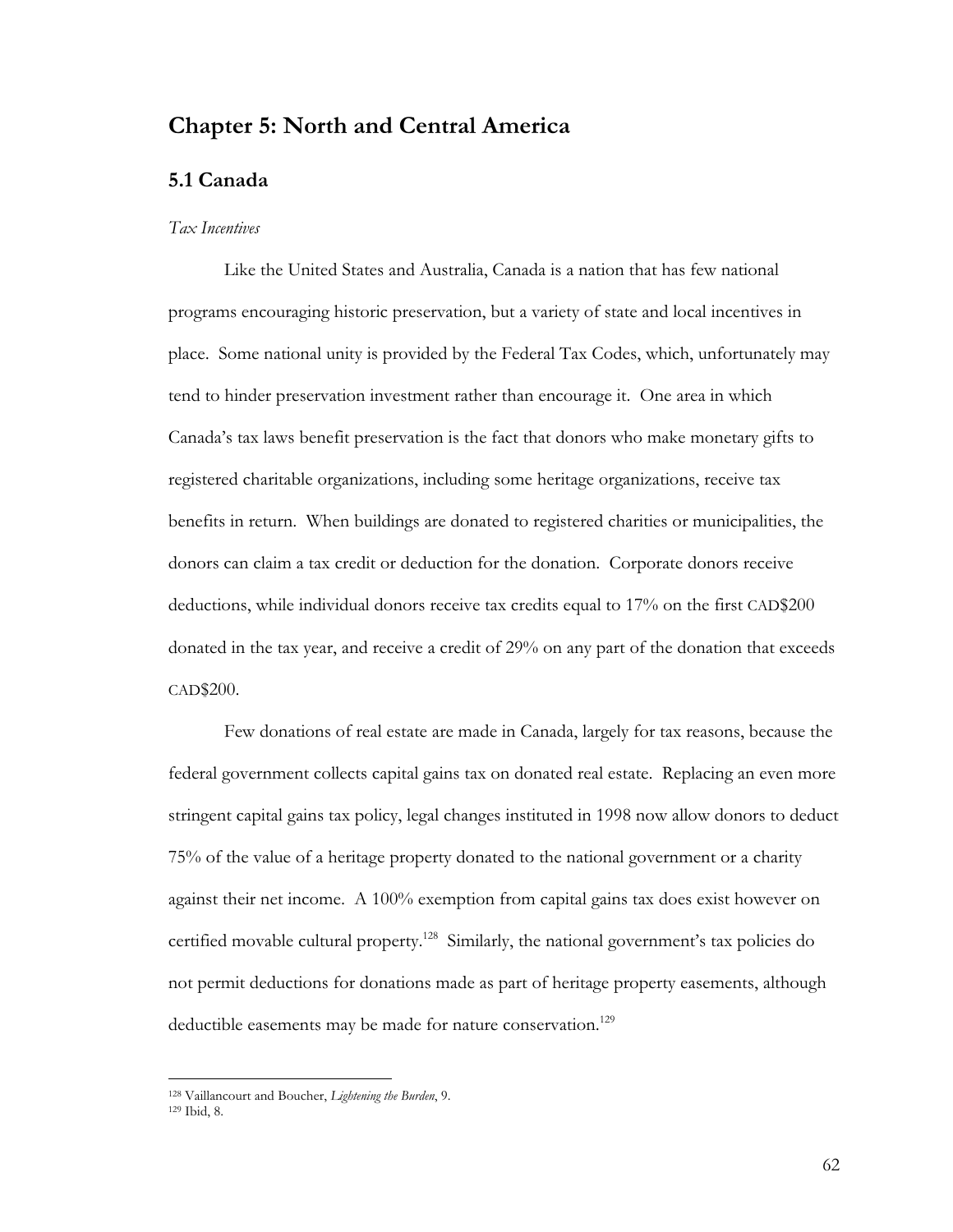# Chapter 5: North and Central America

## 5.1 Canada

*Tax Incentives*

Like the United States and Australia, Canada is a nation that has few national programs encouraging historic preservation, but a variety of state and local incentives in place. Some national unity is provided by the Federal Tax Codes, which, unfortunately may tend to hinder preservation investment rather than encourage it. One area in which Canada's tax laws benefit preservation is the fact that donors who make monetary gifts to registered charitable organizations, including some heritage organizations, receive tax benefits in return. When buildings are donated to registered charities or municipalities, the donors can claim a tax credit or deduction for the donation. Corporate donors receive deductions, while individual donors receive tax credits equal to 17% on the first CAD$200 donated in the tax year, and receive a credit of 29% on any part of the donation that exceeds CAD$200.

Few donations of real estate are made in Canada, largely for tax reasons, because the federal government collects capital gains tax on donated real estate. Replacing an even more stringent capital gains tax policy, legal changes instituted in 1998 now allow donors to deduct 75% of the value of a heritage property donated to the national government or a charity against their net income. A 100% exemption from capital gains tax does exist however on certified movable cultural property.[128] Similarly, the national government's tax policies do not permit deductions for donations made as part of heritage property easements, although deductible easements may be made for nature conservation.[129]

---

[128] Vaillancourt and Boucher, *Lightening the Burden*, 9.

[129] Ibid, 8.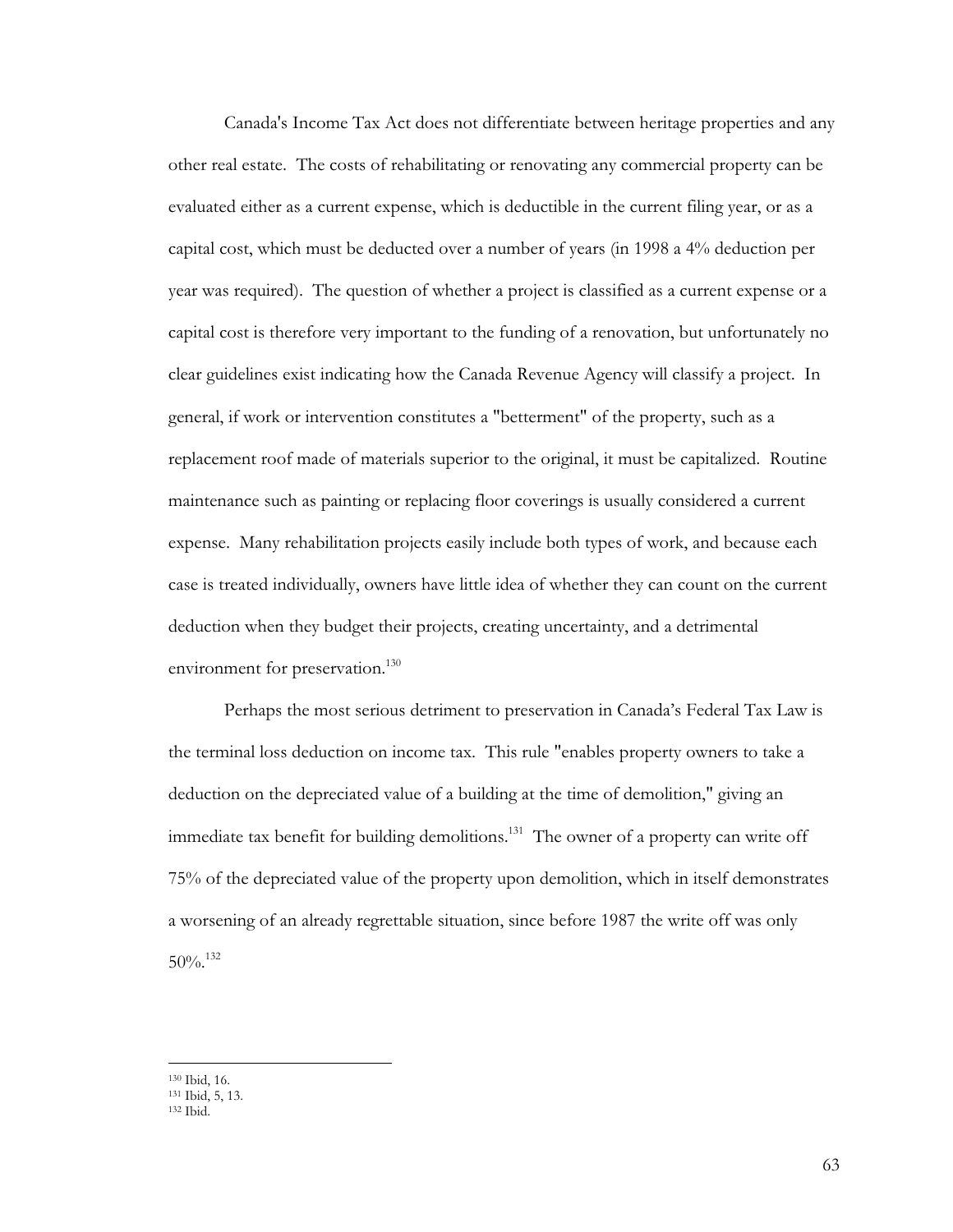Canada's Income Tax Act does not differentiate between heritage properties and any other real estate. The costs of rehabilitating or renovating any commercial property can be evaluated either as a current expense, which is deductible in the current filing year, or as a capital cost, which must be deducted over a number of years (in 1998 a 4% deduction per year was required). The question of whether a project is classified as a current expense or a capital cost is therefore very important to the funding of a renovation, but unfortunately no clear guidelines exist indicating how the Canada Revenue Agency will classify a project. In general, if work or intervention constitutes a "betterment" of the property, such as a replacement roof made of materials superior to the original, it must be capitalized. Routine maintenance such as painting or replacing floor coverings is usually considered a current expense. Many rehabilitation projects easily include both types of work, and because each case is treated individually, owners have little idea of whether they can count on the current deduction when they budget their projects, creating uncertainty, and a detrimental environment for preservation.[130]

Perhaps the most serious detriment to preservation in Canada's Federal Tax Law is the terminal loss deduction on income tax. This rule "enables property owners to take a deduction on the depreciated value of a building at the time of demolition," giving an immediate tax benefit for building demolitions.[131] The owner of a property can write off 75% of the depreciated value of the property upon demolition, which in itself demonstrates a worsening of an already regrettable situation, since before 1987 the write off was only 50%.[132]

---

[130] Ibid, 16.
[131] Ibid, 5, 13.
[132] Ibid.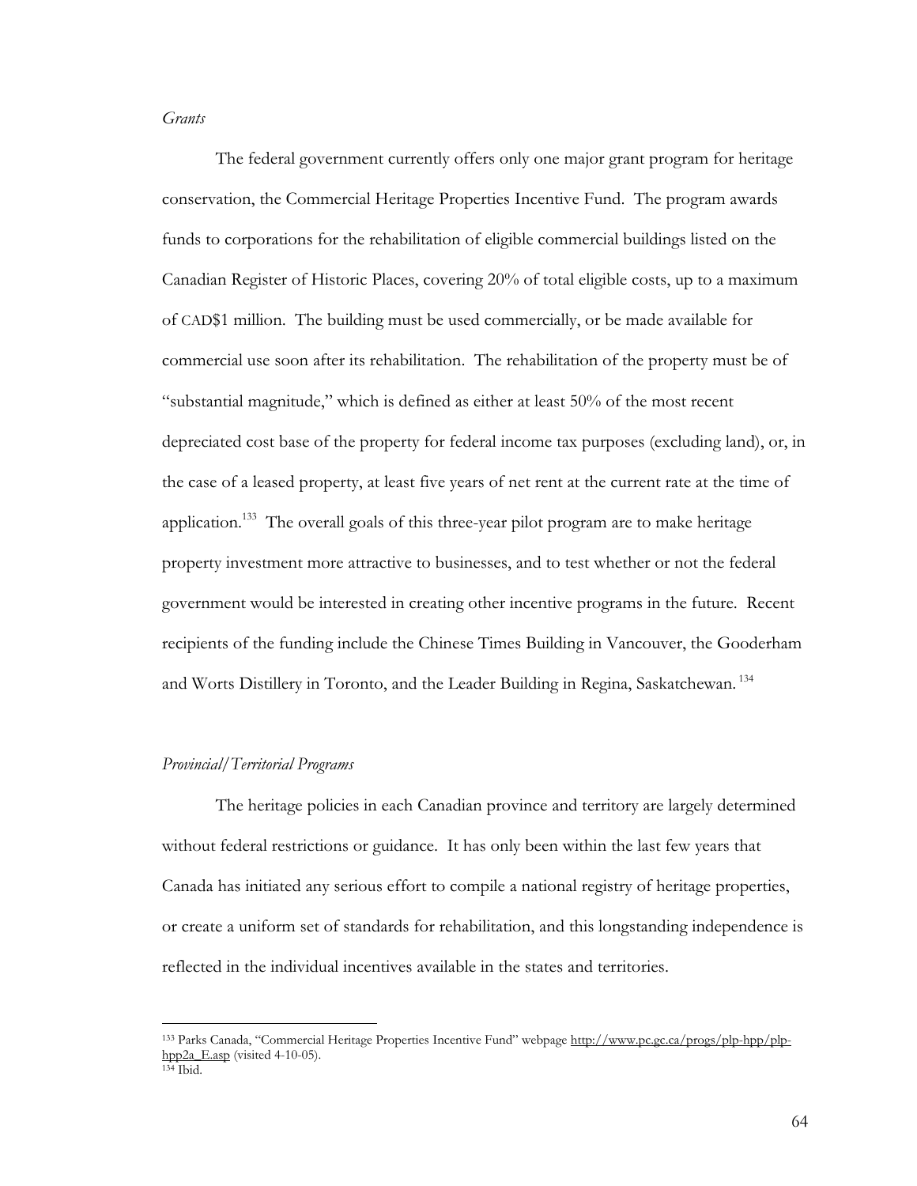*Grants*

The federal government currently offers only one major grant program for heritage conservation, the Commercial Heritage Properties Incentive Fund. The program awards funds to corporations for the rehabilitation of eligible commercial buildings listed on the Canadian Register of Historic Places, covering 20% of total eligible costs, up to a maximum of CAD$1 million. The building must be used commercially, or be made available for commercial use soon after its rehabilitation. The rehabilitation of the property must be of "substantial magnitude," which is defined as either at least 50% of the most recent depreciated cost base of the property for federal income tax purposes (excluding land), or, in the case of a leased property, at least five years of net rent at the current rate at the time of application.[133] The overall goals of this three-year pilot program are to make heritage property investment more attractive to businesses, and to test whether or not the federal government would be interested in creating other incentive programs in the future. Recent recipients of the funding include the Chinese Times Building in Vancouver, the Gooderham and Worts Distillery in Toronto, and the Leader Building in Regina, Saskatchewan.[134]

*Provincial/Territorial Programs*

The heritage policies in each Canadian province and territory are largely determined without federal restrictions or guidance. It has only been within the last few years that Canada has initiated any serious effort to compile a national registry of heritage properties, or create a uniform set of standards for rehabilitation, and this longstanding independence is reflected in the individual incentives available in the states and territories.

---

[133] Parks Canada, "Commercial Heritage Properties Incentive Fund" webpage http://www.pc.gc.ca/progs/plp-hpp/plp-hpp2a_E.asp (visited 4-10-05).

[134] Ibid.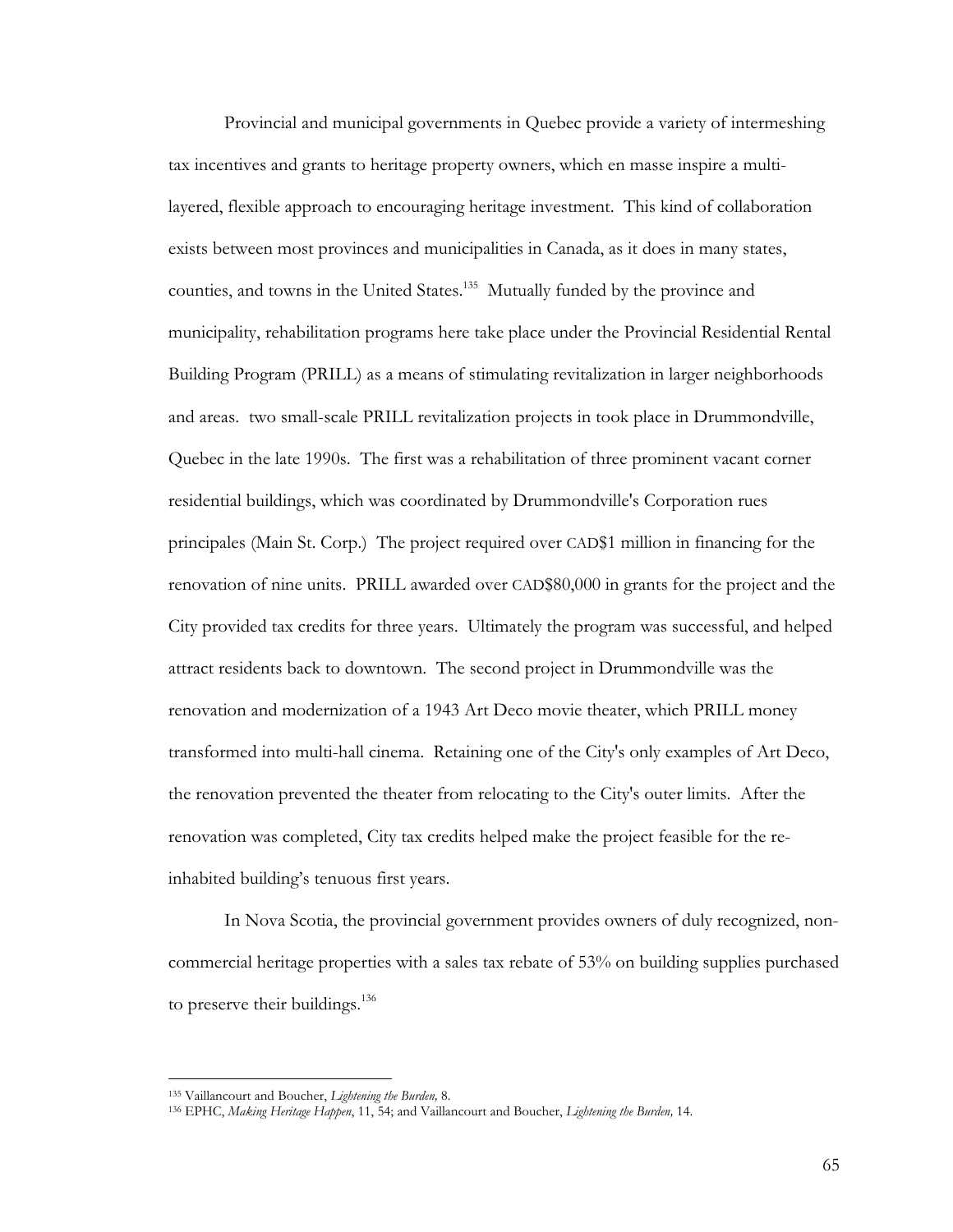Provincial and municipal governments in Quebec provide a variety of intermeshing tax incentives and grants to heritage property owners, which en masse inspire a multi-layered, flexible approach to encouraging heritage investment. This kind of collaboration exists between most provinces and municipalities in Canada, as it does in many states, counties, and towns in the United States.[135] Mutually funded by the province and municipality, rehabilitation programs here take place under the Provincial Residential Rental Building Program (PRILL) as a means of stimulating revitalization in larger neighborhoods and areas. two small-scale PRILL revitalization projects in took place in Drummondville, Quebec in the late 1990s. The first was a rehabilitation of three prominent vacant corner residential buildings, which was coordinated by Drummondville's Corporation rues principales (Main St. Corp.) The project required over CAD$1 million in financing for the renovation of nine units. PRILL awarded over CAD$80,000 in grants for the project and the City provided tax credits for three years. Ultimately the program was successful, and helped attract residents back to downtown. The second project in Drummondville was the renovation and modernization of a 1943 Art Deco movie theater, which PRILL money transformed into multi-hall cinema. Retaining one of the City's only examples of Art Deco, the renovation prevented the theater from relocating to the City's outer limits. After the renovation was completed, City tax credits helped make the project feasible for the re-inhabited building's tenuous first years.

In Nova Scotia, the provincial government provides owners of duly recognized, non-commercial heritage properties with a sales tax rebate of 53% on building supplies purchased to preserve their buildings.[136]

---

[135] Vaillancourt and Boucher, *Lightening the Burden,* 8.

[136] EPHC, *Making Heritage Happen*, 11, 54; and Vaillancourt and Boucher, *Lightening the Burden,* 14.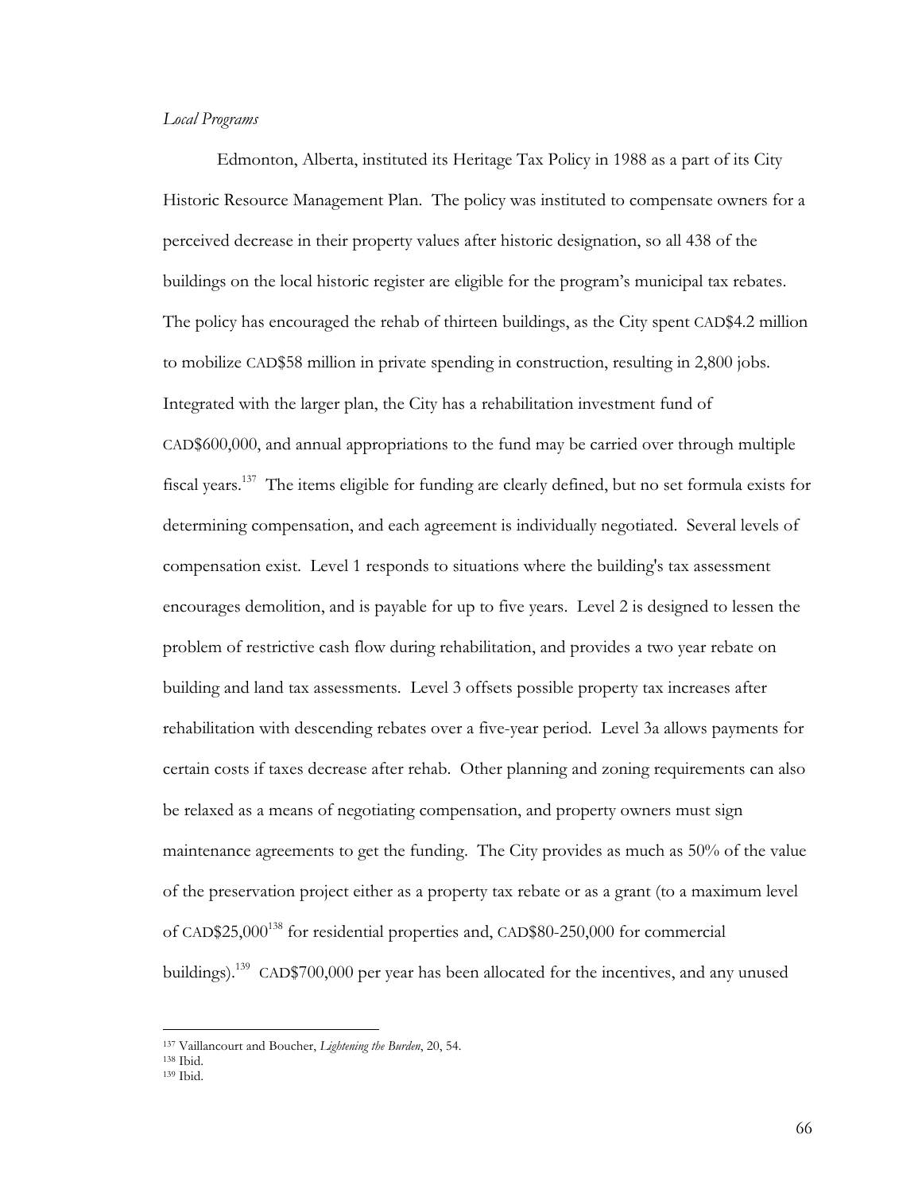*Local Programs*

Edmonton, Alberta, instituted its Heritage Tax Policy in 1988 as a part of its City Historic Resource Management Plan. The policy was instituted to compensate owners for a perceived decrease in their property values after historic designation, so all 438 of the buildings on the local historic register are eligible for the program's municipal tax rebates. The policy has encouraged the rehab of thirteen buildings, as the City spent CAD$4.2 million to mobilize CAD$58 million in private spending in construction, resulting in 2,800 jobs. Integrated with the larger plan, the City has a rehabilitation investment fund of CAD$600,000, and annual appropriations to the fund may be carried over through multiple fiscal years.[137] The items eligible for funding are clearly defined, but no set formula exists for determining compensation, and each agreement is individually negotiated. Several levels of compensation exist. Level 1 responds to situations where the building's tax assessment encourages demolition, and is payable for up to five years. Level 2 is designed to lessen the problem of restrictive cash flow during rehabilitation, and provides a two year rebate on building and land tax assessments. Level 3 offsets possible property tax increases after rehabilitation with descending rebates over a five-year period. Level 3a allows payments for certain costs if taxes decrease after rehab. Other planning and zoning requirements can also be relaxed as a means of negotiating compensation, and property owners must sign maintenance agreements to get the funding. The City provides as much as 50% of the value of the preservation project either as a property tax rebate or as a grant (to a maximum level of CAD$25,000[138] for residential properties and, CAD$80-250,000 for commercial buildings).[139] CAD$700,000 per year has been allocated for the incentives, and any unused

---

[137] Vaillancourt and Boucher, *Lightening the Burden*, 20, 54.
[138] Ibid.
[139] Ibid.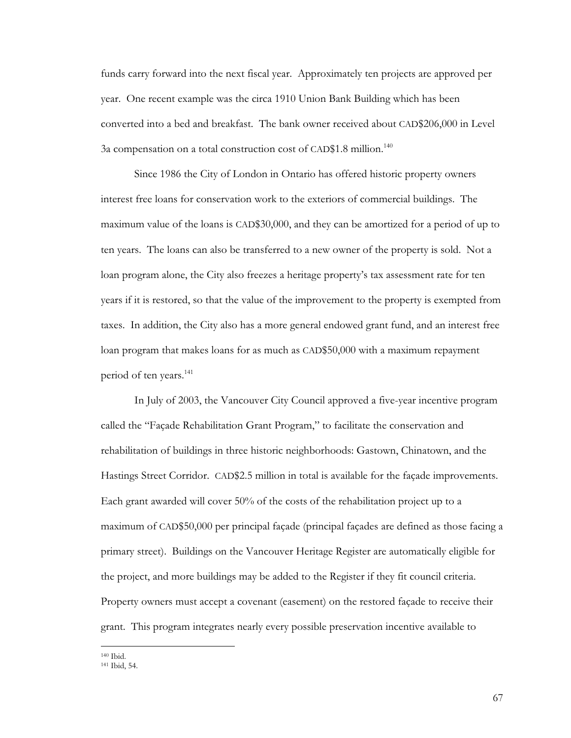funds carry forward into the next fiscal year. Approximately ten projects are approved per year. One recent example was the circa 1910 Union Bank Building which has been converted into a bed and breakfast. The bank owner received about CAD$206,000 in Level 3a compensation on a total construction cost of CAD$1.8 million.[140]

Since 1986 the City of London in Ontario has offered historic property owners interest free loans for conservation work to the exteriors of commercial buildings. The maximum value of the loans is CAD$30,000, and they can be amortized for a period of up to ten years. The loans can also be transferred to a new owner of the property is sold. Not a loan program alone, the City also freezes a heritage property's tax assessment rate for ten years if it is restored, so that the value of the improvement to the property is exempted from taxes. In addition, the City also has a more general endowed grant fund, and an interest free loan program that makes loans for as much as CAD$50,000 with a maximum repayment period of ten years.[141]

In July of 2003, the Vancouver City Council approved a five-year incentive program called the "Façade Rehabilitation Grant Program," to facilitate the conservation and rehabilitation of buildings in three historic neighborhoods: Gastown, Chinatown, and the Hastings Street Corridor. CAD$2.5 million in total is available for the façade improvements. Each grant awarded will cover 50% of the costs of the rehabilitation project up to a maximum of CAD$50,000 per principal façade (principal façades are defined as those facing a primary street). Buildings on the Vancouver Heritage Register are automatically eligible for the project, and more buildings may be added to the Register if they fit council criteria. Property owners must accept a covenant (easement) on the restored façade to receive their grant. This program integrates nearly every possible preservation incentive available to

---

[140] Ibid.

[141] Ibid, 54.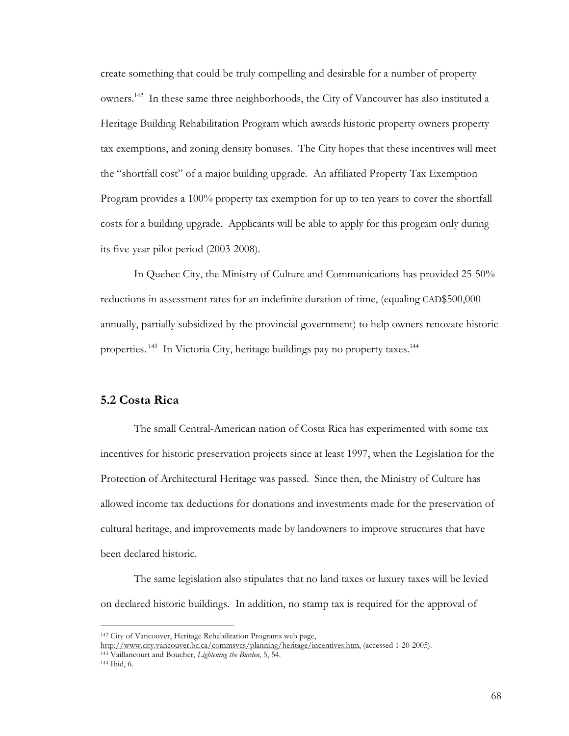create something that could be truly compelling and desirable for a number of property owners.[142] In these same three neighborhoods, the City of Vancouver has also instituted a Heritage Building Rehabilitation Program which awards historic property owners property tax exemptions, and zoning density bonuses. The City hopes that these incentives will meet the "shortfall cost" of a major building upgrade. An affiliated Property Tax Exemption Program provides a 100% property tax exemption for up to ten years to cover the shortfall costs for a building upgrade. Applicants will be able to apply for this program only during its five-year pilot period (2003-2008).

In Quebec City, the Ministry of Culture and Communications has provided 25-50% reductions in assessment rates for an indefinite duration of time, (equaling CAD$500,000 annually, partially subsidized by the provincial government) to help owners renovate historic properties.[143] In Victoria City, heritage buildings pay no property taxes.[144]

## 5.2 Costa Rica

The small Central-American nation of Costa Rica has experimented with some tax incentives for historic preservation projects since at least 1997, when the Legislation for the Protection of Architectural Heritage was passed. Since then, the Ministry of Culture has allowed income tax deductions for donations and investments made for the preservation of cultural heritage, and improvements made by landowners to improve structures that have been declared historic.

The same legislation also stipulates that no land taxes or luxury taxes will be levied on declared historic buildings. In addition, no stamp tax is required for the approval of

---

[142] City of Vancouver, Heritage Rehabilitation Programs web page, http://www.city.vancouver.bc.ca/commsvcs/planning/heritage/incentives.htm, (accessed 1-20-2005).

[143] Vaillancourt and Boucher, *Lightening the Burden*, 5, 54.

[144] Ibid, 6.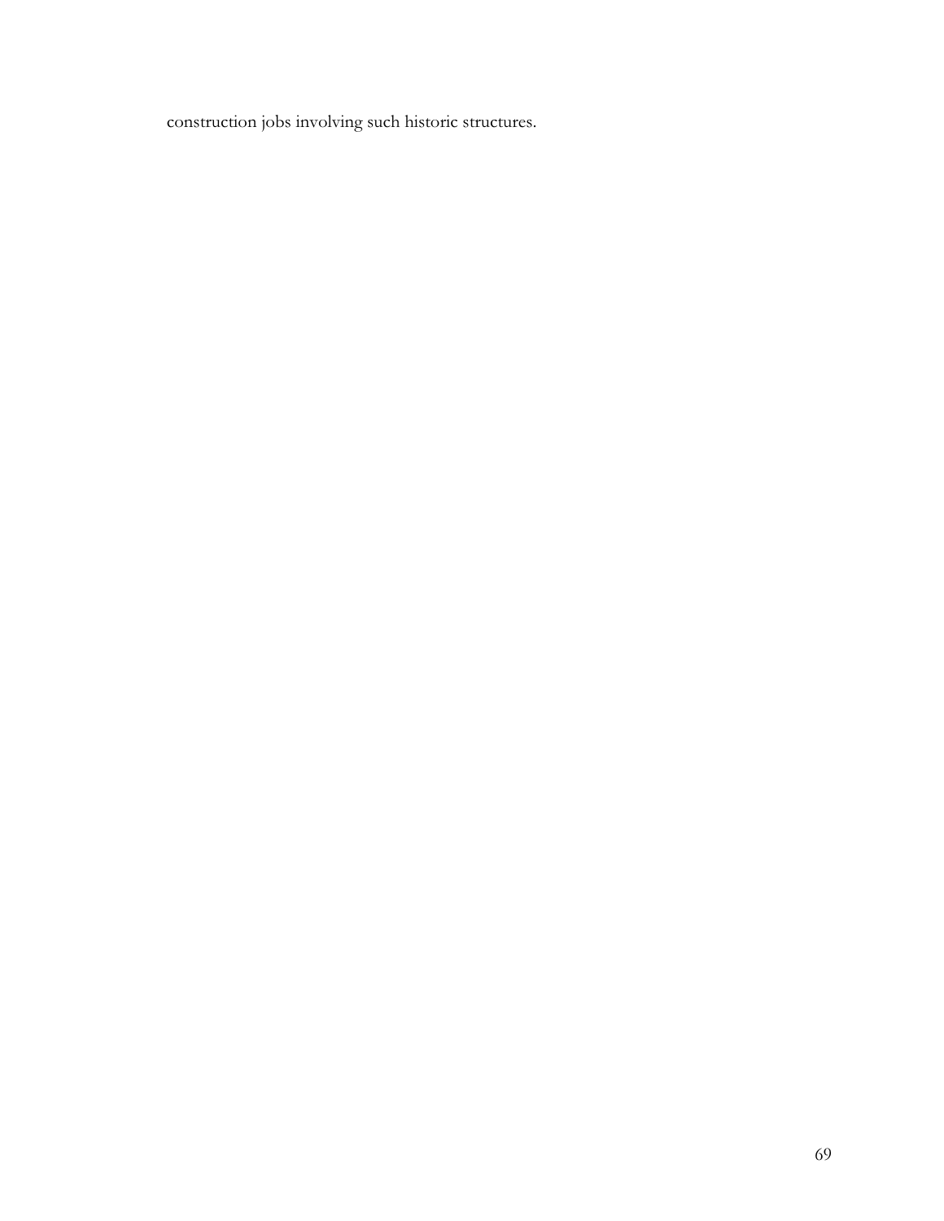construction jobs involving such historic structures.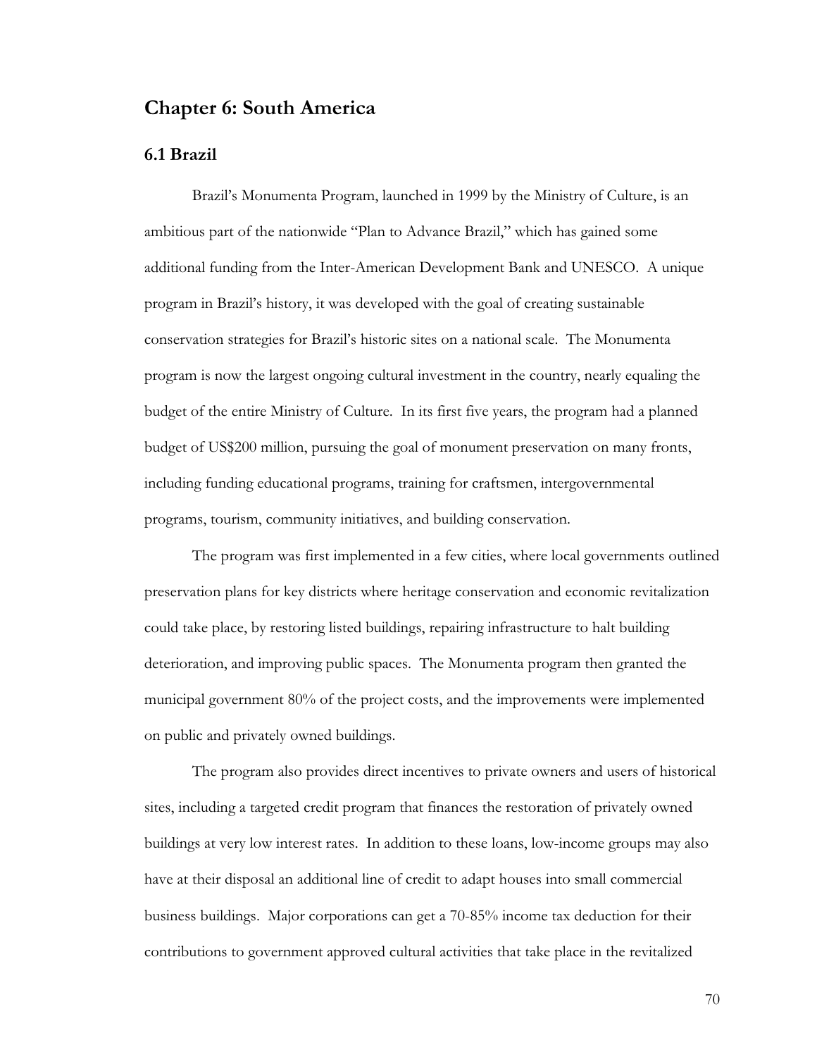# Chapter 6: South America

## 6.1 Brazil

Brazil's Monumenta Program, launched in 1999 by the Ministry of Culture, is an ambitious part of the nationwide "Plan to Advance Brazil," which has gained some additional funding from the Inter-American Development Bank and UNESCO. A unique program in Brazil's history, it was developed with the goal of creating sustainable conservation strategies for Brazil's historic sites on a national scale. The Monumenta program is now the largest ongoing cultural investment in the country, nearly equaling the budget of the entire Ministry of Culture. In its first five years, the program had a planned budget of US$200 million, pursuing the goal of monument preservation on many fronts, including funding educational programs, training for craftsmen, intergovernmental programs, tourism, community initiatives, and building conservation.

The program was first implemented in a few cities, where local governments outlined preservation plans for key districts where heritage conservation and economic revitalization could take place, by restoring listed buildings, repairing infrastructure to halt building deterioration, and improving public spaces. The Monumenta program then granted the municipal government 80% of the project costs, and the improvements were implemented on public and privately owned buildings.

The program also provides direct incentives to private owners and users of historical sites, including a targeted credit program that finances the restoration of privately owned buildings at very low interest rates. In addition to these loans, low-income groups may also have at their disposal an additional line of credit to adapt houses into small commercial business buildings. Major corporations can get a 70-85% income tax deduction for their contributions to government approved cultural activities that take place in the revitalized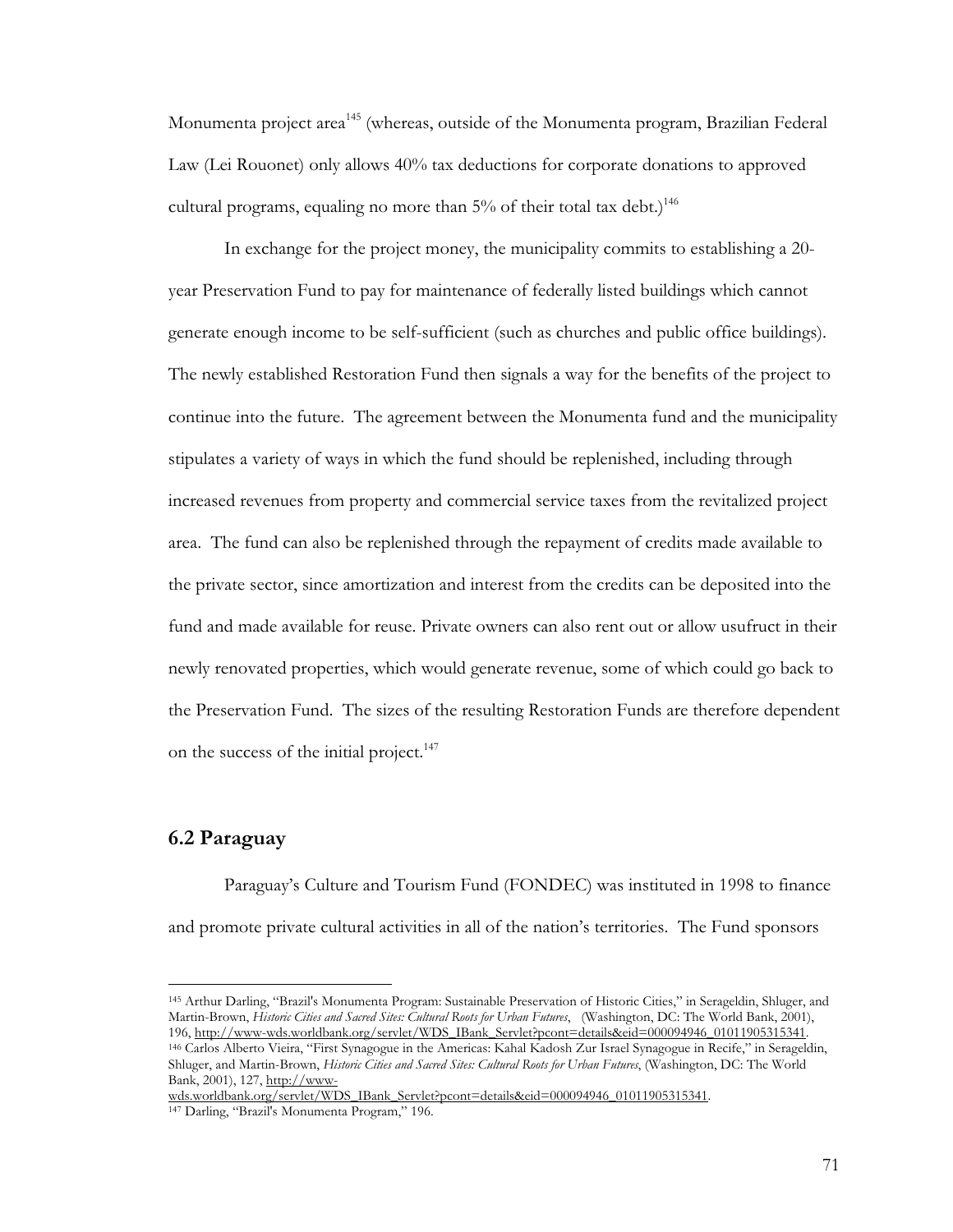Monumenta project area[145] (whereas, outside of the Monumenta program, Brazilian Federal Law (Lei Rouonet) only allows 40% tax deductions for corporate donations to approved cultural programs, equaling no more than 5% of their total tax debt.)[146]

In exchange for the project money, the municipality commits to establishing a 20-year Preservation Fund to pay for maintenance of federally listed buildings which cannot generate enough income to be self-sufficient (such as churches and public office buildings). The newly established Restoration Fund then signals a way for the benefits of the project to continue into the future. The agreement between the Monumenta fund and the municipality stipulates a variety of ways in which the fund should be replenished, including through increased revenues from property and commercial service taxes from the revitalized project area. The fund can also be replenished through the repayment of credits made available to the private sector, since amortization and interest from the credits can be deposited into the fund and made available for reuse. Private owners can also rent out or allow usufruct in their newly renovated properties, which would generate revenue, some of which could go back to the Preservation Fund. The sizes of the resulting Restoration Funds are therefore dependent on the success of the initial project.[147]

## 6.2 Paraguay

Paraguay's Culture and Tourism Fund (FONDEC) was instituted in 1998 to finance and promote private cultural activities in all of the nation's territories. The Fund sponsors

---

145 Arthur Darling, "Brazil's Monumenta Program: Sustainable Preservation of Historic Cities," in Serageldin, Shluger, and Martin-Brown, *Historic Cities and Sacred Sites: Cultural Roots for Urban Futures*, (Washington, DC: The World Bank, 2001), 196, http://www-wds.worldbank.org/servlet/WDS_IBank_Servlet?pcont=details&eid=000094946_01011905315341.

146 Carlos Alberto Vieira, "First Synagogue in the Americas: Kahal Kadosh Zur Israel Synagogue in Recife," in Serageldin, Shluger, and Martin-Brown, *Historic Cities and Sacred Sites: Cultural Roots for Urban Futures*, (Washington, DC: The World Bank, 2001), 127, http://www-wds.worldbank.org/servlet/WDS_IBank_Servlet?pcont=details&eid=000094946_01011905315341.

147 Darling, "Brazil's Monumenta Program," 196.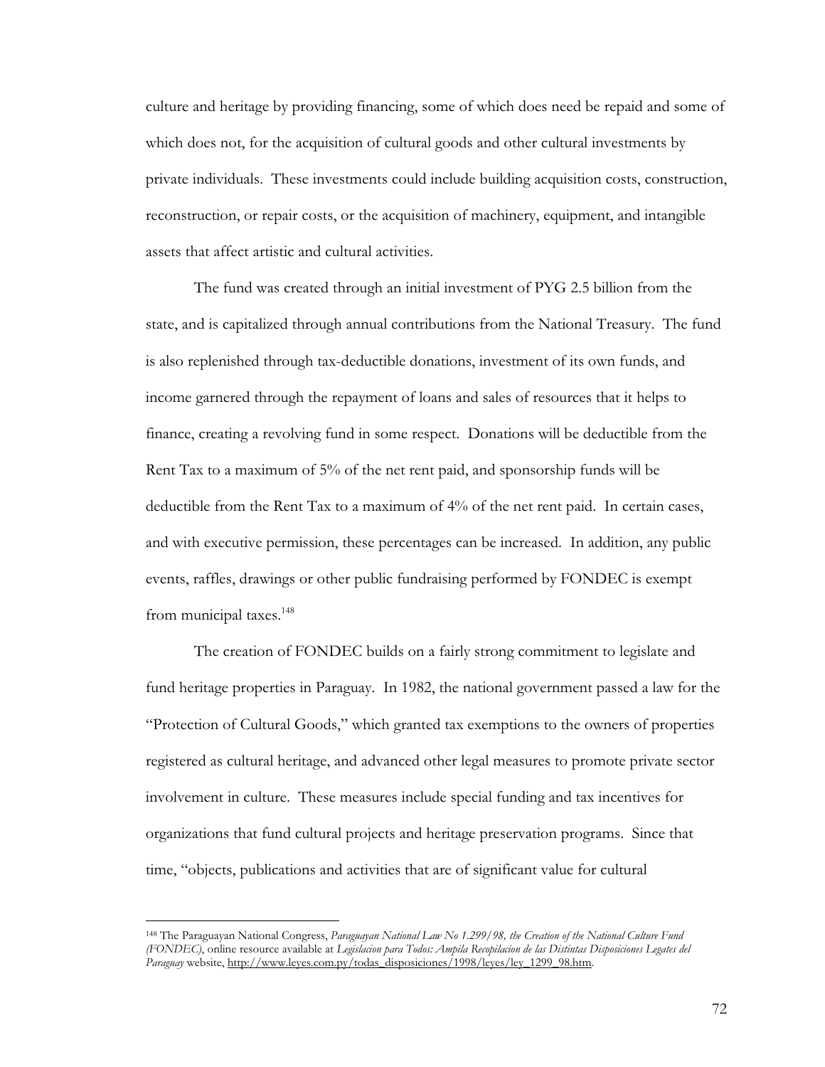culture and heritage by providing financing, some of which does need be repaid and some of which does not, for the acquisition of cultural goods and other cultural investments by private individuals. These investments could include building acquisition costs, construction, reconstruction, or repair costs, or the acquisition of machinery, equipment, and intangible assets that affect artistic and cultural activities.

The fund was created through an initial investment of PYG 2.5 billion from the state, and is capitalized through annual contributions from the National Treasury. The fund is also replenished through tax-deductible donations, investment of its own funds, and income garnered through the repayment of loans and sales of resources that it helps to finance, creating a revolving fund in some respect. Donations will be deductible from the Rent Tax to a maximum of 5% of the net rent paid, and sponsorship funds will be deductible from the Rent Tax to a maximum of 4% of the net rent paid. In certain cases, and with executive permission, these percentages can be increased. In addition, any public events, raffles, drawings or other public fundraising performed by FONDEC is exempt from municipal taxes.[148]

The creation of FONDEC builds on a fairly strong commitment to legislate and fund heritage properties in Paraguay. In 1982, the national government passed a law for the "Protection of Cultural Goods," which granted tax exemptions to the owners of properties registered as cultural heritage, and advanced other legal measures to promote private sector involvement in culture. These measures include special funding and tax incentives for organizations that fund cultural projects and heritage preservation programs. Since that time, "objects, publications and activities that are of significant value for cultural

---

[148] The Paraguayan National Congress, *Paraguayan National Law No 1.299/98, the Creation of the National Culture Fund (FONDEC)*, online resource available at *Legislacion para Todos: Ampila Recopilacion de las Distintas Disposiciones Legates del Paraguay* website, http://www.leyes.com.py/todas_disposiciones/1998/leyes/ley_1299_98.htm.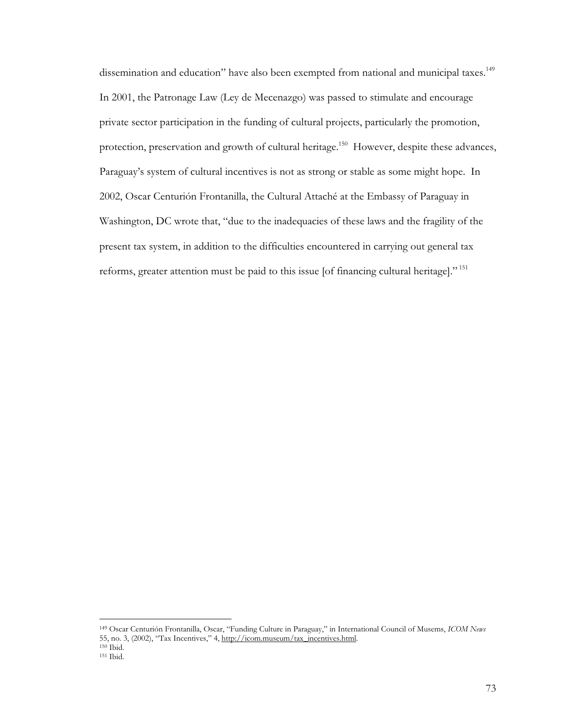dissemination and education" have also been exempted from national and municipal taxes.[149] In 2001, the Patronage Law (Ley de Mecenazgo) was passed to stimulate and encourage private sector participation in the funding of cultural projects, particularly the promotion, protection, preservation and growth of cultural heritage.[150] However, despite these advances, Paraguay's system of cultural incentives is not as strong or stable as some might hope. In 2002, Oscar Centurión Frontanilla, the Cultural Attaché at the Embassy of Paraguay in Washington, DC wrote that, "due to the inadequacies of these laws and the fragility of the present tax system, in addition to the difficulties encountered in carrying out general tax reforms, greater attention must be paid to this issue [of financing cultural heritage]." [151]

---

[149] Oscar Centurión Frontanilla, Oscar, "Funding Culture in Paraguay," in International Council of Musems, *ICOM News* 55, no. 3, (2002), "Tax Incentives," 4, http://icom.museum/tax_incentives.html.
[150] Ibid.
[151] Ibid.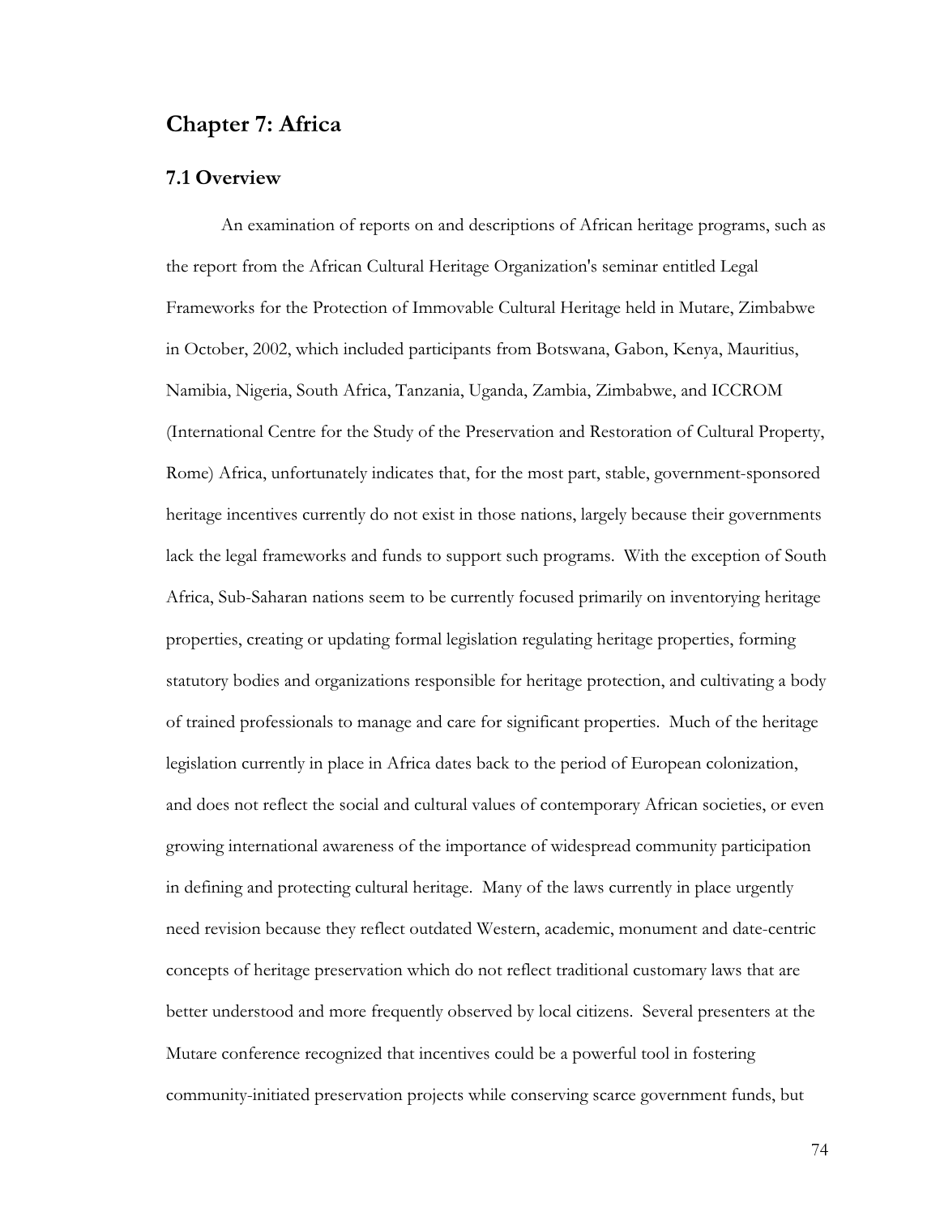## Chapter 7: Africa

### 7.1 Overview

An examination of reports on and descriptions of African heritage programs, such as the report from the African Cultural Heritage Organization's seminar entitled Legal Frameworks for the Protection of Immovable Cultural Heritage held in Mutare, Zimbabwe in October, 2002, which included participants from Botswana, Gabon, Kenya, Mauritius, Namibia, Nigeria, South Africa, Tanzania, Uganda, Zambia, Zimbabwe, and ICCROM (International Centre for the Study of the Preservation and Restoration of Cultural Property, Rome) Africa, unfortunately indicates that, for the most part, stable, government-sponsored heritage incentives currently do not exist in those nations, largely because their governments lack the legal frameworks and funds to support such programs. With the exception of South Africa, Sub-Saharan nations seem to be currently focused primarily on inventorying heritage properties, creating or updating formal legislation regulating heritage properties, forming statutory bodies and organizations responsible for heritage protection, and cultivating a body of trained professionals to manage and care for significant properties. Much of the heritage legislation currently in place in Africa dates back to the period of European colonization, and does not reflect the social and cultural values of contemporary African societies, or even growing international awareness of the importance of widespread community participation in defining and protecting cultural heritage. Many of the laws currently in place urgently need revision because they reflect outdated Western, academic, monument and date-centric concepts of heritage preservation which do not reflect traditional customary laws that are better understood and more frequently observed by local citizens. Several presenters at the Mutare conference recognized that incentives could be a powerful tool in fostering community-initiated preservation projects while conserving scarce government funds, but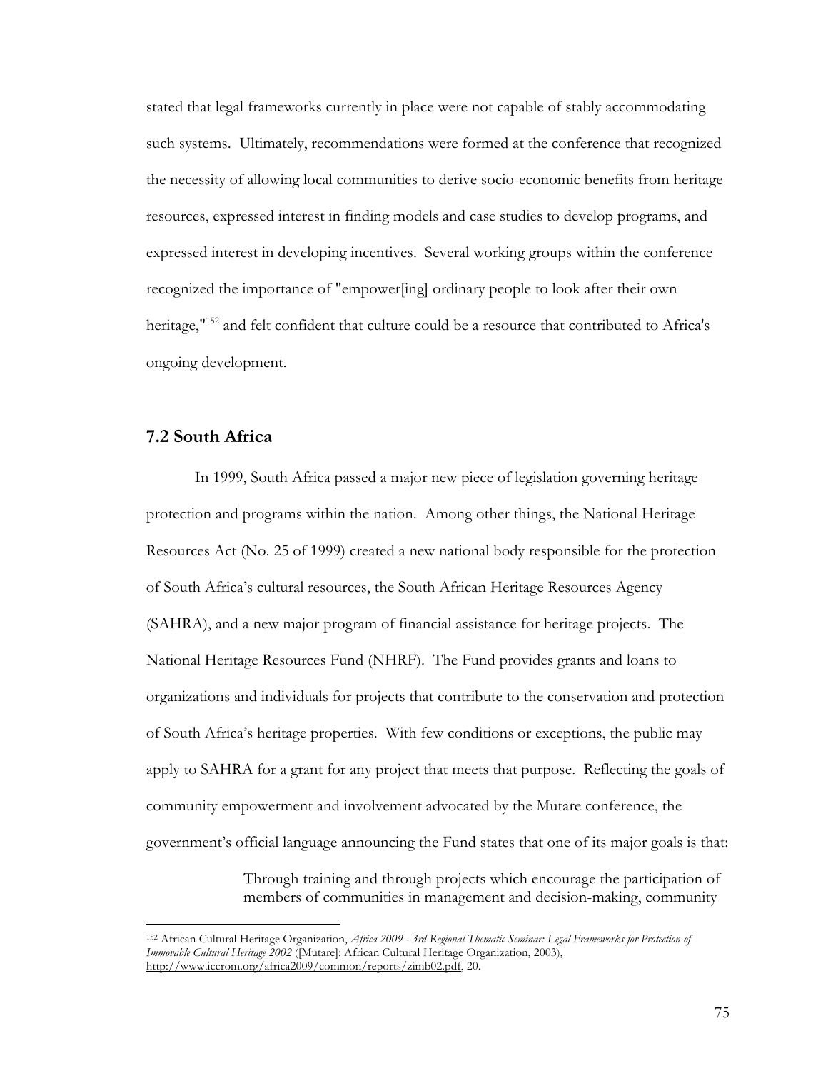stated that legal frameworks currently in place were not capable of stably accommodating such systems. Ultimately, recommendations were formed at the conference that recognized the necessity of allowing local communities to derive socio-economic benefits from heritage resources, expressed interest in finding models and case studies to develop programs, and expressed interest in developing incentives. Several working groups within the conference recognized the importance of "empower[ing] ordinary people to look after their own heritage,"[152] and felt confident that culture could be a resource that contributed to Africa's ongoing development.

## 7.2 South Africa

In 1999, South Africa passed a major new piece of legislation governing heritage protection and programs within the nation. Among other things, the National Heritage Resources Act (No. 25 of 1999) created a new national body responsible for the protection of South Africa's cultural resources, the South African Heritage Resources Agency (SAHRA), and a new major program of financial assistance for heritage projects. The National Heritage Resources Fund (NHRF). The Fund provides grants and loans to organizations and individuals for projects that contribute to the conservation and protection of South Africa's heritage properties. With few conditions or exceptions, the public may apply to SAHRA for a grant for any project that meets that purpose. Reflecting the goals of community empowerment and involvement advocated by the Mutare conference, the government's official language announcing the Fund states that one of its major goals is that:

> Through training and through projects which encourage the participation of members of communities in management and decision-making, community

---

[152] African Cultural Heritage Organization, *Africa 2009 - 3rd Regional Thematic Seminar: Legal Frameworks for Protection of Immovable Cultural Heritage 2002* ([Mutare]: African Cultural Heritage Organization, 2003), http://www.iccrom.org/africa2009/common/reports/zimb02.pdf, 20.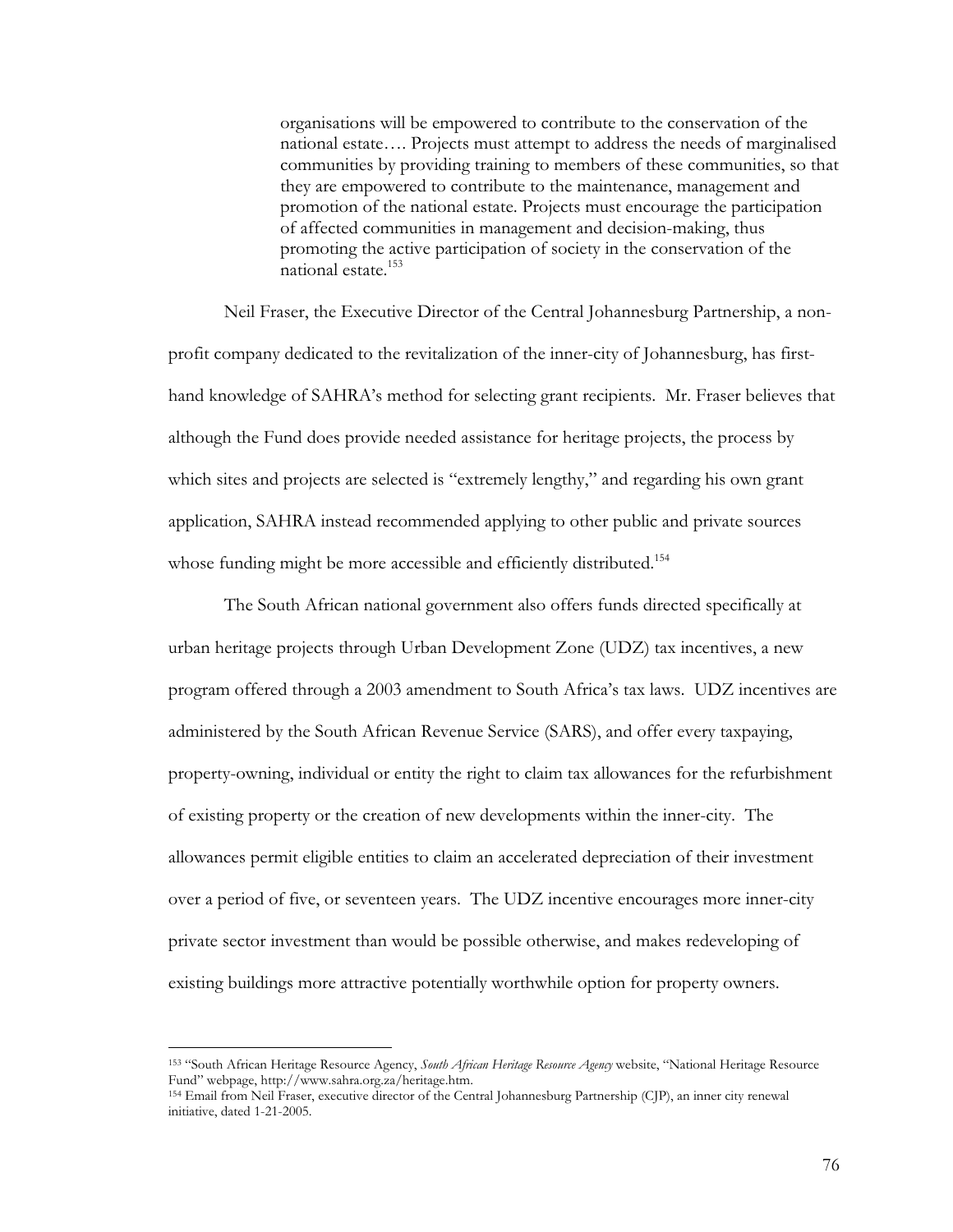> organisations will be empowered to contribute to the conservation of the national estate…. Projects must attempt to address the needs of marginalised communities by providing training to members of these communities, so that they are empowered to contribute to the maintenance, management and promotion of the national estate. Projects must encourage the participation of affected communities in management and decision-making, thus promoting the active participation of society in the conservation of the national estate.[153]

Neil Fraser, the Executive Director of the Central Johannesburg Partnership, a non-profit company dedicated to the revitalization of the inner-city of Johannesburg, has first-hand knowledge of SAHRA's method for selecting grant recipients. Mr. Fraser believes that although the Fund does provide needed assistance for heritage projects, the process by which sites and projects are selected is "extremely lengthy," and regarding his own grant application, SAHRA instead recommended applying to other public and private sources whose funding might be more accessible and efficiently distributed.[154]

The South African national government also offers funds directed specifically at urban heritage projects through Urban Development Zone (UDZ) tax incentives, a new program offered through a 2003 amendment to South Africa's tax laws. UDZ incentives are administered by the South African Revenue Service (SARS), and offer every taxpaying, property-owning, individual or entity the right to claim tax allowances for the refurbishment of existing property or the creation of new developments within the inner-city. The allowances permit eligible entities to claim an accelerated depreciation of their investment over a period of five, or seventeen years. The UDZ incentive encourages more inner-city private sector investment than would be possible otherwise, and makes redeveloping of existing buildings more attractive potentially worthwhile option for property owners.

---

[153] "South African Heritage Resource Agency, *South African Heritage Resource Agency* website, "National Heritage Resource Fund" webpage, http://www.sahra.org.za/heritage.htm.

[154] Email from Neil Fraser, executive director of the Central Johannesburg Partnership (CJP), an inner city renewal initiative, dated 1-21-2005.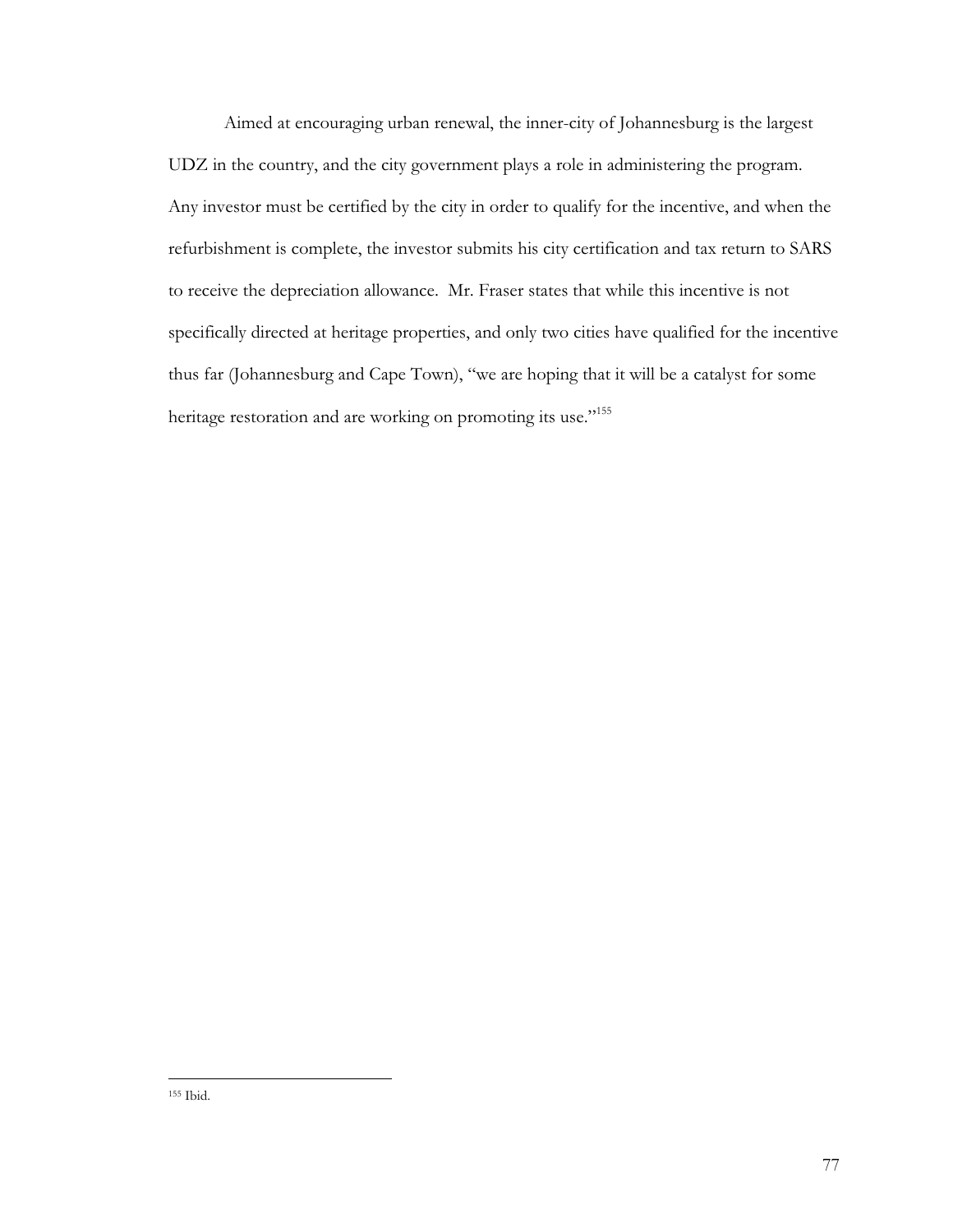Aimed at encouraging urban renewal, the inner-city of Johannesburg is the largest UDZ in the country, and the city government plays a role in administering the program. Any investor must be certified by the city in order to qualify for the incentive, and when the refurbishment is complete, the investor submits his city certification and tax return to SARS to receive the depreciation allowance. Mr. Fraser states that while this incentive is not specifically directed at heritage properties, and only two cities have qualified for the incentive thus far (Johannesburg and Cape Town), "we are hoping that it will be a catalyst for some heritage restoration and are working on promoting its use."[155]

---

[155] Ibid.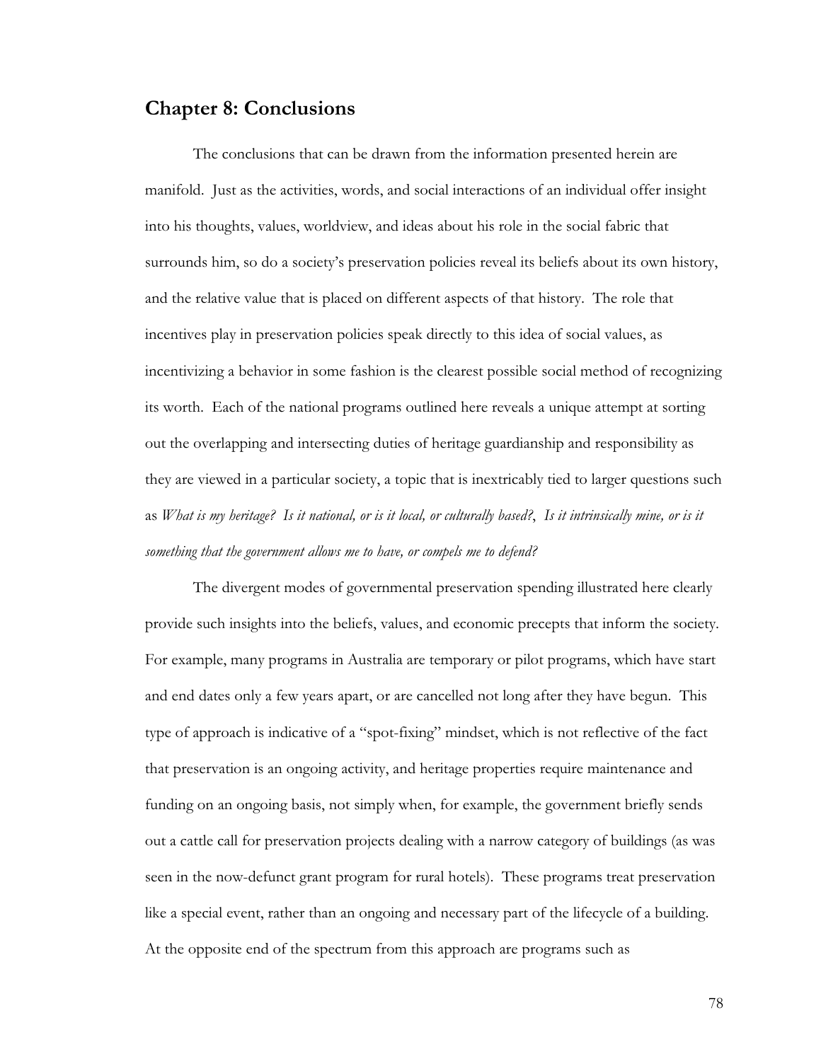## Chapter 8: Conclusions

The conclusions that can be drawn from the information presented herein are manifold. Just as the activities, words, and social interactions of an individual offer insight into his thoughts, values, worldview, and ideas about his role in the social fabric that surrounds him, so do a society's preservation policies reveal its beliefs about its own history, and the relative value that is placed on different aspects of that history. The role that incentives play in preservation policies speak directly to this idea of social values, as incentivizing a behavior in some fashion is the clearest possible social method of recognizing its worth. Each of the national programs outlined here reveals a unique attempt at sorting out the overlapping and intersecting duties of heritage guardianship and responsibility as they are viewed in a particular society, a topic that is inextricably tied to larger questions such as *What is my heritage? Is it national, or is it local, or culturally based?*, *Is it intrinsically mine, or is it something that the government allows me to have, or compels me to defend?*

The divergent modes of governmental preservation spending illustrated here clearly provide such insights into the beliefs, values, and economic precepts that inform the society. For example, many programs in Australia are temporary or pilot programs, which have start and end dates only a few years apart, or are cancelled not long after they have begun. This type of approach is indicative of a "spot-fixing" mindset, which is not reflective of the fact that preservation is an ongoing activity, and heritage properties require maintenance and funding on an ongoing basis, not simply when, for example, the government briefly sends out a cattle call for preservation projects dealing with a narrow category of buildings (as was seen in the now-defunct grant program for rural hotels). These programs treat preservation like a special event, rather than an ongoing and necessary part of the lifecycle of a building. At the opposite end of the spectrum from this approach are programs such as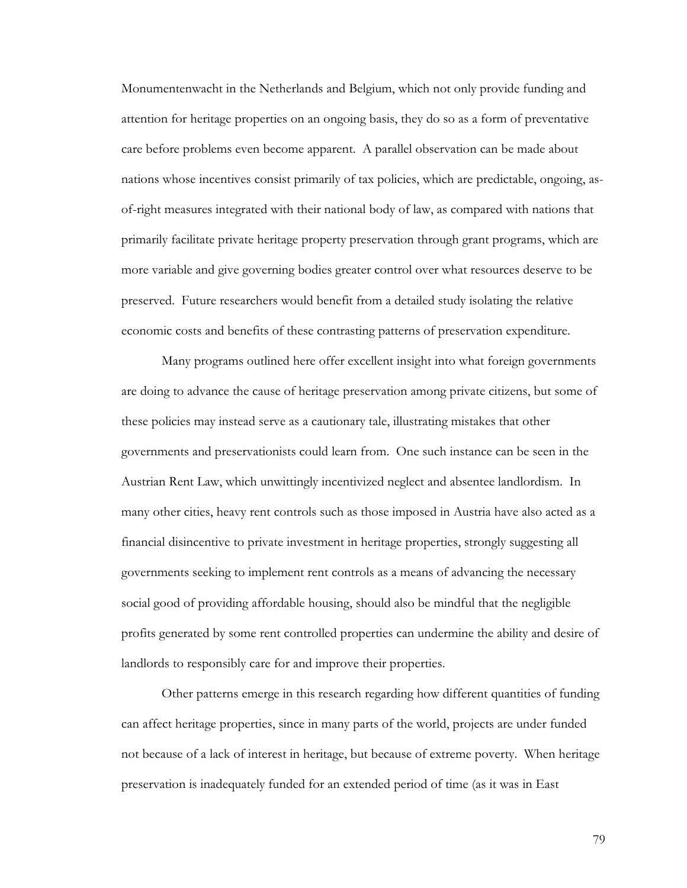Monumentenwacht in the Netherlands and Belgium, which not only provide funding and attention for heritage properties on an ongoing basis, they do so as a form of preventative care before problems even become apparent. A parallel observation can be made about nations whose incentives consist primarily of tax policies, which are predictable, ongoing, as-of-right measures integrated with their national body of law, as compared with nations that primarily facilitate private heritage property preservation through grant programs, which are more variable and give governing bodies greater control over what resources deserve to be preserved. Future researchers would benefit from a detailed study isolating the relative economic costs and benefits of these contrasting patterns of preservation expenditure.

Many programs outlined here offer excellent insight into what foreign governments are doing to advance the cause of heritage preservation among private citizens, but some of these policies may instead serve as a cautionary tale, illustrating mistakes that other governments and preservationists could learn from. One such instance can be seen in the Austrian Rent Law, which unwittingly incentivized neglect and absentee landlordism. In many other cities, heavy rent controls such as those imposed in Austria have also acted as a financial disincentive to private investment in heritage properties, strongly suggesting all governments seeking to implement rent controls as a means of advancing the necessary social good of providing affordable housing, should also be mindful that the negligible profits generated by some rent controlled properties can undermine the ability and desire of landlords to responsibly care for and improve their properties.

Other patterns emerge in this research regarding how different quantities of funding can affect heritage properties, since in many parts of the world, projects are under funded not because of a lack of interest in heritage, but because of extreme poverty. When heritage preservation is inadequately funded for an extended period of time (as it was in East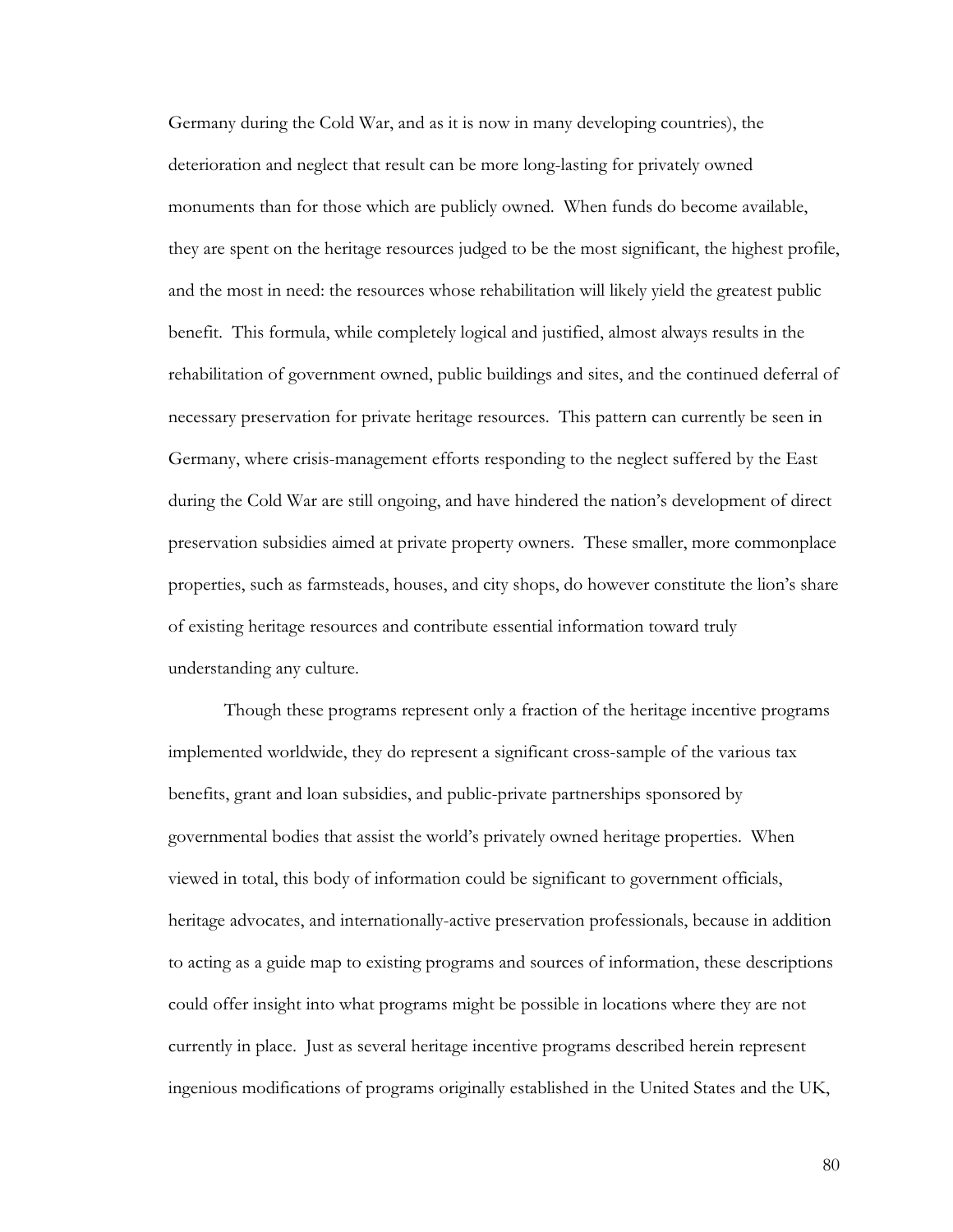Germany during the Cold War, and as it is now in many developing countries), the deterioration and neglect that result can be more long-lasting for privately owned monuments than for those which are publicly owned. When funds do become available, they are spent on the heritage resources judged to be the most significant, the highest profile, and the most in need: the resources whose rehabilitation will likely yield the greatest public benefit. This formula, while completely logical and justified, almost always results in the rehabilitation of government owned, public buildings and sites, and the continued deferral of necessary preservation for private heritage resources. This pattern can currently be seen in Germany, where crisis-management efforts responding to the neglect suffered by the East during the Cold War are still ongoing, and have hindered the nation's development of direct preservation subsidies aimed at private property owners. These smaller, more commonplace properties, such as farmsteads, houses, and city shops, do however constitute the lion's share of existing heritage resources and contribute essential information toward truly understanding any culture.

Though these programs represent only a fraction of the heritage incentive programs implemented worldwide, they do represent a significant cross-sample of the various tax benefits, grant and loan subsidies, and public-private partnerships sponsored by governmental bodies that assist the world's privately owned heritage properties. When viewed in total, this body of information could be significant to government officials, heritage advocates, and internationally-active preservation professionals, because in addition to acting as a guide map to existing programs and sources of information, these descriptions could offer insight into what programs might be possible in locations where they are not currently in place. Just as several heritage incentive programs described herein represent ingenious modifications of programs originally established in the United States and the UK,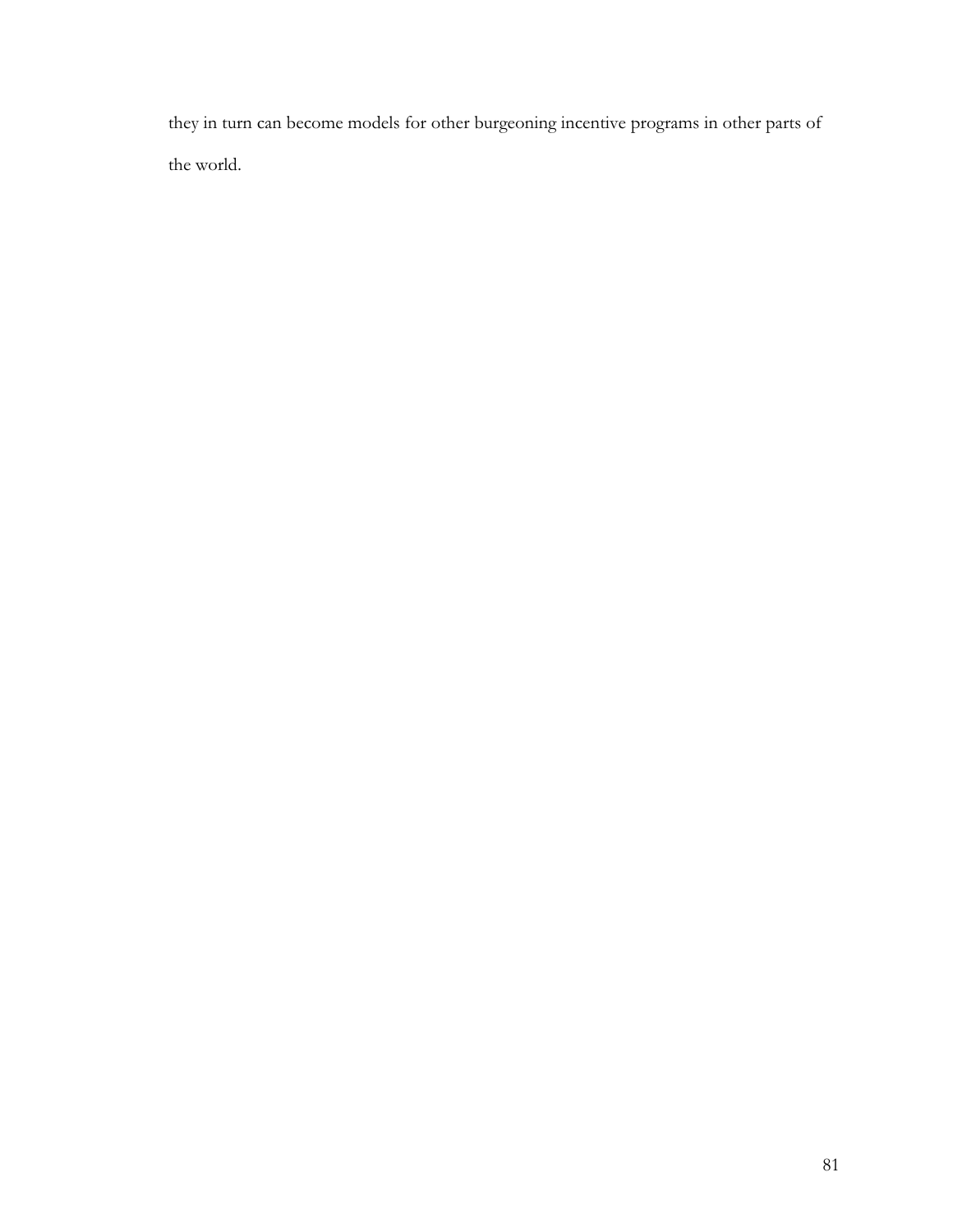they in turn can become models for other burgeoning incentive programs in other parts of the world.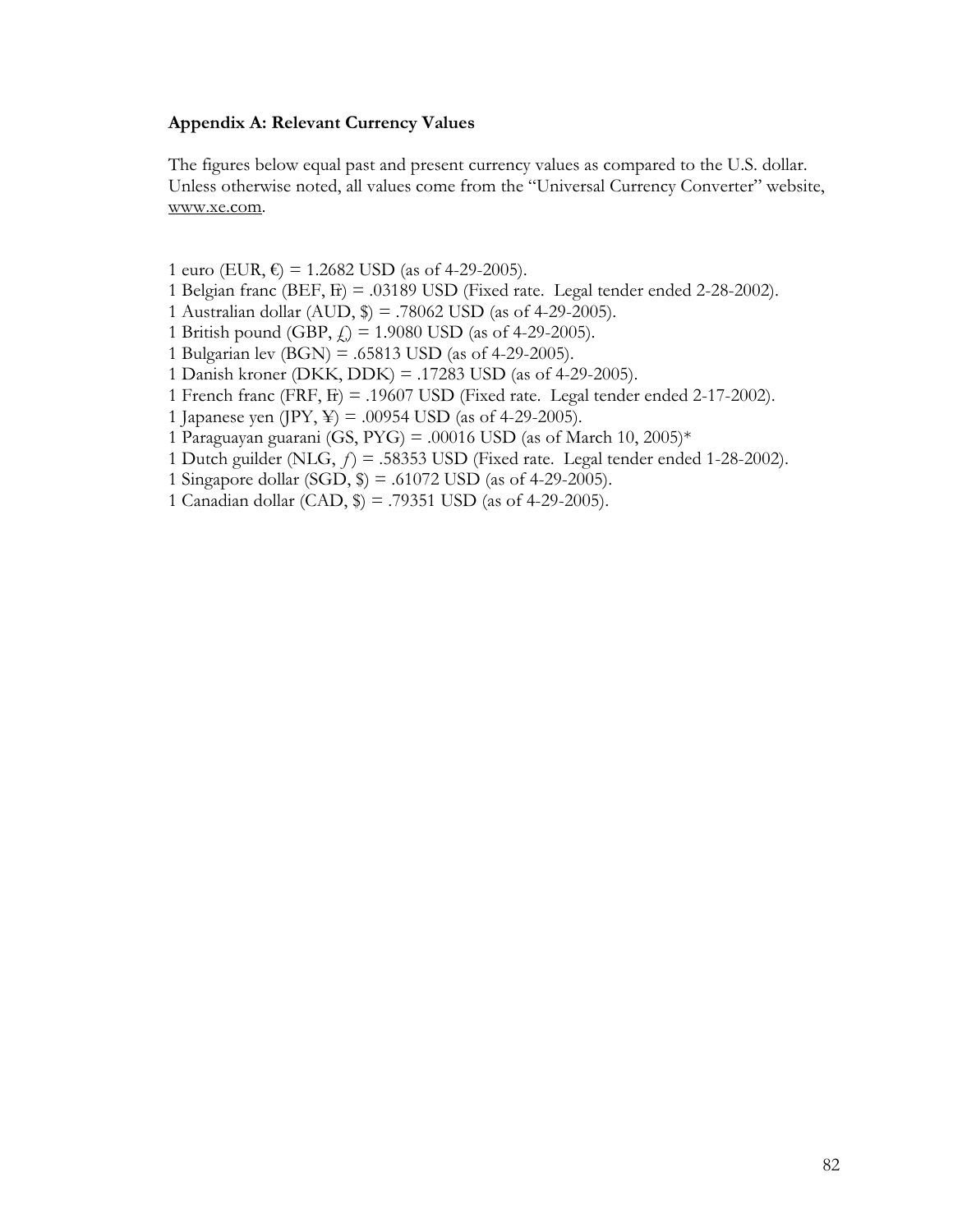**Appendix A: Relevant Currency Values**

The figures below equal past and present currency values as compared to the U.S. dollar. Unless otherwise noted, all values come from the "Universal Currency Converter" website, www.xe.com.

1 euro (EUR, €) = 1.2682 USD (as of 4-29-2005).
1 Belgian franc (BEF, ₣) = .03189 USD (Fixed rate. Legal tender ended 2-28-2002).
1 Australian dollar (AUD, $) = .78062 USD (as of 4-29-2005).
1 British pound (GBP, £) = 1.9080 USD (as of 4-29-2005).
1 Bulgarian lev (BGN) = .65813 USD (as of 4-29-2005).
1 Danish kroner (DKK, DDK) = .17283 USD (as of 4-29-2005).
1 French franc (FRF, ₣) = .19607 USD (Fixed rate. Legal tender ended 2-17-2002).
1 Japanese yen (JPY, ¥) = .00954 USD (as of 4-29-2005).
1 Paraguayan guarani (GS, PYG) = .00016 USD (as of March 10, 2005)*
1 Dutch guilder (NLG, *ƒ*) = .58353 USD (Fixed rate. Legal tender ended 1-28-2002).
1 Singapore dollar (SGD, $) = .61072 USD (as of 4-29-2005).
1 Canadian dollar (CAD, $) = .79351 USD (as of 4-29-2005).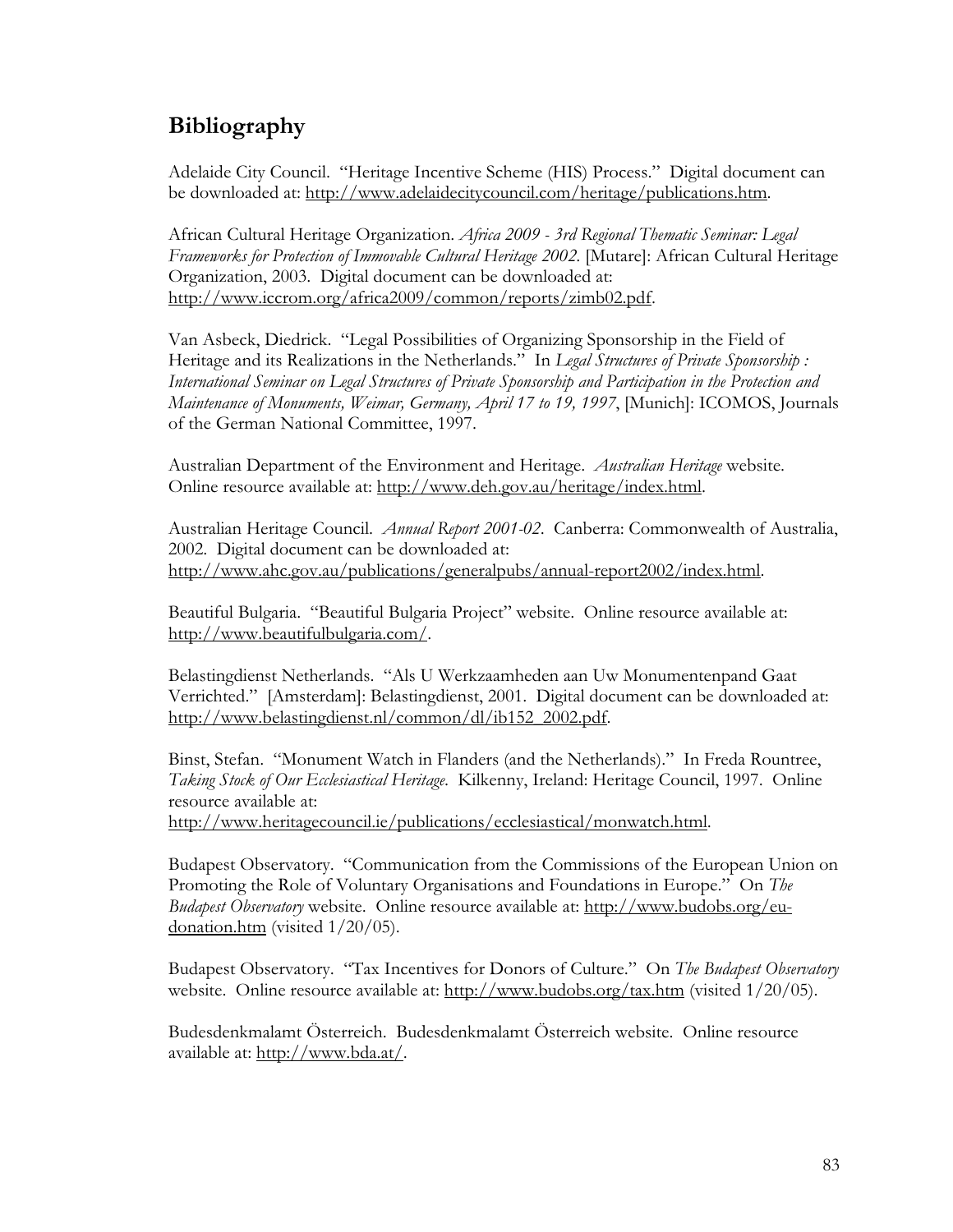## Bibliography

Adelaide City Council. "Heritage Incentive Scheme (HIS) Process." Digital document can be downloaded at: http://www.adelaidecitycouncil.com/heritage/publications.htm.

African Cultural Heritage Organization. *Africa 2009 - 3rd Regional Thematic Seminar: Legal Frameworks for Protection of Immovable Cultural Heritage 2002.* [Mutare]: African Cultural Heritage Organization, 2003. Digital document can be downloaded at: http://www.iccrom.org/africa2009/common/reports/zimb02.pdf.

Van Asbeck, Diedrick. "Legal Possibilities of Organizing Sponsorship in the Field of Heritage and its Realizations in the Netherlands." In *Legal Structures of Private Sponsorship : International Seminar on Legal Structures of Private Sponsorship and Participation in the Protection and Maintenance of Monuments, Weimar, Germany, April 17 to 19, 1997*, [Munich]: ICOMOS, Journals of the German National Committee, 1997.

Australian Department of the Environment and Heritage. *Australian Heritage* website. Online resource available at: http://www.deh.gov.au/heritage/index.html.

Australian Heritage Council. *Annual Report 2001-02.* Canberra: Commonwealth of Australia, 2002. Digital document can be downloaded at: http://www.ahc.gov.au/publications/generalpubs/annual-report2002/index.html.

Beautiful Bulgaria. "Beautiful Bulgaria Project" website. Online resource available at: http://www.beautifulbulgaria.com/.

Belastingdienst Netherlands. "Als U Werkzaamheden aan Uw Monumentenpand Gaat Verrichted." [Amsterdam]: Belastingdienst, 2001. Digital document can be downloaded at: http://www.belastingdienst.nl/common/dl/ib152_2002.pdf.

Binst, Stefan. "Monument Watch in Flanders (and the Netherlands)." In Freda Rountree, *Taking Stock of Our Ecclesiastical Heritage.* Kilkenny, Ireland: Heritage Council, 1997. Online resource available at: http://www.heritagecouncil.ie/publications/ecclesiastical/monwatch.html.

Budapest Observatory. "Communication from the Commissions of the European Union on Promoting the Role of Voluntary Organisations and Foundations in Europe." On *The Budapest Observatory* website. Online resource available at: http://www.budobs.org/eu-donation.htm (visited 1/20/05).

Budapest Observatory. "Tax Incentives for Donors of Culture." On *The Budapest Observatory* website. Online resource available at: http://www.budobs.org/tax.htm (visited 1/20/05).

Budesdenkmalamt Österreich. Budesdenkmalamt Österreich website. Online resource available at: http://www.bda.at/.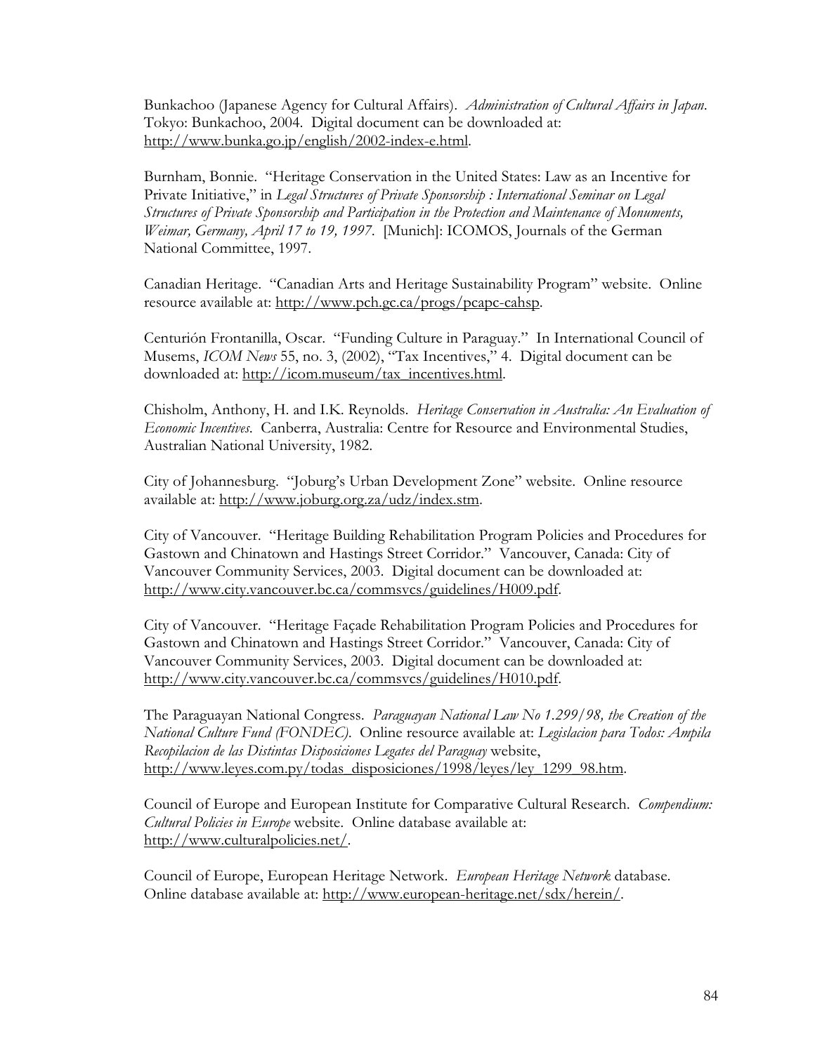Bunkachoo (Japanese Agency for Cultural Affairs). *Administration of Cultural Affairs in Japan*. Tokyo: Bunkachoo, 2004. Digital document can be downloaded at: http://www.bunka.go.jp/english/2002-index-e.html.

Burnham, Bonnie. "Heritage Conservation in the United States: Law as an Incentive for Private Initiative," in *Legal Structures of Private Sponsorship : International Seminar on Legal Structures of Private Sponsorship and Participation in the Protection and Maintenance of Monuments, Weimar, Germany, April 17 to 19, 1997*. [Munich]: ICOMOS, Journals of the German National Committee, 1997.

Canadian Heritage. "Canadian Arts and Heritage Sustainability Program" website. Online resource available at: http://www.pch.gc.ca/progs/pcapc-cahsp.

Centurión Frontanilla, Oscar. "Funding Culture in Paraguay." In International Council of Musems, *ICOM News* 55, no. 3, (2002), "Tax Incentives," 4. Digital document can be downloaded at: http://icom.museum/tax_incentives.html.

Chisholm, Anthony, H. and I.K. Reynolds. *Heritage Conservation in Australia: An Evaluation of Economic Incentives*. Canberra, Australia: Centre for Resource and Environmental Studies, Australian National University, 1982.

City of Johannesburg. "Joburg's Urban Development Zone" website. Online resource available at: http://www.joburg.org.za/udz/index.stm.

City of Vancouver. "Heritage Building Rehabilitation Program Policies and Procedures for Gastown and Chinatown and Hastings Street Corridor." Vancouver, Canada: City of Vancouver Community Services, 2003. Digital document can be downloaded at: http://www.city.vancouver.bc.ca/commsvcs/guidelines/H009.pdf.

City of Vancouver. "Heritage Façade Rehabilitation Program Policies and Procedures for Gastown and Chinatown and Hastings Street Corridor." Vancouver, Canada: City of Vancouver Community Services, 2003. Digital document can be downloaded at: http://www.city.vancouver.bc.ca/commsvcs/guidelines/H010.pdf.

The Paraguayan National Congress. *Paraguayan National Law No 1.299/98, the Creation of the National Culture Fund (FONDEC)*. Online resource available at: *Legislacion para Todos: Ampila Recopilacion de las Distintas Disposiciones Legates del Paraguay* website, http://www.leyes.com.py/todas_disposiciones/1998/leyes/ley_1299_98.htm.

Council of Europe and European Institute for Comparative Cultural Research. *Compendium: Cultural Policies in Europe* website. Online database available at: http://www.culturalpolicies.net/.

Council of Europe, European Heritage Network. *European Heritage Network* database. Online database available at: http://www.european-heritage.net/sdx/herein/.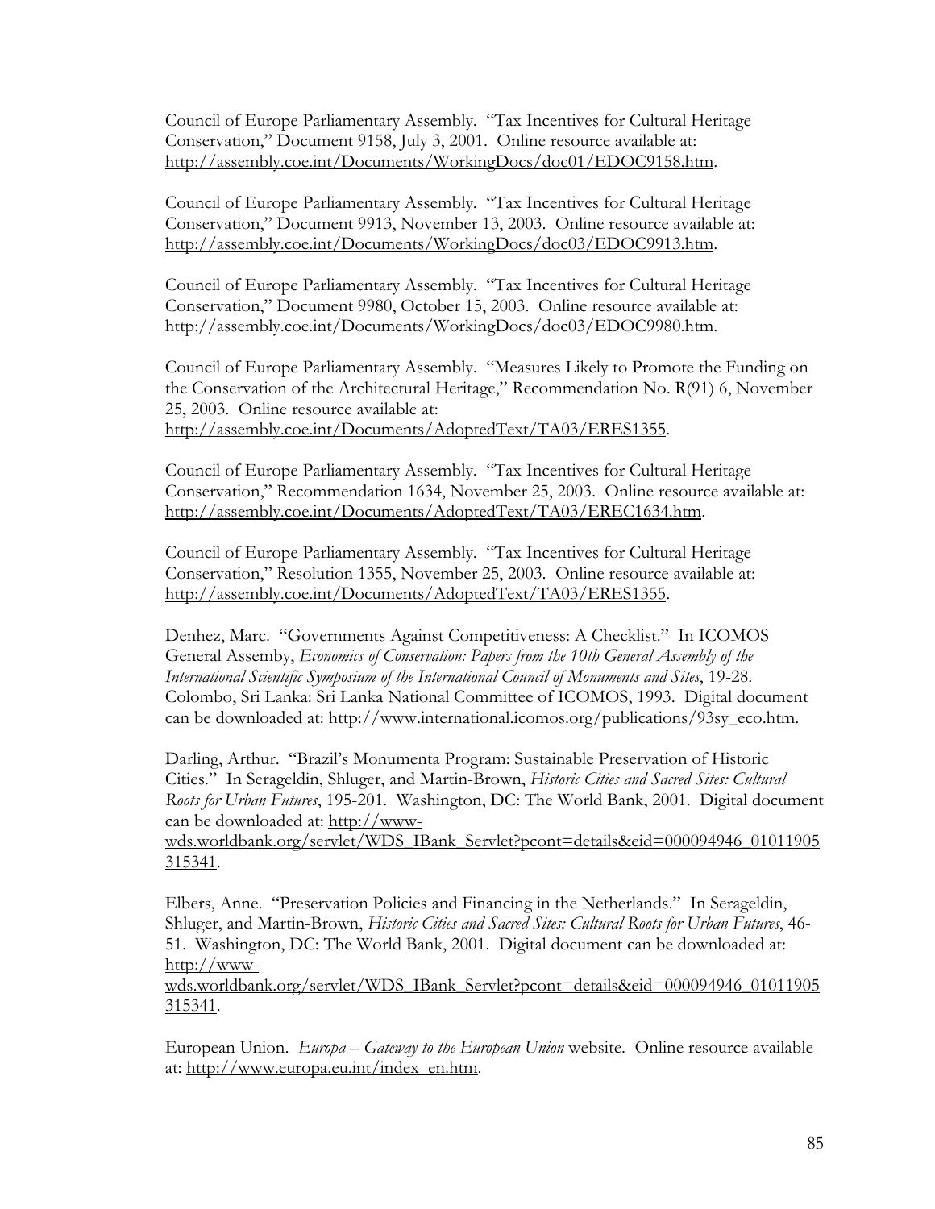Council of Europe Parliamentary Assembly. "Tax Incentives for Cultural Heritage Conservation," Document 9158, July 3, 2001. Online resource available at: http://assembly.coe.int/Documents/WorkingDocs/doc01/EDOC9158.htm.

Council of Europe Parliamentary Assembly. "Tax Incentives for Cultural Heritage Conservation," Document 9913, November 13, 2003. Online resource available at: http://assembly.coe.int/Documents/WorkingDocs/doc03/EDOC9913.htm.

Council of Europe Parliamentary Assembly. "Tax Incentives for Cultural Heritage Conservation," Document 9980, October 15, 2003. Online resource available at: http://assembly.coe.int/Documents/WorkingDocs/doc03/EDOC9980.htm.

Council of Europe Parliamentary Assembly. "Measures Likely to Promote the Funding on the Conservation of the Architectural Heritage," Recommendation No. R(91) 6, November 25, 2003. Online resource available at: http://assembly.coe.int/Documents/AdoptedText/TA03/ERES1355.

Council of Europe Parliamentary Assembly. "Tax Incentives for Cultural Heritage Conservation," Recommendation 1634, November 25, 2003. Online resource available at: http://assembly.coe.int/Documents/AdoptedText/TA03/EREC1634.htm.

Council of Europe Parliamentary Assembly. "Tax Incentives for Cultural Heritage Conservation," Resolution 1355, November 25, 2003. Online resource available at: http://assembly.coe.int/Documents/AdoptedText/TA03/ERES1355.

Denhez, Marc. "Governments Against Competitiveness: A Checklist." In ICOMOS General Assemby, *Economics of Conservation: Papers from the 10th General Assembly of the International Scientific Symposium of the International Council of Monuments and Sites*, 19-28. Colombo, Sri Lanka: Sri Lanka National Committee of ICOMOS, 1993. Digital document can be downloaded at: http://www.international.icomos.org/publications/93sy_eco.htm.

Darling, Arthur. "Brazil's Monumenta Program: Sustainable Preservation of Historic Cities." In Serageldin, Shluger, and Martin-Brown, *Historic Cities and Sacred Sites: Cultural Roots for Urban Futures*, 195-201. Washington, DC: The World Bank, 2001. Digital document can be downloaded at: http://www-wds.worldbank.org/servlet/WDS_IBank_Servlet?pcont=details&eid=000094946_01011905315341.

Elbers, Anne. "Preservation Policies and Financing in the Netherlands." In Serageldin, Shluger, and Martin-Brown, *Historic Cities and Sacred Sites: Cultural Roots for Urban Futures*, 46-51. Washington, DC: The World Bank, 2001. Digital document can be downloaded at: http://www-wds.worldbank.org/servlet/WDS_IBank_Servlet?pcont=details&eid=000094946_01011905315341.

European Union. *Europa – Gateway to the European Union* website. Online resource available at: http://www.europa.eu.int/index_en.htm.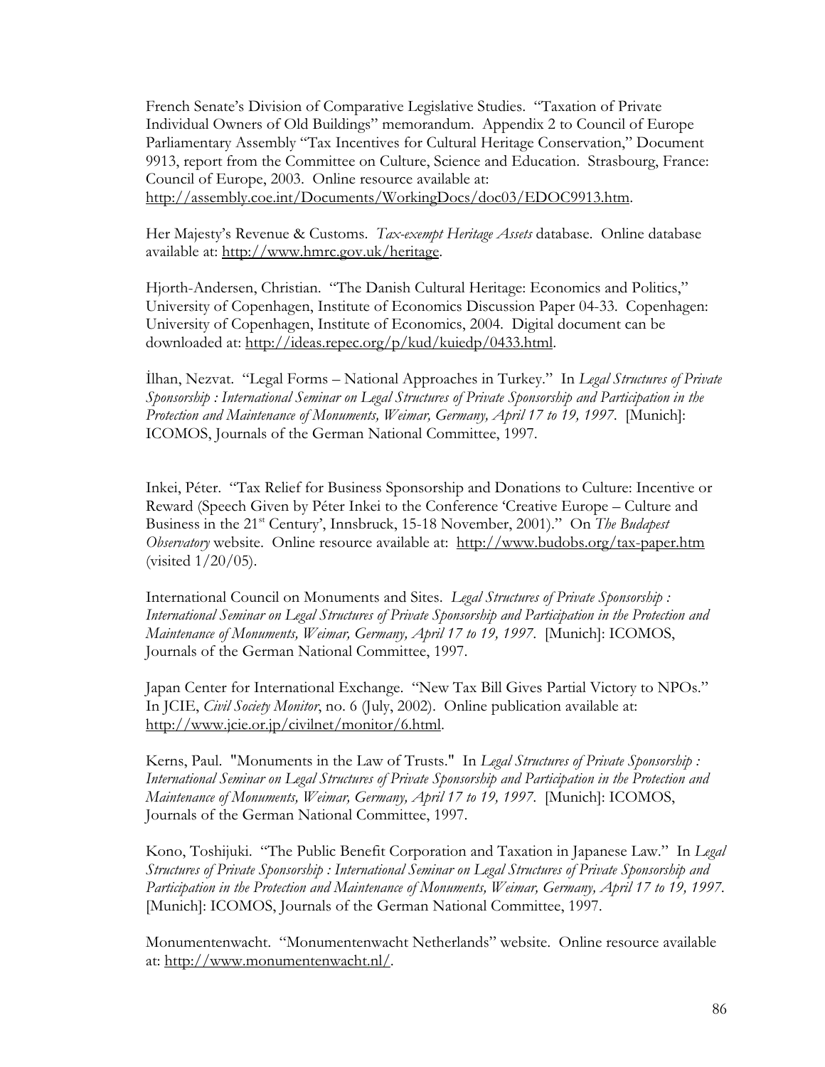French Senate's Division of Comparative Legislative Studies. "Taxation of Private Individual Owners of Old Buildings" memorandum. Appendix 2 to Council of Europe Parliamentary Assembly "Tax Incentives for Cultural Heritage Conservation," Document 9913, report from the Committee on Culture, Science and Education. Strasbourg, France: Council of Europe, 2003. Online resource available at: http://assembly.coe.int/Documents/WorkingDocs/doc03/EDOC9913.htm.

Her Majesty's Revenue & Customs. *Tax-exempt Heritage Assets* database. Online database available at: http://www.hmrc.gov.uk/heritage.

Hjorth-Andersen, Christian. "The Danish Cultural Heritage: Economics and Politics," University of Copenhagen, Institute of Economics Discussion Paper 04-33. Copenhagen: University of Copenhagen, Institute of Economics, 2004. Digital document can be downloaded at: http://ideas.repec.org/p/kud/kuiedp/0433.html.

İlhan, Nezvat. "Legal Forms – National Approaches in Turkey." In *Legal Structures of Private Sponsorship : International Seminar on Legal Structures of Private Sponsorship and Participation in the Protection and Maintenance of Monuments, Weimar, Germany, April 17 to 19, 1997*. [Munich]: ICOMOS, Journals of the German National Committee, 1997.

Inkei, Péter. "Tax Relief for Business Sponsorship and Donations to Culture: Incentive or Reward (Speech Given by Péter Inkei to the Conference 'Creative Europe – Culture and Business in the 21st Century', Innsbruck, 15-18 November, 2001)." On *The Budapest Observatory* website. Online resource available at: http://www.budobs.org/tax-paper.htm (visited 1/20/05).

International Council on Monuments and Sites. *Legal Structures of Private Sponsorship : International Seminar on Legal Structures of Private Sponsorship and Participation in the Protection and Maintenance of Monuments, Weimar, Germany, April 17 to 19, 1997*. [Munich]: ICOMOS, Journals of the German National Committee, 1997.

Japan Center for International Exchange. "New Tax Bill Gives Partial Victory to NPOs." In JCIE, *Civil Society Monitor*, no. 6 (July, 2002). Online publication available at: http://www.jcie.or.jp/civilnet/monitor/6.html.

Kerns, Paul. "Monuments in the Law of Trusts." In *Legal Structures of Private Sponsorship : International Seminar on Legal Structures of Private Sponsorship and Participation in the Protection and Maintenance of Monuments, Weimar, Germany, April 17 to 19, 1997*. [Munich]: ICOMOS, Journals of the German National Committee, 1997.

Kono, Toshijuki. "The Public Benefit Corporation and Taxation in Japanese Law." In *Legal Structures of Private Sponsorship : International Seminar on Legal Structures of Private Sponsorship and Participation in the Protection and Maintenance of Monuments, Weimar, Germany, April 17 to 19, 1997*. [Munich]: ICOMOS, Journals of the German National Committee, 1997.

Monumentenwacht. "Monumentenwacht Netherlands" website. Online resource available at: http://www.monumentenwacht.nl/.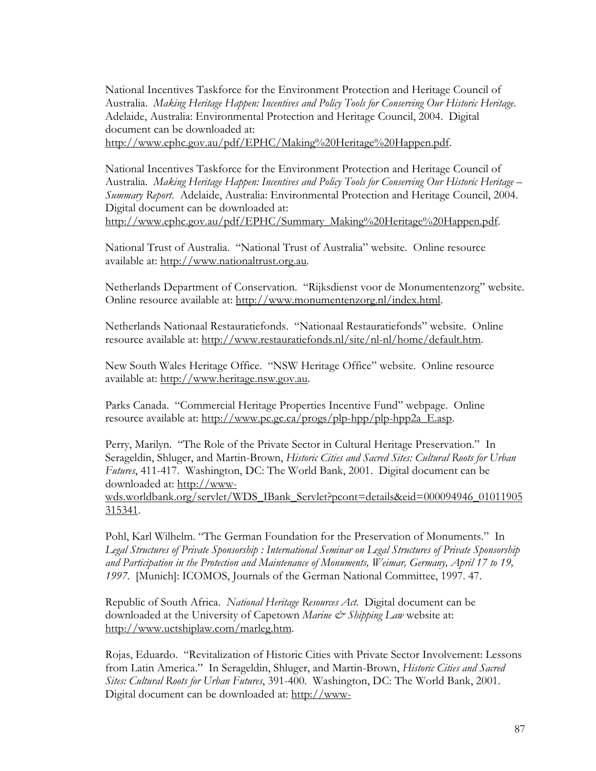National Incentives Taskforce for the Environment Protection and Heritage Council of Australia. *Making Heritage Happen: Incentives and Policy Tools for Conserving Our Historic Heritage*. Adelaide, Australia: Environmental Protection and Heritage Council, 2004. Digital document can be downloaded at: http://www.ephc.gov.au/pdf/EPHC/Making%20Heritage%20Happen.pdf.

National Incentives Taskforce for the Environment Protection and Heritage Council of Australia. *Making Heritage Happen: Incentives and Policy Tools for Conserving Our Historic Heritage – Summary Report*. Adelaide, Australia: Environmental Protection and Heritage Council, 2004. Digital document can be downloaded at: http://www.ephc.gov.au/pdf/EPHC/Summary_Making%20Heritage%20Happen.pdf.

National Trust of Australia. "National Trust of Australia" website. Online resource available at: http://www.nationaltrust.org.au.

Netherlands Department of Conservation. "Rijksdienst voor de Monumentenzorg" website. Online resource available at: http://www.monumentenzorg.nl/index.html.

Netherlands Nationaal Restauratiefonds. "Nationaal Restauratiefonds" website. Online resource available at: http://www.restauratiefonds.nl/site/nl-nl/home/default.htm.

New South Wales Heritage Office. "NSW Heritage Office" website. Online resource available at: http://www.heritage.nsw.gov.au.

Parks Canada. "Commercial Heritage Properties Incentive Fund" webpage. Online resource available at: http://www.pc.gc.ca/progs/plp-hpp/plp-hpp2a_E.asp.

Perry, Marilyn. "The Role of the Private Sector in Cultural Heritage Preservation." In Serageldin, Shluger, and Martin-Brown, *Historic Cities and Sacred Sites: Cultural Roots for Urban Futures*, 411-417. Washington, DC: The World Bank, 2001. Digital document can be downloaded at: http://www-wds.worldbank.org/servlet/WDS_IBank_Servlet?pcont=details&eid=000094946_01011905315341.

Pohl, Karl Wilhelm. "The German Foundation for the Preservation of Monuments." In *Legal Structures of Private Sponsorship : International Seminar on Legal Structures of Private Sponsorship and Participation in the Protection and Maintenance of Monuments, Weimar, Germany, April 17 to 19, 1997*. [Munich]: ICOMOS, Journals of the German National Committee, 1997. 47.

Republic of South Africa. *National Heritage Resources Act*. Digital document can be downloaded at the University of Capetown *Marine & Shipping Law* website at: http://www.uctshiplaw.com/marleg.htm.

Rojas, Eduardo. "Revitalization of Historic Cities with Private Sector Involvement: Lessons from Latin America." In Serageldin, Shluger, and Martin-Brown, *Historic Cities and Sacred Sites: Cultural Roots for Urban Futures*, 391-400. Washington, DC: The World Bank, 2001. Digital document can be downloaded at: http://www-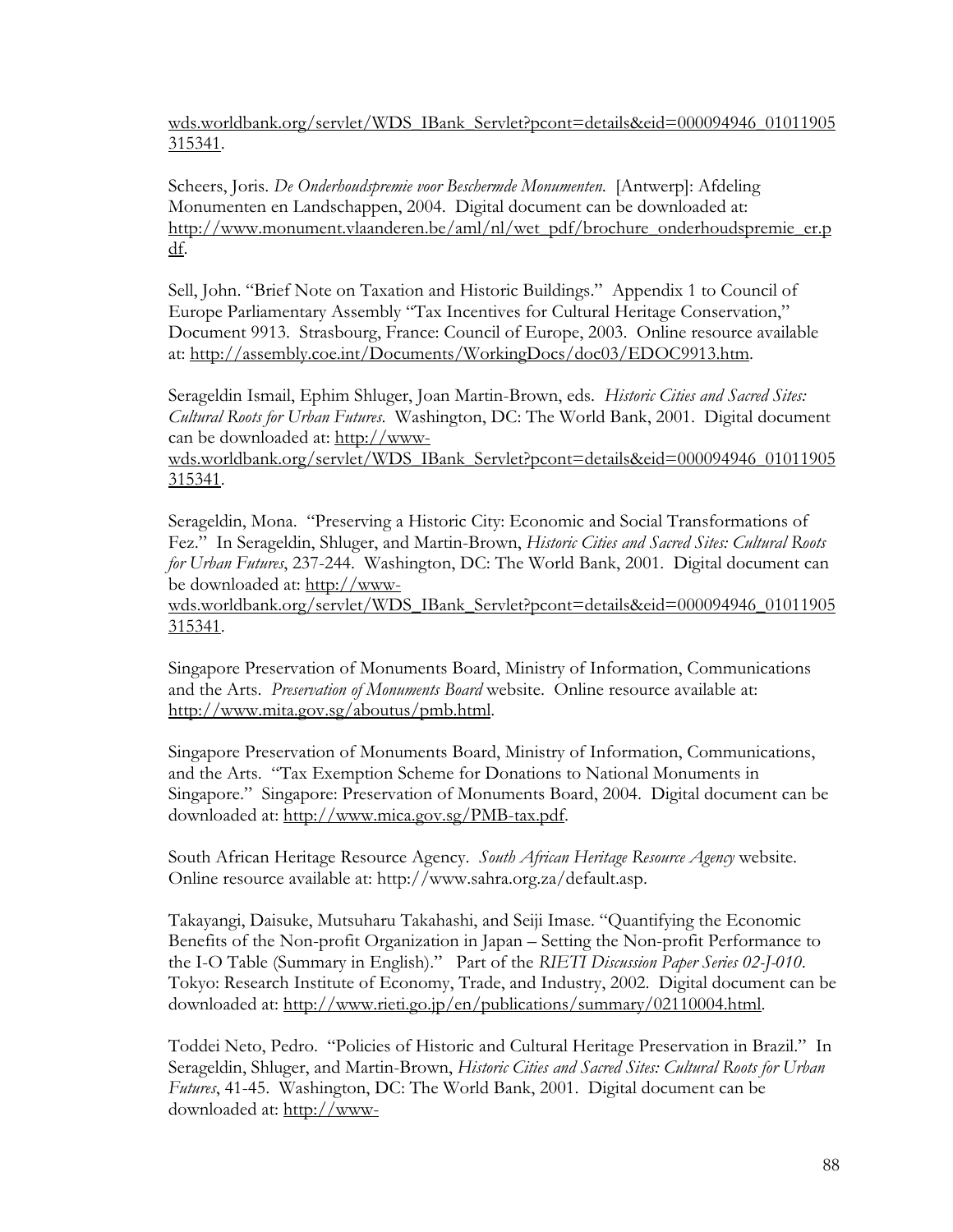wds.worldbank.org/servlet/WDS_IBank_Servlet?pcont=details&eid=000094946_01011905315341.

Scheers, Joris. *De Onderhoudspremie voor Beschermde Monumenten*. [Antwerp]: Afdeling Monumenten en Landschappen, 2004. Digital document can be downloaded at: http://www.monument.vlaanderen.be/aml/nl/wet_pdf/brochure_onderhoudspremie_er.pdf.

Sell, John. "Brief Note on Taxation and Historic Buildings." Appendix 1 to Council of Europe Parliamentary Assembly "Tax Incentives for Cultural Heritage Conservation," Document 9913. Strasbourg, France: Council of Europe, 2003. Online resource available at: http://assembly.coe.int/Documents/WorkingDocs/doc03/EDOC9913.htm.

Serageldin Ismail, Ephim Shluger, Joan Martin-Brown, eds. *Historic Cities and Sacred Sites: Cultural Roots for Urban Futures*. Washington, DC: The World Bank, 2001. Digital document can be downloaded at: http://www-wds.worldbank.org/servlet/WDS_IBank_Servlet?pcont=details&eid=000094946_01011905315341.

Serageldin, Mona. "Preserving a Historic City: Economic and Social Transformations of Fez." In Serageldin, Shluger, and Martin-Brown, *Historic Cities and Sacred Sites: Cultural Roots for Urban Futures*, 237-244. Washington, DC: The World Bank, 2001. Digital document can be downloaded at: http://www-wds.worldbank.org/servlet/WDS_IBank_Servlet?pcont=details&eid=000094946_01011905315341.

Singapore Preservation of Monuments Board, Ministry of Information, Communications and the Arts. *Preservation of Monuments Board* website. Online resource available at: http://www.mita.gov.sg/aboutus/pmb.html.

Singapore Preservation of Monuments Board, Ministry of Information, Communications, and the Arts. "Tax Exemption Scheme for Donations to National Monuments in Singapore." Singapore: Preservation of Monuments Board, 2004. Digital document can be downloaded at: http://www.mica.gov.sg/PMB-tax.pdf.

South African Heritage Resource Agency. *South African Heritage Resource Agency* website. Online resource available at: http://www.sahra.org.za/default.asp.

Takayangi, Daisuke, Mutsuharu Takahashi, and Seiji Imase. "Quantifying the Economic Benefits of the Non-profit Organization in Japan – Setting the Non-profit Performance to the I-O Table (Summary in English)." Part of the *RIETI Discussion Paper Series 02-J-010*. Tokyo: Research Institute of Economy, Trade, and Industry, 2002. Digital document can be downloaded at: http://www.rieti.go.jp/en/publications/summary/02110004.html.

Toddei Neto, Pedro. "Policies of Historic and Cultural Heritage Preservation in Brazil." In Serageldin, Shluger, and Martin-Brown, *Historic Cities and Sacred Sites: Cultural Roots for Urban Futures*, 41-45. Washington, DC: The World Bank, 2001. Digital document can be downloaded at: http://www-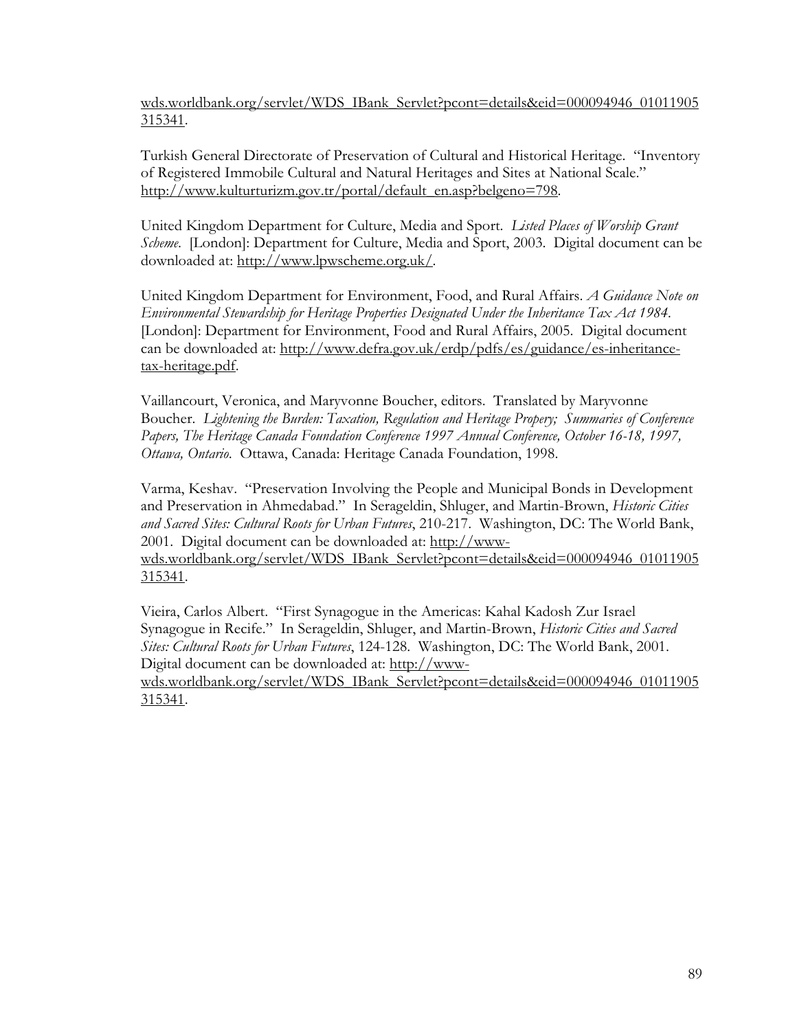wds.worldbank.org/servlet/WDS_IBank_Servlet?pcont=details&eid=000094946_01011905315341.

Turkish General Directorate of Preservation of Cultural and Historical Heritage. "Inventory of Registered Immobile Cultural and Natural Heritages and Sites at National Scale." http://www.kulturturizm.gov.tr/portal/default_en.asp?belgeno=798.

United Kingdom Department for Culture, Media and Sport. *Listed Places of Worship Grant Scheme*. [London]: Department for Culture, Media and Sport, 2003. Digital document can be downloaded at: http://www.lpwscheme.org.uk/.

United Kingdom Department for Environment, Food, and Rural Affairs. *A Guidance Note on Environmental Stewardship for Heritage Properties Designated Under the Inheritance Tax Act 1984*. [London]: Department for Environment, Food and Rural Affairs, 2005. Digital document can be downloaded at: http://www.defra.gov.uk/erdp/pdfs/es/guidance/es-inheritance-tax-heritage.pdf.

Vaillancourt, Veronica, and Maryvonne Boucher, editors. Translated by Maryvonne Boucher. *Lightening the Burden: Taxation, Regulation and Heritage Propery; Summaries of Conference Papers, The Heritage Canada Foundation Conference 1997 Annual Conference, October 16-18, 1997, Ottawa, Ontario*. Ottawa, Canada: Heritage Canada Foundation, 1998.

Varma, Keshav. "Preservation Involving the People and Municipal Bonds in Development and Preservation in Ahmedabad." In Serageldin, Shluger, and Martin-Brown, *Historic Cities and Sacred Sites: Cultural Roots for Urban Futures*, 210-217. Washington, DC: The World Bank, 2001. Digital document can be downloaded at: http://www-wds.worldbank.org/servlet/WDS_IBank_Servlet?pcont=details&eid=000094946_01011905315341.

Vieira, Carlos Albert. "First Synagogue in the Americas: Kahal Kadosh Zur Israel Synagogue in Recife." In Serageldin, Shluger, and Martin-Brown, *Historic Cities and Sacred Sites: Cultural Roots for Urban Futures*, 124-128. Washington, DC: The World Bank, 2001. Digital document can be downloaded at: http://www-wds.worldbank.org/servlet/WDS_IBank_Servlet?pcont=details&eid=000094946_01011905315341.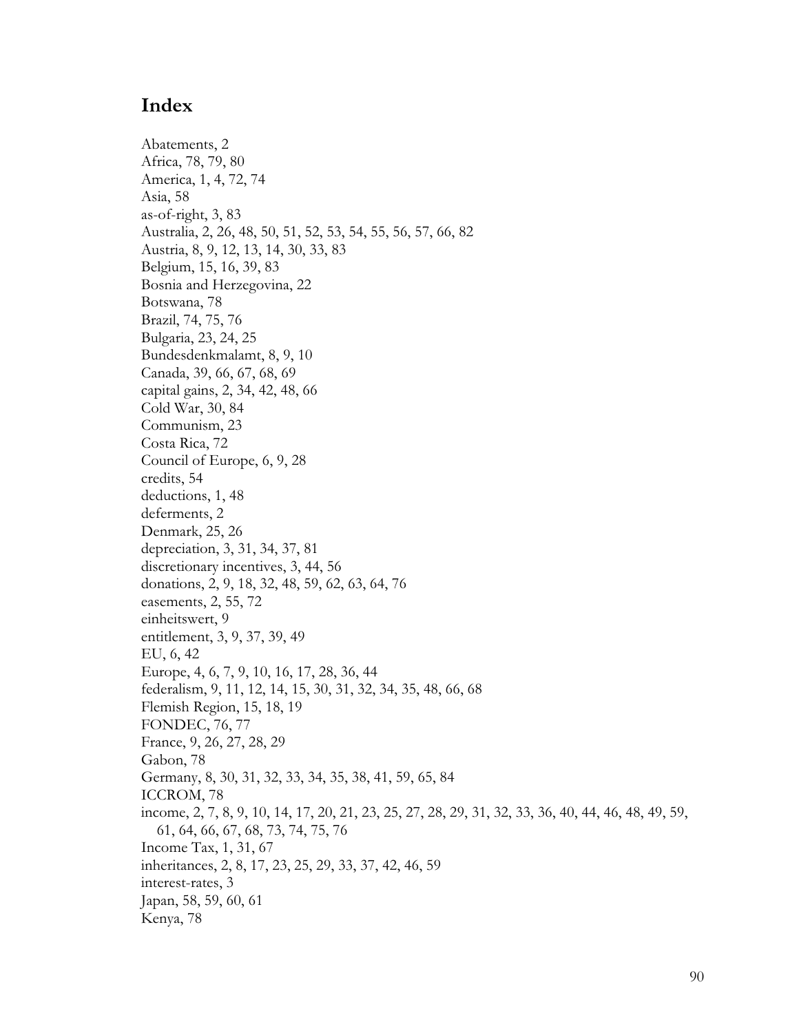# Index

Abatements, 2
Africa, 78, 79, 80
America, 1, 4, 72, 74
Asia, 58
as-of-right, 3, 83
Australia, 2, 26, 48, 50, 51, 52, 53, 54, 55, 56, 57, 66, 82
Austria, 8, 9, 12, 13, 14, 30, 33, 83
Belgium, 15, 16, 39, 83
Bosnia and Herzegovina, 22
Botswana, 78
Brazil, 74, 75, 76
Bulgaria, 23, 24, 25
Bundesdenkmalamt, 8, 9, 10
Canada, 39, 66, 67, 68, 69
capital gains, 2, 34, 42, 48, 66
Cold War, 30, 84
Communism, 23
Costa Rica, 72
Council of Europe, 6, 9, 28
credits, 54
deductions, 1, 48
deferments, 2
Denmark, 25, 26
depreciation, 3, 31, 34, 37, 81
discretionary incentives, 3, 44, 56
donations, 2, 9, 18, 32, 48, 59, 62, 63, 64, 76
easements, 2, 55, 72
einheitswert, 9
entitlement, 3, 9, 37, 39, 49
EU, 6, 42
Europe, 4, 6, 7, 9, 10, 16, 17, 28, 36, 44
federalism, 9, 11, 12, 14, 15, 30, 31, 32, 34, 35, 48, 66, 68
Flemish Region, 15, 18, 19
FONDEC, 76, 77
France, 9, 26, 27, 28, 29
Gabon, 78
Germany, 8, 30, 31, 32, 33, 34, 35, 38, 41, 59, 65, 84
ICCROM, 78
income, 2, 7, 8, 9, 10, 14, 17, 20, 21, 23, 25, 27, 28, 29, 31, 32, 33, 36, 40, 44, 46, 48, 49, 59, 61, 64, 66, 67, 68, 73, 74, 75, 76
Income Tax, 1, 31, 67
inheritances, 2, 8, 17, 23, 25, 29, 33, 37, 42, 46, 59
interest-rates, 3
Japan, 58, 59, 60, 61
Kenya, 78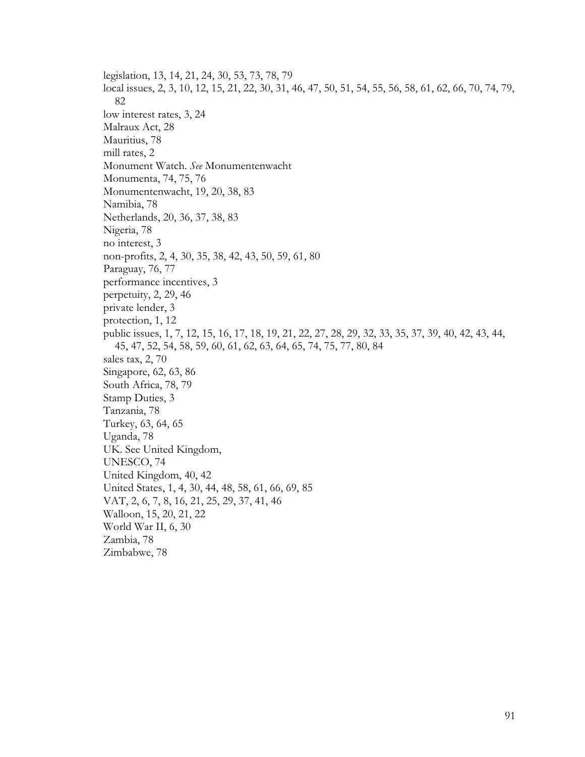legislation, 13, 14, 21, 24, 30, 53, 73, 78, 79
local issues, 2, 3, 10, 12, 15, 21, 22, 30, 31, 46, 47, 50, 51, 54, 55, 56, 58, 61, 62, 66, 70, 74, 79, 82
low interest rates, 3, 24
Malraux Act, 28
Mauritius, 78
mill rates, 2
Monument Watch. *See* Monumentenwacht
Monumenta, 74, 75, 76
Monumentenwacht, 19, 20, 38, 83
Namibia, 78
Netherlands, 20, 36, 37, 38, 83
Nigeria, 78
no interest, 3
non-profits, 2, 4, 30, 35, 38, 42, 43, 50, 59, 61, 80
Paraguay, 76, 77
performance incentives, 3
perpetuity, 2, 29, 46
private lender, 3
protection, 1, 12
public issues, 1, 7, 12, 15, 16, 17, 18, 19, 21, 22, 27, 28, 29, 32, 33, 35, 37, 39, 40, 42, 43, 44, 45, 47, 52, 54, 58, 59, 60, 61, 62, 63, 64, 65, 74, 75, 77, 80, 84
sales tax, 2, 70
Singapore, 62, 63, 86
South Africa, 78, 79
Stamp Duties, 3
Tanzania, 78
Turkey, 63, 64, 65
Uganda, 78
UK. See United Kingdom,
UNESCO, 74
United Kingdom, 40, 42
United States, 1, 4, 30, 44, 48, 58, 61, 66, 69, 85
VAT, 2, 6, 7, 8, 16, 21, 25, 29, 37, 41, 46
Walloon, 15, 20, 21, 22
World War II, 6, 30
Zambia, 78
Zimbabwe, 78